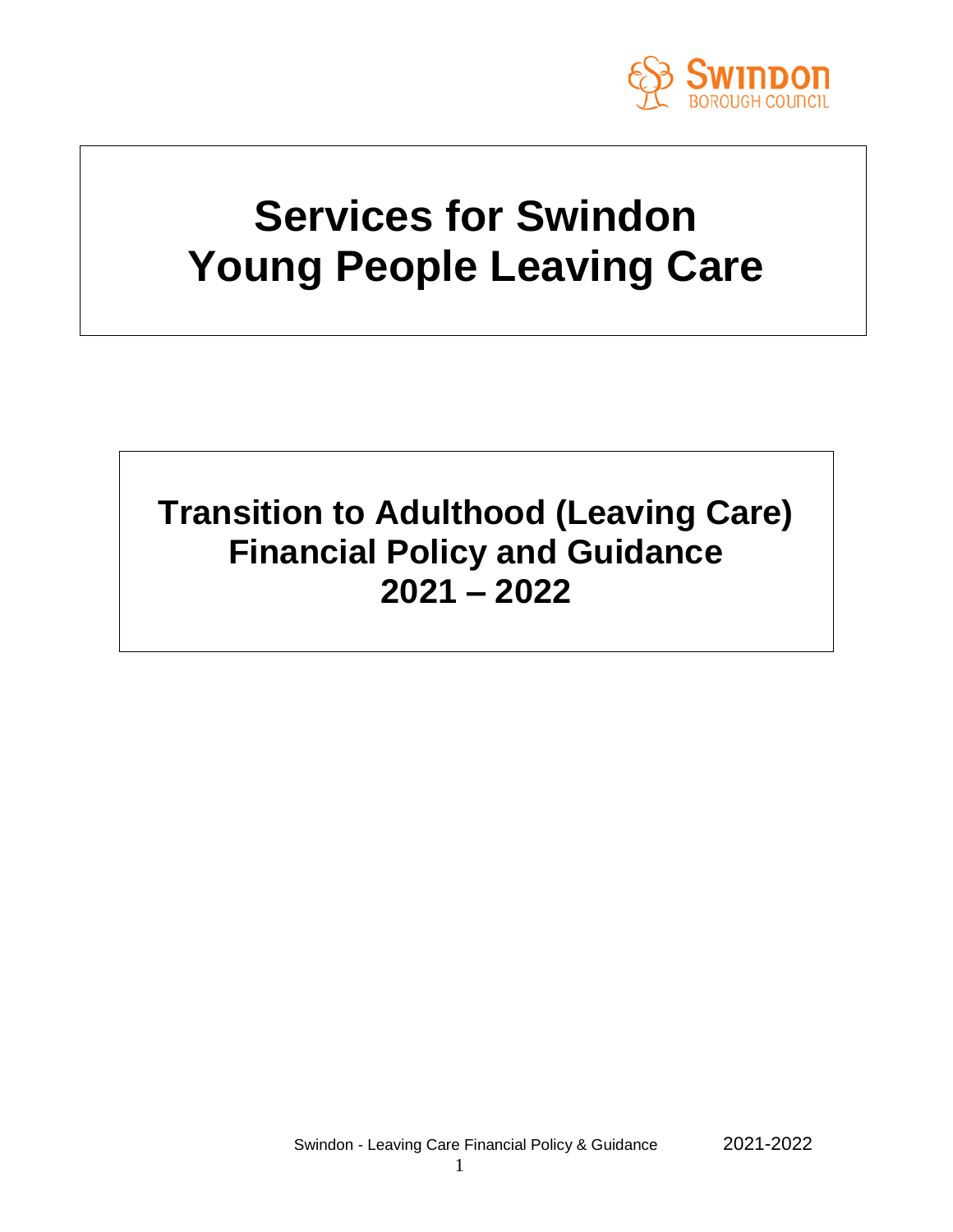Swindon Borough Council

# Services for Swindon Young People Leaving Care

## Transition to Adulthood (Leaving Care) Financial Policy and Guidance 2021 – 2022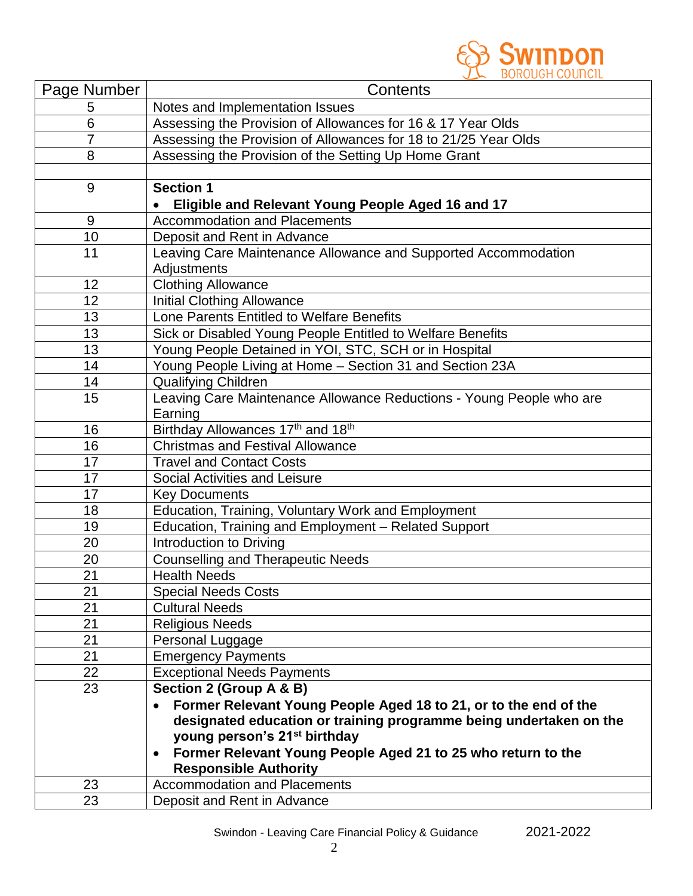| Page Number | Contents |
|---|---|
| 5 | Notes and Implementation Issues |
| 6 | Assessing the Provision of Allowances for 16 & 17 Year Olds |
| 7 | Assessing the Provision of Allowances for 18 to 21/25 Year Olds |
| 8 | Assessing the Provision of the Setting Up Home Grant |
| | |
| 9 | **Section 1** <br> • **Eligible and Relevant Young People Aged 16 and 17** |
| 9 | Accommodation and Placements |
| 10 | Deposit and Rent in Advance |
| 11 | Leaving Care Maintenance Allowance and Supported Accommodation Adjustments |
| 12 | Clothing Allowance |
| 12 | Initial Clothing Allowance |
| 13 | Lone Parents Entitled to Welfare Benefits |
| 13 | Sick or Disabled Young People Entitled to Welfare Benefits |
| 13 | Young People Detained in YOI, STC, SCH or in Hospital |
| 14 | Young People Living at Home – Section 31 and Section 23A |
| 14 | Qualifying Children |
| 15 | Leaving Care Maintenance Allowance Reductions - Young People who are Earning |
| 16 | Birthday Allowances 17th and 18th |
| 16 | Christmas and Festival Allowance |
| 17 | Travel and Contact Costs |
| 17 | Social Activities and Leisure |
| 17 | Key Documents |
| 18 | Education, Training, Voluntary Work and Employment |
| 19 | Education, Training and Employment – Related Support |
| 20 | Introduction to Driving |
| 20 | Counselling and Therapeutic Needs |
| 21 | Health Needs |
| 21 | Special Needs Costs |
| 21 | Cultural Needs |
| 21 | Religious Needs |
| 21 | Personal Luggage |
| 21 | Emergency Payments |
| 22 | Exceptional Needs Payments |
| 23 | **Section 2 (Group A & B)** <br> • **Former Relevant Young People Aged 18 to 21, or to the end of the designated education or training programme being undertaken on the young person's 21st birthday** <br> • **Former Relevant Young People Aged 21 to 25 who return to the Responsible Authority** |
| 23 | Accommodation and Placements |
| 23 | Deposit and Rent in Advance |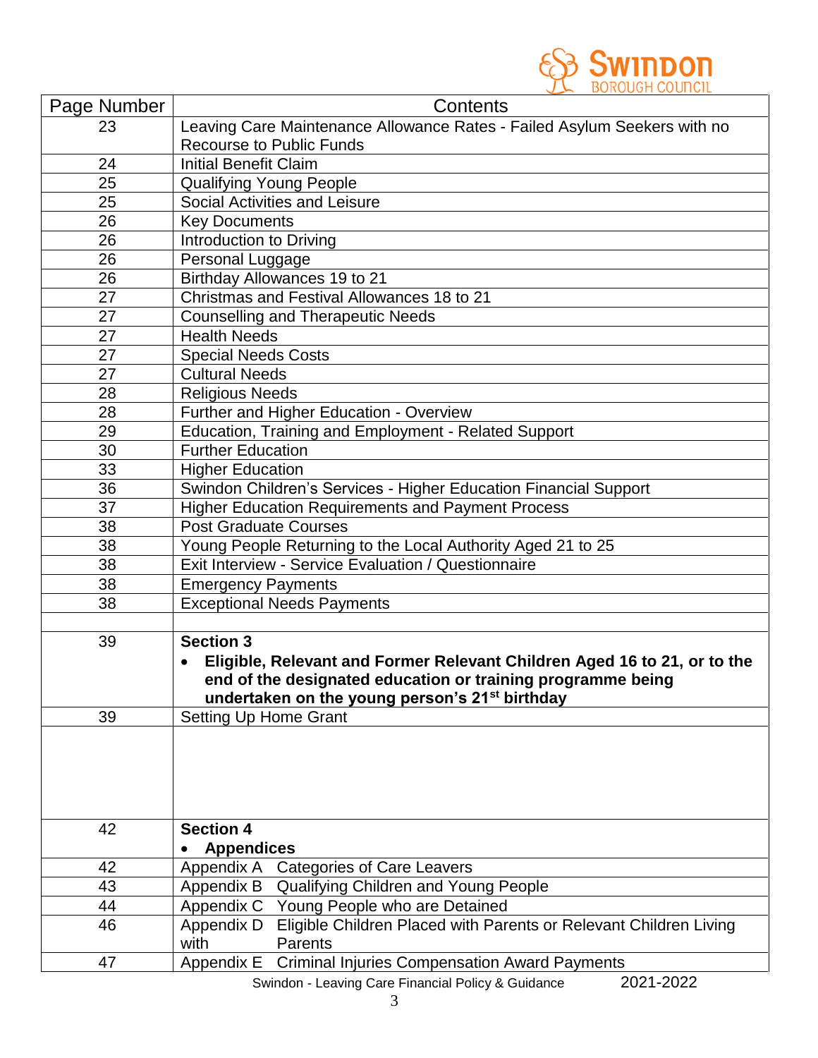| Page Number | Contents |
|---|---|
| 23 | Leaving Care Maintenance Allowance Rates - Failed Asylum Seekers with no Recourse to Public Funds |
| 24 | Initial Benefit Claim |
| 25 | Qualifying Young People |
| 25 | Social Activities and Leisure |
| 26 | Key Documents |
| 26 | Introduction to Driving |
| 26 | Personal Luggage |
| 26 | Birthday Allowances 19 to 21 |
| 27 | Christmas and Festival Allowances 18 to 21 |
| 27 | Counselling and Therapeutic Needs |
| 27 | Health Needs |
| 27 | Special Needs Costs |
| 27 | Cultural Needs |
| 28 | Religious Needs |
| 28 | Further and Higher Education - Overview |
| 29 | Education, Training and Employment - Related Support |
| 30 | Further Education |
| 33 | Higher Education |
| 36 | Swindon Children's Services - Higher Education Financial Support |
| 37 | Higher Education Requirements and Payment Process |
| 38 | Post Graduate Courses |
| 38 | Young People Returning to the Local Authority Aged 21 to 25 |
| 38 | Exit Interview - Service Evaluation / Questionnaire |
| 38 | Emergency Payments |
| 38 | Exceptional Needs Payments |
| | |
| 39 | **Section 3** • **Eligible, Relevant and Former Relevant Children Aged 16 to 21, or to the end of the designated education or training programme being undertaken on the young person's 21st birthday** |
| 39 | Setting Up Home Grant |
| | |
| 42 | **Section 4** • **Appendices** |
| 42 | Appendix A Categories of Care Leavers |
| 43 | Appendix B Qualifying Children and Young People |
| 44 | Appendix C Young People who are Detained |
| 46 | Appendix D Eligible Children Placed with Parents or Relevant Children Living with Parents |
| 47 | Appendix E Criminal Injuries Compensation Award Payments |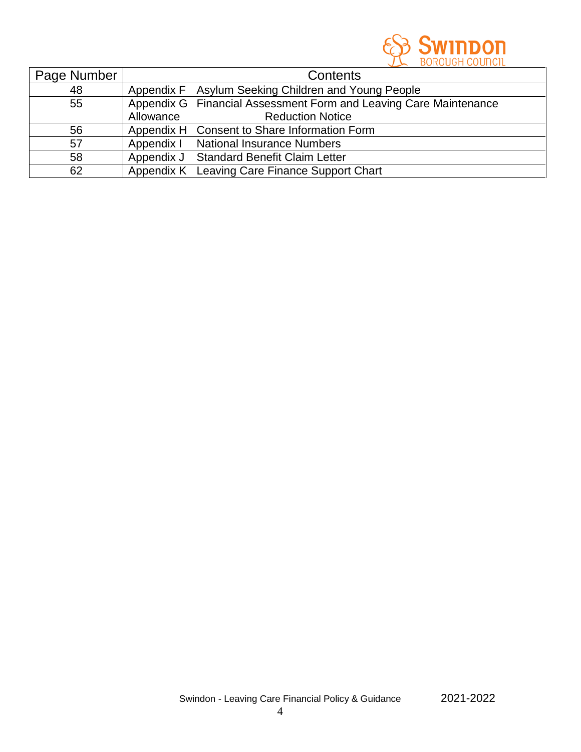| Page Number | Contents |
|---|---|
| 48 | Appendix F Asylum Seeking Children and Young People |
| 55 | Appendix G Financial Assessment Form and Leaving Care Maintenance Allowance Reduction Notice |
| 56 | Appendix H Consent to Share Information Form |
| 57 | Appendix I National Insurance Numbers |
| 58 | Appendix J Standard Benefit Claim Letter |
| 62 | Appendix K Leaving Care Finance Support Chart |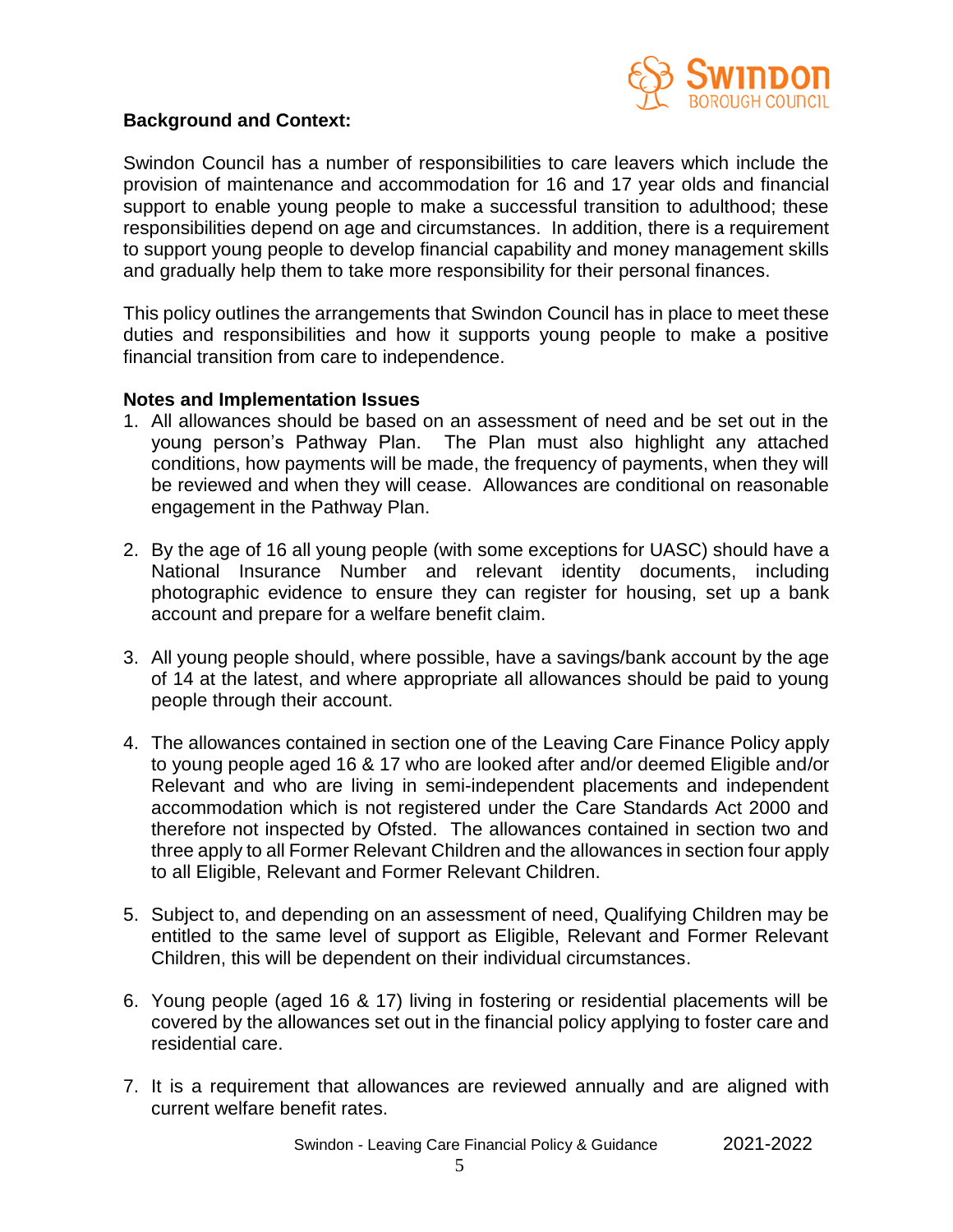**Background and Context:**

Swindon Council has a number of responsibilities to care leavers which include the provision of maintenance and accommodation for 16 and 17 year olds and financial support to enable young people to make a successful transition to adulthood; these responsibilities depend on age and circumstances. In addition, there is a requirement to support young people to develop financial capability and money management skills and gradually help them to take more responsibility for their personal finances.

This policy outlines the arrangements that Swindon Council has in place to meet these duties and responsibilities and how it supports young people to make a positive financial transition from care to independence.

**Notes and Implementation Issues**

1. All allowances should be based on an assessment of need and be set out in the young person's Pathway Plan. The Plan must also highlight any attached conditions, how payments will be made, the frequency of payments, when they will be reviewed and when they will cease. Allowances are conditional on reasonable engagement in the Pathway Plan.

2. By the age of 16 all young people (with some exceptions for UASC) should have a National Insurance Number and relevant identity documents, including photographic evidence to ensure they can register for housing, set up a bank account and prepare for a welfare benefit claim.

3. All young people should, where possible, have a savings/bank account by the age of 14 at the latest, and where appropriate all allowances should be paid to young people through their account.

4. The allowances contained in section one of the Leaving Care Finance Policy apply to young people aged 16 & 17 who are looked after and/or deemed Eligible and/or Relevant and who are living in semi-independent placements and independent accommodation which is not registered under the Care Standards Act 2000 and therefore not inspected by Ofsted. The allowances contained in section two and three apply to all Former Relevant Children and the allowances in section four apply to all Eligible, Relevant and Former Relevant Children.

5. Subject to, and depending on an assessment of need, Qualifying Children may be entitled to the same level of support as Eligible, Relevant and Former Relevant Children, this will be dependent on their individual circumstances.

6. Young people (aged 16 & 17) living in fostering or residential placements will be covered by the allowances set out in the financial policy applying to foster care and residential care.

7. It is a requirement that allowances are reviewed annually and are aligned with current welfare benefit rates.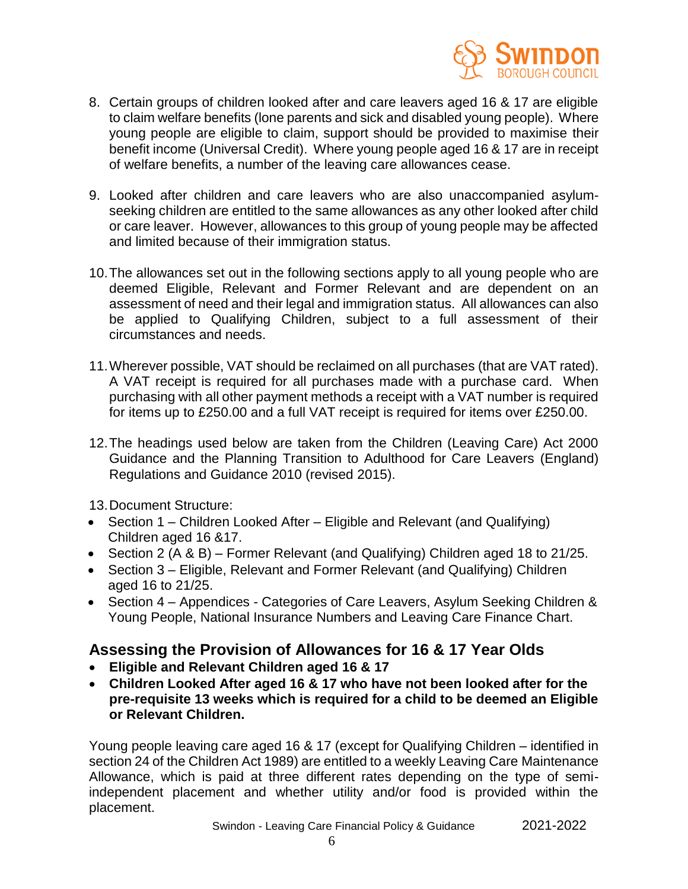8. Certain groups of children looked after and care leavers aged 16 & 17 are eligible to claim welfare benefits (lone parents and sick and disabled young people). Where young people are eligible to claim, support should be provided to maximise their benefit income (Universal Credit). Where young people aged 16 & 17 are in receipt of welfare benefits, a number of the leaving care allowances cease.

9. Looked after children and care leavers who are also unaccompanied asylum-seeking children are entitled to the same allowances as any other looked after child or care leaver. However, allowances to this group of young people may be affected and limited because of their immigration status.

10. The allowances set out in the following sections apply to all young people who are deemed Eligible, Relevant and Former Relevant and are dependent on an assessment of need and their legal and immigration status. All allowances can also be applied to Qualifying Children, subject to a full assessment of their circumstances and needs.

11. Wherever possible, VAT should be reclaimed on all purchases (that are VAT rated). A VAT receipt is required for all purchases made with a purchase card. When purchasing with all other payment methods a receipt with a VAT number is required for items up to £250.00 and a full VAT receipt is required for items over £250.00.

12. The headings used below are taken from the Children (Leaving Care) Act 2000 Guidance and the Planning Transition to Adulthood for Care Leavers (England) Regulations and Guidance 2010 (revised 2015).

13. Document Structure:

- Section 1 – Children Looked After – Eligible and Relevant (and Qualifying) Children aged 16 &17.
- Section 2 (A & B) – Former Relevant (and Qualifying) Children aged 18 to 21/25.
- Section 3 – Eligible, Relevant and Former Relevant (and Qualifying) Children aged 16 to 21/25.
- Section 4 – Appendices - Categories of Care Leavers, Asylum Seeking Children & Young People, National Insurance Numbers and Leaving Care Finance Chart.

## Assessing the Provision of Allowances for 16 & 17 Year Olds

- **Eligible and Relevant Children aged 16 & 17**
- **Children Looked After aged 16 & 17 who have not been looked after for the pre-requisite 13 weeks which is required for a child to be deemed an Eligible or Relevant Children.**

Young people leaving care aged 16 & 17 (except for Qualifying Children – identified in section 24 of the Children Act 1989) are entitled to a weekly Leaving Care Maintenance Allowance, which is paid at three different rates depending on the type of semi-independent placement and whether utility and/or food is provided within the placement.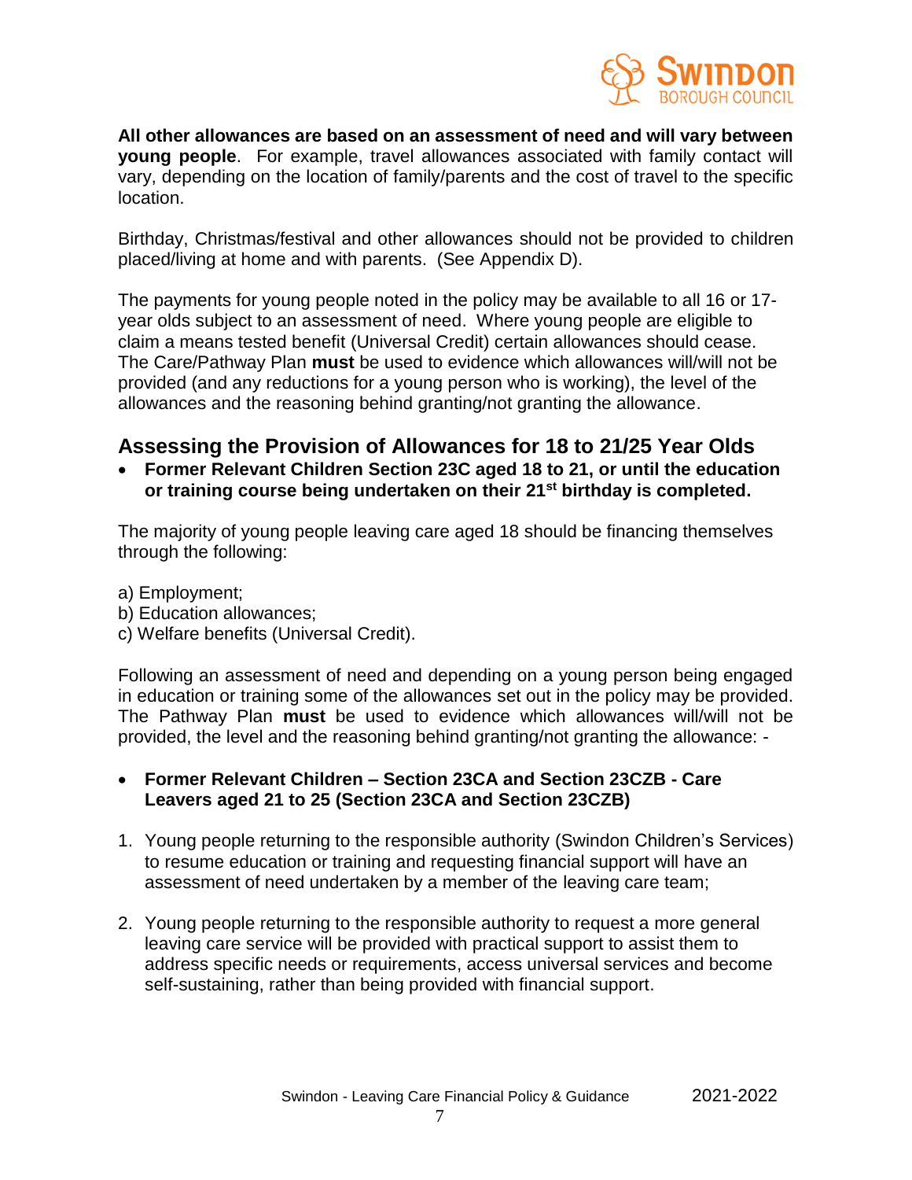**All other allowances are based on an assessment of need and will vary between young people**. For example, travel allowances associated with family contact will vary, depending on the location of family/parents and the cost of travel to the specific location.

Birthday, Christmas/festival and other allowances should not be provided to children placed/living at home and with parents. (See Appendix D).

The payments for young people noted in the policy may be available to all 16 or 17-year olds subject to an assessment of need. Where young people are eligible to claim a means tested benefit (Universal Credit) certain allowances should cease. The Care/Pathway Plan **must** be used to evidence which allowances will/will not be provided (and any reductions for a young person who is working), the level of the allowances and the reasoning behind granting/not granting the allowance.

## Assessing the Provision of Allowances for 18 to 21/25 Year Olds

- **Former Relevant Children Section 23C aged 18 to 21, or until the education or training course being undertaken on their 21st birthday is completed.**

The majority of young people leaving care aged 18 should be financing themselves through the following:

a) Employment;
b) Education allowances;
c) Welfare benefits (Universal Credit).

Following an assessment of need and depending on a young person being engaged in education or training some of the allowances set out in the policy may be provided. The Pathway Plan **must** be used to evidence which allowances will/will not be provided, the level and the reasoning behind granting/not granting the allowance: -

- **Former Relevant Children – Section 23CA and Section 23CZB - Care Leavers aged 21 to 25 (Section 23CA and Section 23CZB)**

1. Young people returning to the responsible authority (Swindon Children's Services) to resume education or training and requesting financial support will have an assessment of need undertaken by a member of the leaving care team;

2. Young people returning to the responsible authority to request a more general leaving care service will be provided with practical support to assist them to address specific needs or requirements, access universal services and become self-sustaining, rather than being provided with financial support.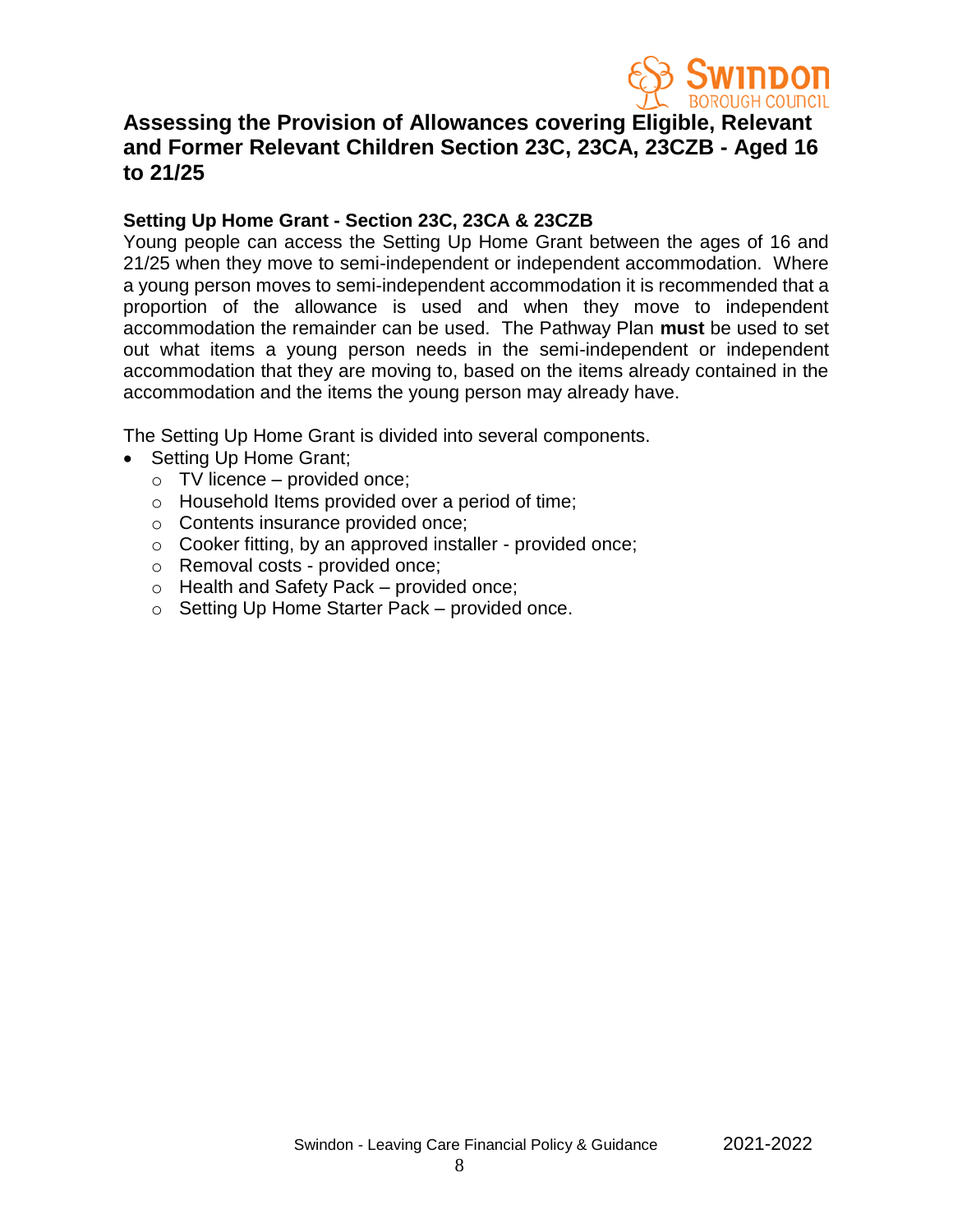## Assessing the Provision of Allowances covering Eligible, Relevant and Former Relevant Children Section 23C, 23CA, 23CZB - Aged 16 to 21/25

### Setting Up Home Grant - Section 23C, 23CA & 23CZB

Young people can access the Setting Up Home Grant between the ages of 16 and 21/25 when they move to semi-independent or independent accommodation. Where a young person moves to semi-independent accommodation it is recommended that a proportion of the allowance is used and when they move to independent accommodation the remainder can be used. The Pathway Plan **must** be used to set out what items a young person needs in the semi-independent or independent accommodation that they are moving to, based on the items already contained in the accommodation and the items the young person may already have.

The Setting Up Home Grant is divided into several components.

- Setting Up Home Grant;
  - TV licence – provided once;
  - Household Items provided over a period of time;
  - Contents insurance provided once;
  - Cooker fitting, by an approved installer - provided once;
  - Removal costs - provided once;
  - Health and Safety Pack – provided once;
  - Setting Up Home Starter Pack – provided once.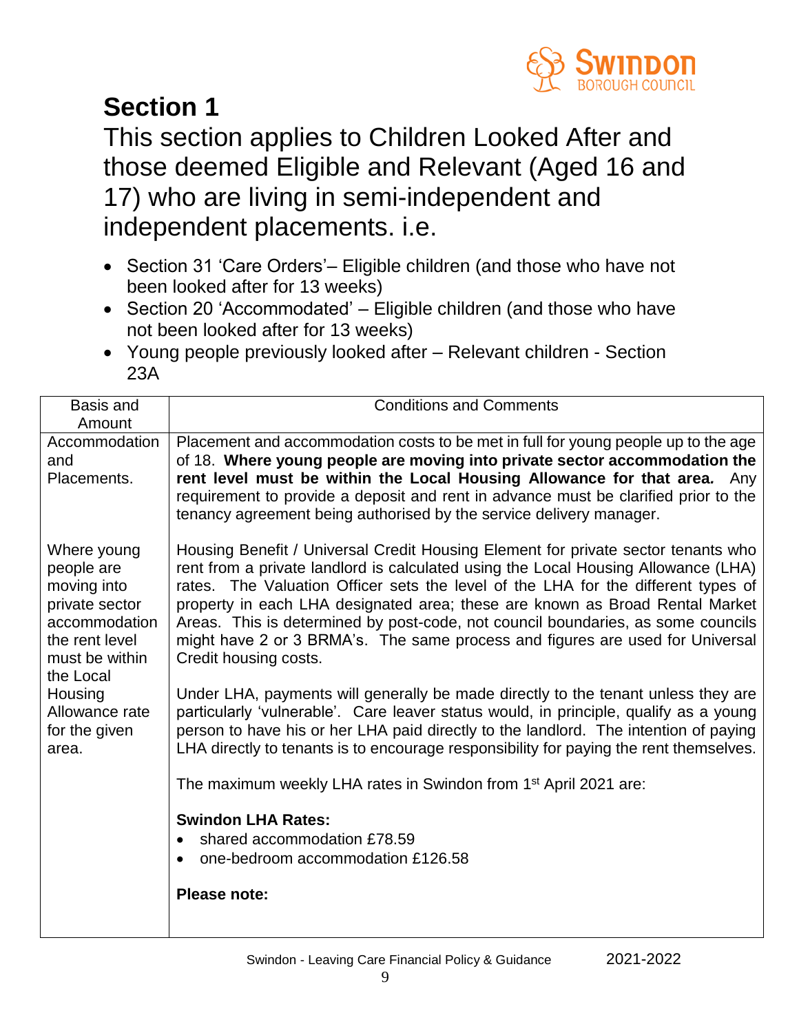# Section 1

This section applies to Children Looked After and those deemed Eligible and Relevant (Aged 16 and 17) who are living in semi-independent and independent placements. i.e.

- Section 31 'Care Orders'– Eligible children (and those who have not been looked after for 13 weeks)
- Section 20 'Accommodated' – Eligible children (and those who have not been looked after for 13 weeks)
- Young people previously looked after – Relevant children - Section 23A

| Basis and Amount | Conditions and Comments |
| --- | --- |
| Accommodation and Placements. | Placement and accommodation costs to be met in full for young people up to the age of 18. **Where young people are moving into private sector accommodation the rent level must be within the Local Housing Allowance for that area.** Any requirement to provide a deposit and rent in advance must be clarified prior to the tenancy agreement being authorised by the service delivery manager. |
| Where young people are moving into private sector accommodation the rent level must be within the Local Housing Allowance rate for the given area. | Housing Benefit / Universal Credit Housing Element for private sector tenants who rent from a private landlord is calculated using the Local Housing Allowance (LHA) rates. The Valuation Officer sets the level of the LHA for the different types of property in each LHA designated area; these are known as Broad Rental Market Areas. This is determined by post-code, not council boundaries, as some councils might have 2 or 3 BRMA's. The same process and figures are used for Universal Credit housing costs.<br><br>Under LHA, payments will generally be made directly to the tenant unless they are particularly 'vulnerable'. Care leaver status would, in principle, qualify as a young person to have his or her LHA paid directly to the landlord. The intention of paying LHA directly to tenants is to encourage responsibility for paying the rent themselves.<br><br>The maximum weekly LHA rates in Swindon from 1st April 2021 are:<br><br>**Swindon LHA Rates:**<br>• shared accommodation £78.59<br>• one-bedroom accommodation £126.58<br><br>**Please note:** |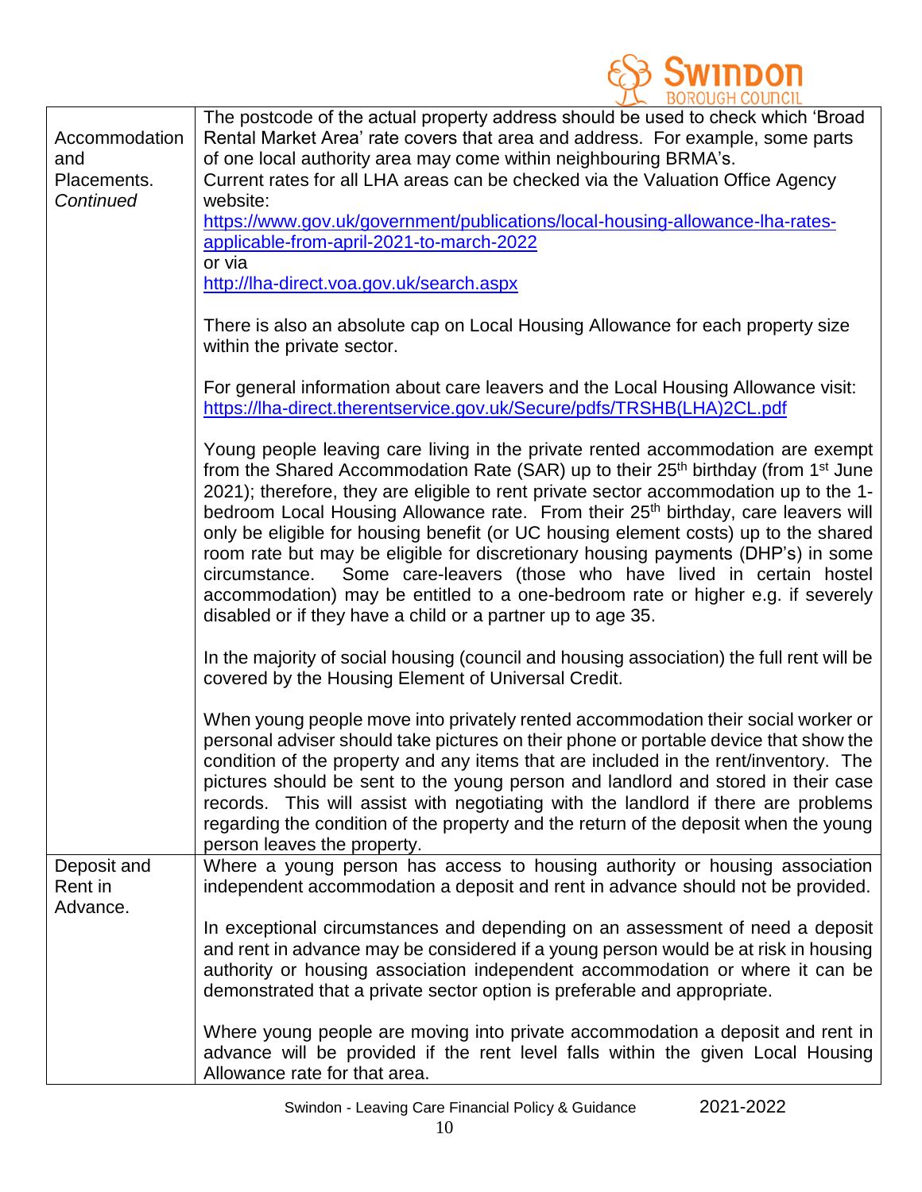| | |
|---|---|
| Accommodation and Placements. *Continued* | The postcode of the actual property address should be used to check which 'Broad Rental Market Area' rate covers that area and address. For example, some parts of one local authority area may come within neighbouring BRMA's.<br>Current rates for all LHA areas can be checked via the Valuation Office Agency website:<br>https://www.gov.uk/government/publications/local-housing-allowance-lha-rates-applicable-from-april-2021-to-march-2022<br>or via<br>http://lha-direct.voa.gov.uk/search.aspx<br><br>There is also an absolute cap on Local Housing Allowance for each property size within the private sector.<br><br>For general information about care leavers and the Local Housing Allowance visit:<br>https://lha-direct.therentservice.gov.uk/Secure/pdfs/TRSHB(LHA)2CL.pdf<br><br>Young people leaving care living in the private rented accommodation are exempt from the Shared Accommodation Rate (SAR) up to their 25th birthday (from 1st June 2021); therefore, they are eligible to rent private sector accommodation up to the 1-bedroom Local Housing Allowance rate. From their 25th birthday, care leavers will only be eligible for housing benefit (or UC housing element costs) up to the shared room rate but may be eligible for discretionary housing payments (DHP's) in some circumstance. Some care-leavers (those who have lived in certain hostel accommodation) may be entitled to a one-bedroom rate or higher e.g. if severely disabled or if they have a child or a partner up to age 35.<br><br>In the majority of social housing (council and housing association) the full rent will be covered by the Housing Element of Universal Credit.<br><br>When young people move into privately rented accommodation their social worker or personal adviser should take pictures on their phone or portable device that show the condition of the property and any items that are included in the rent/inventory. The pictures should be sent to the young person and landlord and stored in their case records. This will assist with negotiating with the landlord if there are problems regarding the condition of the property and the return of the deposit when the young person leaves the property. |
| Deposit and Rent in Advance. | Where a young person has access to housing authority or housing association independent accommodation a deposit and rent in advance should not be provided.<br><br>In exceptional circumstances and depending on an assessment of need a deposit and rent in advance may be considered if a young person would be at risk in housing authority or housing association independent accommodation or where it can be demonstrated that a private sector option is preferable and appropriate.<br><br>Where young people are moving into private accommodation a deposit and rent in advance will be provided if the rent level falls within the given Local Housing Allowance rate for that area. |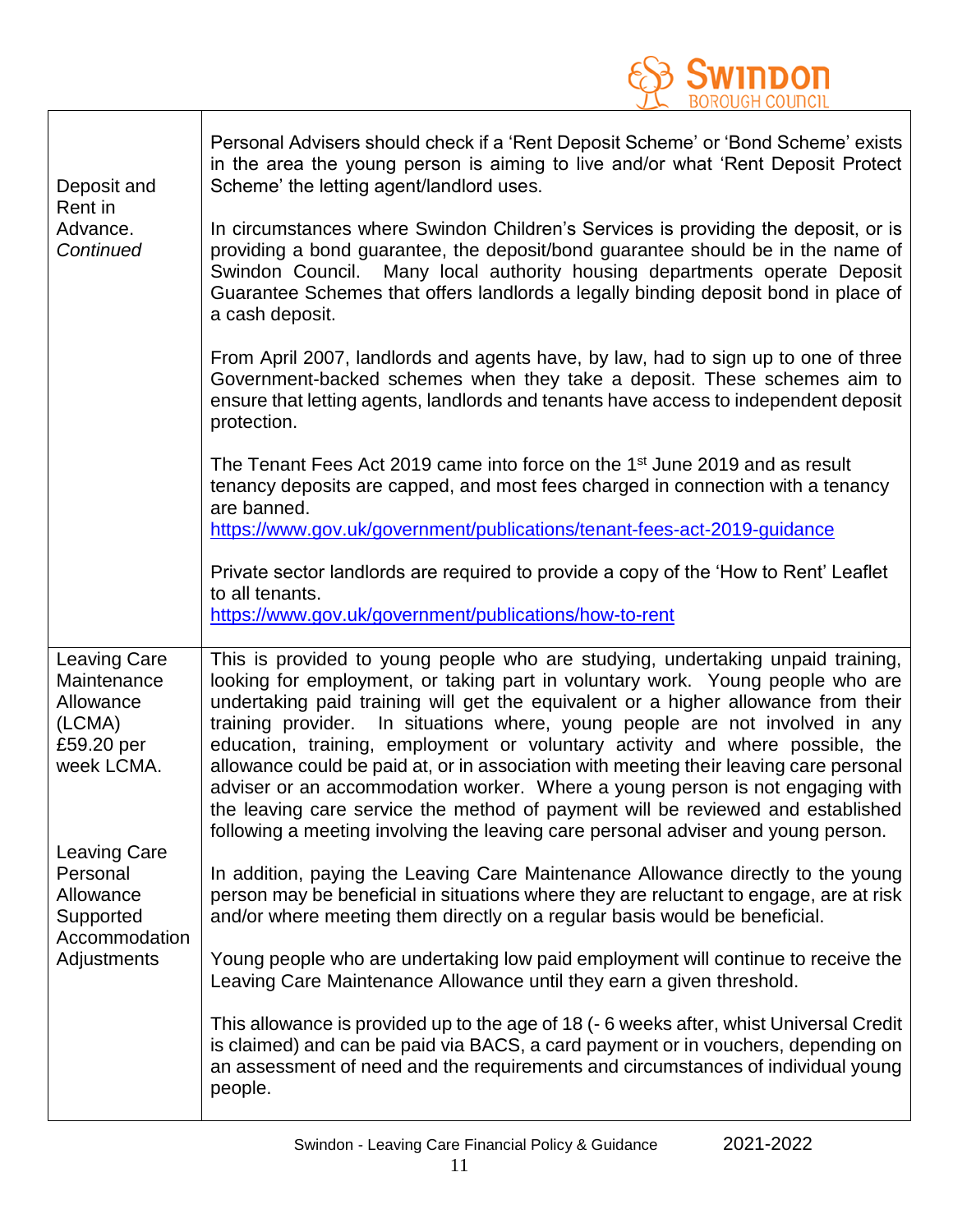| | |
|---|---|
| Deposit and Rent in Advance. *Continued* | Personal Advisers should check if a 'Rent Deposit Scheme' or 'Bond Scheme' exists in the area the young person is aiming to live and/or what 'Rent Deposit Protect Scheme' the letting agent/landlord uses.<br><br>In circumstances where Swindon Children's Services is providing the deposit, or is providing a bond guarantee, the deposit/bond guarantee should be in the name of Swindon Council. Many local authority housing departments operate Deposit Guarantee Schemes that offers landlords a legally binding deposit bond in place of a cash deposit.<br><br>From April 2007, landlords and agents have, by law, had to sign up to one of three Government-backed schemes when they take a deposit. These schemes aim to ensure that letting agents, landlords and tenants have access to independent deposit protection.<br><br>The Tenant Fees Act 2019 came into force on the 1st June 2019 and as result tenancy deposits are capped, and most fees charged in connection with a tenancy are banned.<br>https://www.gov.uk/government/publications/tenant-fees-act-2019-guidance<br><br>Private sector landlords are required to provide a copy of the 'How to Rent' Leaflet to all tenants.<br>https://www.gov.uk/government/publications/how-to-rent |
| Leaving Care Maintenance Allowance (LCMA) £59.20 per week LCMA.<br><br>Leaving Care Personal Allowance Supported Accommodation Adjustments | This is provided to young people who are studying, undertaking unpaid training, looking for employment, or taking part in voluntary work. Young people who are undertaking paid training will get the equivalent or a higher allowance from their training provider. In situations where, young people are not involved in any education, training, employment or voluntary activity and where possible, the allowance could be paid at, or in association with meeting their leaving care personal adviser or an accommodation worker. Where a young person is not engaging with the leaving care service the method of payment will be reviewed and established following a meeting involving the leaving care personal adviser and young person.<br><br>In addition, paying the Leaving Care Maintenance Allowance directly to the young person may be beneficial in situations where they are reluctant to engage, are at risk and/or where meeting them directly on a regular basis would be beneficial.<br><br>Young people who are undertaking low paid employment will continue to receive the Leaving Care Maintenance Allowance until they earn a given threshold.<br><br>This allowance is provided up to the age of 18 (- 6 weeks after, whist Universal Credit is claimed) and can be paid via BACS, a card payment or in vouchers, depending on an assessment of need and the requirements and circumstances of individual young people. |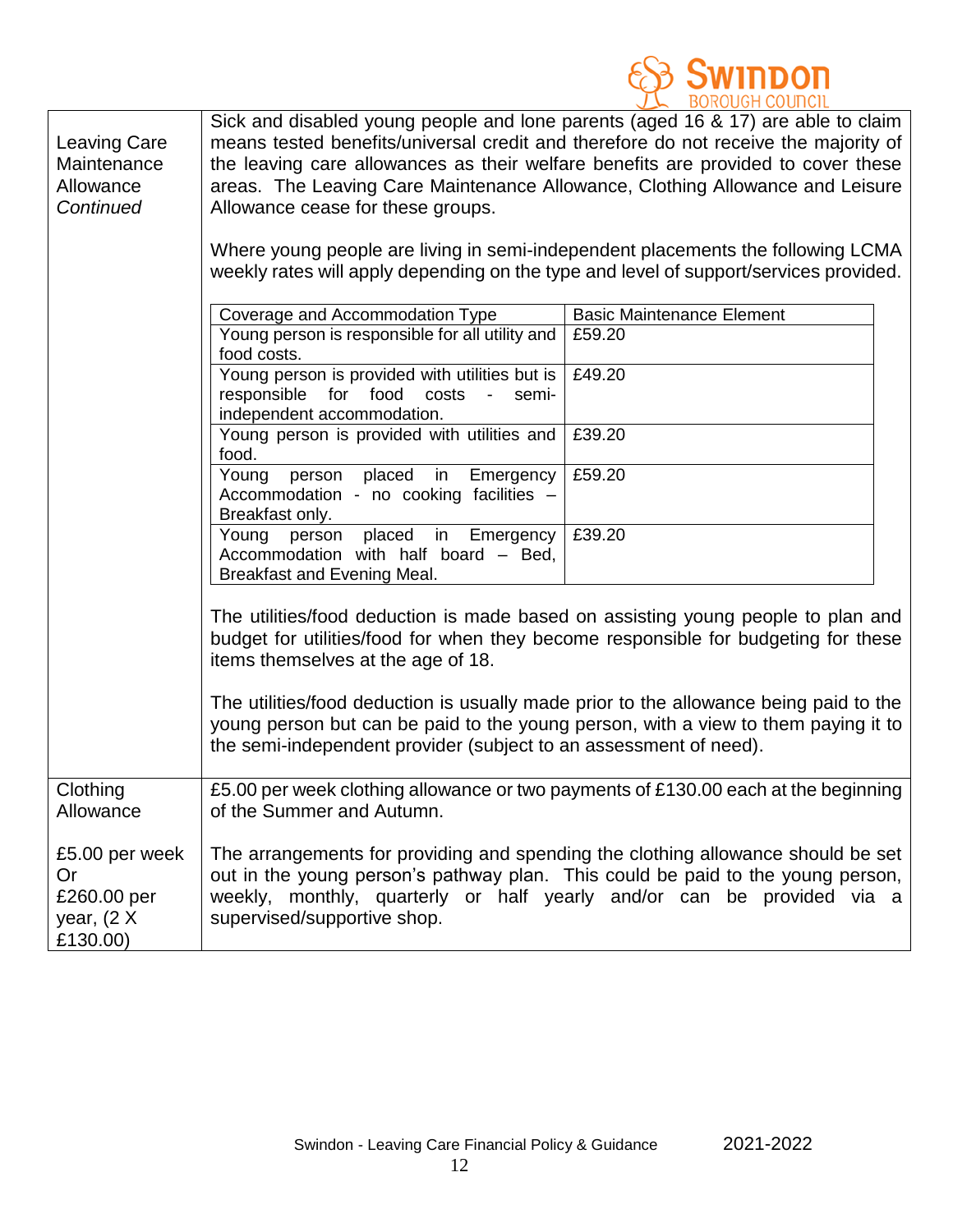| | |
|---|---|
| Leaving Care Maintenance Allowance *Continued* | Sick and disabled young people and lone parents (aged 16 & 17) are able to claim means tested benefits/universal credit and therefore do not receive the majority of the leaving care allowances as their welfare benefits are provided to cover these areas. The Leaving Care Maintenance Allowance, Clothing Allowance and Leisure Allowance cease for these groups.<br><br>Where young people are living in semi-independent placements the following LCMA weekly rates will apply depending on the type and level of support/services provided.<br><br>**Coverage and Accommodation Type – Basic Maintenance Element**<br>Young person is responsible for all utility and food costs. – £59.20<br>Young person is provided with utilities but is responsible for food costs - semi-independent accommodation. – £49.20<br>Young person is provided with utilities and food. – £39.20<br>Young person placed in Emergency Accommodation - no cooking facilities – Breakfast only. – £59.20<br>Young person placed in Emergency Accommodation with half board – Bed, Breakfast and Evening Meal. – £39.20<br><br>The utilities/food deduction is made based on assisting young people to plan and budget for utilities/food for when they become responsible for budgeting for these items themselves at the age of 18.<br><br>The utilities/food deduction is usually made prior to the allowance being paid to the young person but can be paid to the young person, with a view to them paying it to the semi-independent provider (subject to an assessment of need). |
| Clothing Allowance<br><br>£5.00 per week Or £260.00 per year, (2 X £130.00) | £5.00 per week clothing allowance or two payments of £130.00 each at the beginning of the Summer and Autumn.<br><br>The arrangements for providing and spending the clothing allowance should be set out in the young person's pathway plan. This could be paid to the young person, weekly, monthly, quarterly or half yearly and/or can be provided via a supervised/supportive shop. |

| Coverage and Accommodation Type | Basic Maintenance Element |
|---|---|
| Young person is responsible for all utility and food costs. | £59.20 |
| Young person is provided with utilities but is responsible for food costs - semi-independent accommodation. | £49.20 |
| Young person is provided with utilities and food. | £39.20 |
| Young person placed in Emergency Accommodation - no cooking facilities – Breakfast only. | £59.20 |
| Young person placed in Emergency Accommodation with half board – Bed, Breakfast and Evening Meal. | £39.20 |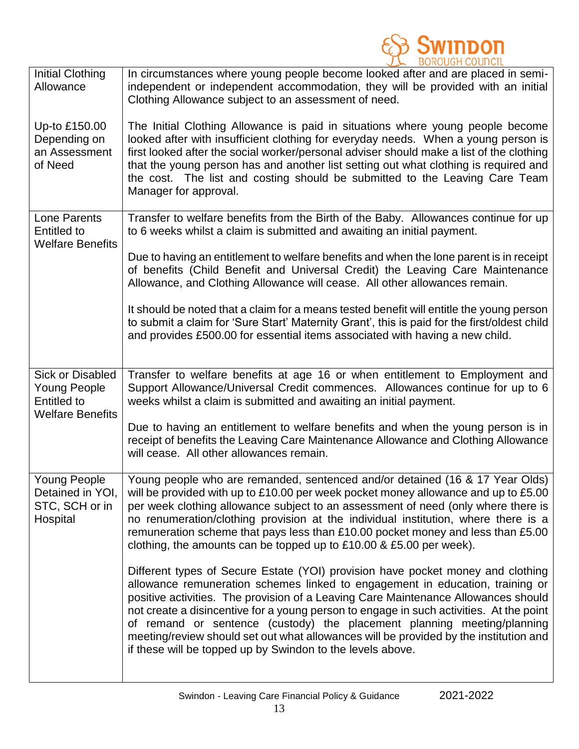| | |
|---|---|
| Initial Clothing Allowance<br><br>Up-to £150.00 Depending on an Assessment of Need | In circumstances where young people become looked after and are placed in semi-independent or independent accommodation, they will be provided with an initial Clothing Allowance subject to an assessment of need.<br><br>The Initial Clothing Allowance is paid in situations where young people become looked after with insufficient clothing for everyday needs. When a young person is first looked after the social worker/personal adviser should make a list of the clothing that the young person has and another list setting out what clothing is required and the cost. The list and costing should be submitted to the Leaving Care Team Manager for approval. |
| Lone Parents Entitled to Welfare Benefits | Transfer to welfare benefits from the Birth of the Baby. Allowances continue for up to 6 weeks whilst a claim is submitted and awaiting an initial payment.<br><br>Due to having an entitlement to welfare benefits and when the lone parent is in receipt of benefits (Child Benefit and Universal Credit) the Leaving Care Maintenance Allowance, and Clothing Allowance will cease. All other allowances remain.<br><br>It should be noted that a claim for a means tested benefit will entitle the young person to submit a claim for 'Sure Start' Maternity Grant', this is paid for the first/oldest child and provides £500.00 for essential items associated with having a new child. |
| Sick or Disabled Young People Entitled to Welfare Benefits | Transfer to welfare benefits at age 16 or when entitlement to Employment and Support Allowance/Universal Credit commences. Allowances continue for up to 6 weeks whilst a claim is submitted and awaiting an initial payment.<br><br>Due to having an entitlement to welfare benefits and when the young person is in receipt of benefits the Leaving Care Maintenance Allowance and Clothing Allowance will cease. All other allowances remain. |
| Young People Detained in YOI, STC, SCH or in Hospital | Young people who are remanded, sentenced and/or detained (16 & 17 Year Olds) will be provided with up to £10.00 per week pocket money allowance and up to £5.00 per week clothing allowance subject to an assessment of need (only where there is no renumeration/clothing provision at the individual institution, where there is a remuneration scheme that pays less than £10.00 pocket money and less than £5.00 clothing, the amounts can be topped up to £10.00 & £5.00 per week).<br><br>Different types of Secure Estate (YOI) provision have pocket money and clothing allowance remuneration schemes linked to engagement in education, training or positive activities. The provision of a Leaving Care Maintenance Allowances should not create a disincentive for a young person to engage in such activities. At the point of remand or sentence (custody) the placement planning meeting/planning meeting/review should set out what allowances will be provided by the institution and if these will be topped up by Swindon to the levels above. |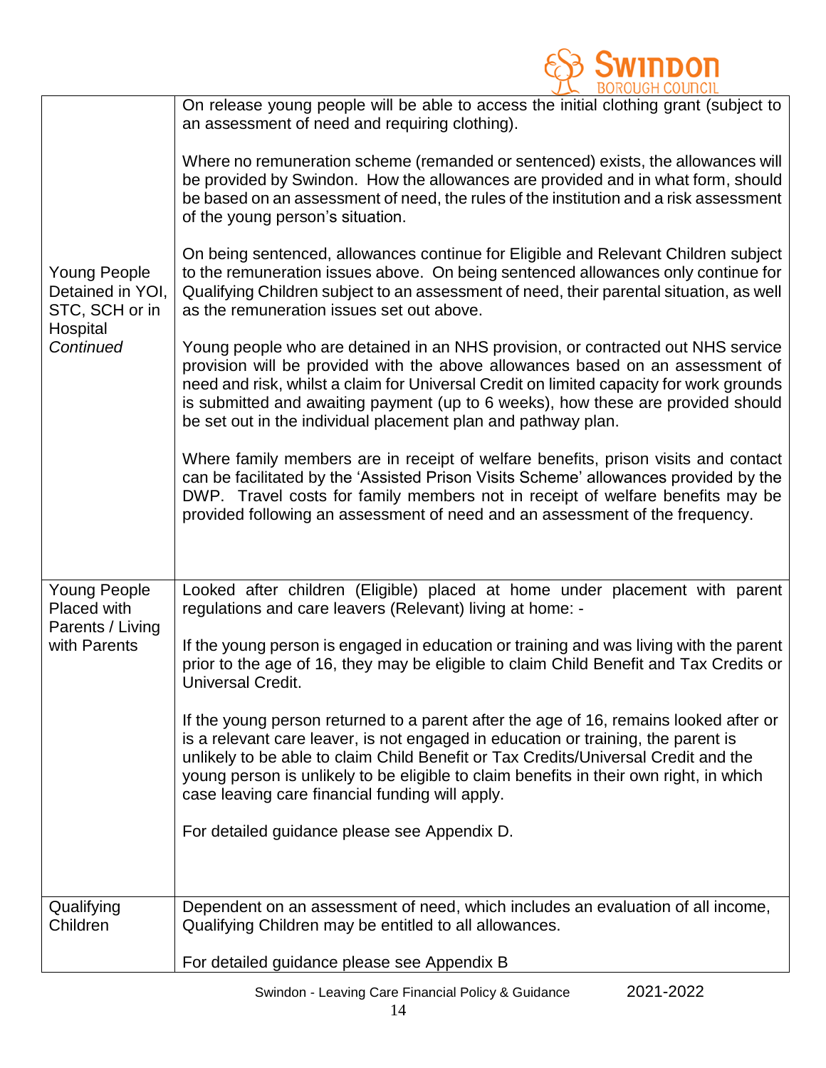| | |
|---|---|
| Young People Detained in YOI, STC, SCH or in Hospital *Continued* | On release young people will be able to access the initial clothing grant (subject to an assessment of need and requiring clothing).<br><br>Where no remuneration scheme (remanded or sentenced) exists, the allowances will be provided by Swindon. How the allowances are provided and in what form, should be based on an assessment of need, the rules of the institution and a risk assessment of the young person's situation.<br><br>On being sentenced, allowances continue for Eligible and Relevant Children subject to the remuneration issues above. On being sentenced allowances only continue for Qualifying Children subject to an assessment of need, their parental situation, as well as the remuneration issues set out above.<br><br>Young people who are detained in an NHS provision, or contracted out NHS service provision will be provided with the above allowances based on an assessment of need and risk, whilst a claim for Universal Credit on limited capacity for work grounds is submitted and awaiting payment (up to 6 weeks), how these are provided should be set out in the individual placement plan and pathway plan.<br><br>Where family members are in receipt of welfare benefits, prison visits and contact can be facilitated by the 'Assisted Prison Visits Scheme' allowances provided by the DWP. Travel costs for family members not in receipt of welfare benefits may be provided following an assessment of need and an assessment of the frequency. |
| Young People Placed with Parents / Living with Parents | Looked after children (Eligible) placed at home under placement with parent regulations and care leavers (Relevant) living at home: -<br><br>If the young person is engaged in education or training and was living with the parent prior to the age of 16, they may be eligible to claim Child Benefit and Tax Credits or Universal Credit.<br><br>If the young person returned to a parent after the age of 16, remains looked after or is a relevant care leaver, is not engaged in education or training, the parent is unlikely to be able to claim Child Benefit or Tax Credits/Universal Credit and the young person is unlikely to be eligible to claim benefits in their own right, in which case leaving care financial funding will apply.<br><br>For detailed guidance please see Appendix D. |
| Qualifying Children | Dependent on an assessment of need, which includes an evaluation of all income, Qualifying Children may be entitled to all allowances.<br><br>For detailed guidance please see Appendix B |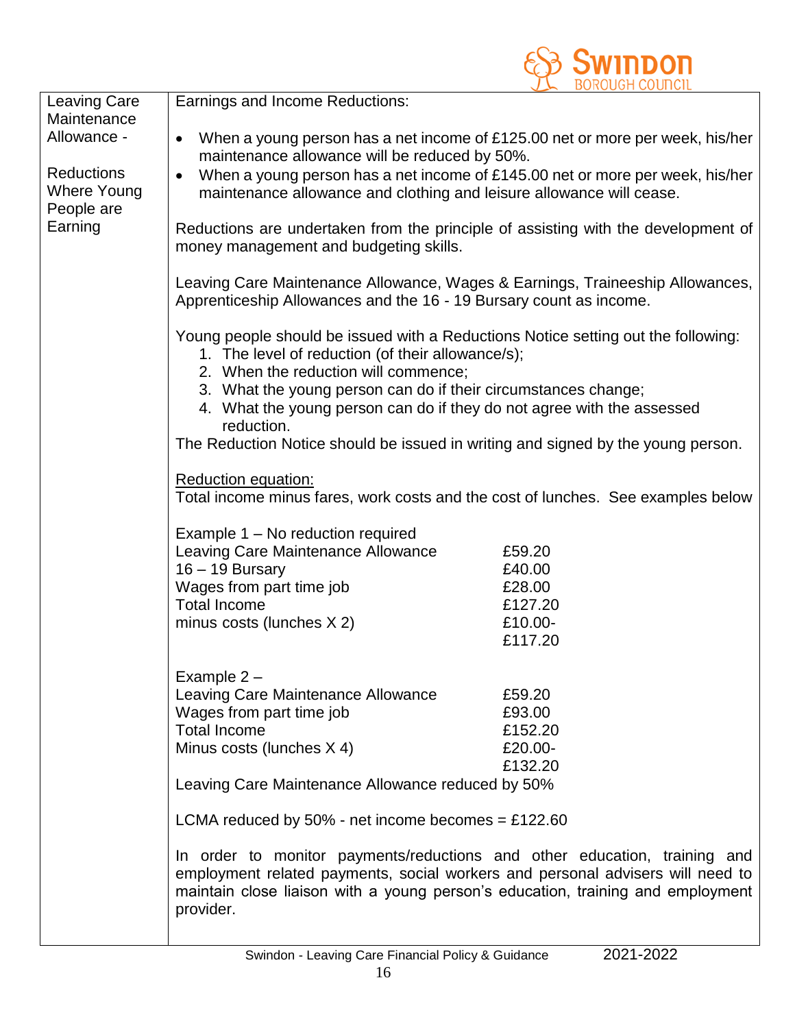| Leaving Care Maintenance Allowance - Reductions Where Young People are Earning | Earnings and Income Reductions: |
|---|---|

**Leaving Care Maintenance Allowance -**

**Reductions Where Young People are Earning**

Earnings and Income Reductions:

- When a young person has a net income of £125.00 net or more per week, his/her maintenance allowance will be reduced by 50%.
- When a young person has a net income of £145.00 net or more per week, his/her maintenance allowance and clothing and leisure allowance will cease.

Reductions are undertaken from the principle of assisting with the development of money management and budgeting skills.

Leaving Care Maintenance Allowance, Wages & Earnings, Traineeship Allowances, Apprenticeship Allowances and the 16 - 19 Bursary count as income.

Young people should be issued with a Reductions Notice setting out the following:

1. The level of reduction (of their allowance/s);
2. When the reduction will commence;
3. What the young person can do if their circumstances change;
4. What the young person can do if they do not agree with the assessed reduction.

The Reduction Notice should be issued in writing and signed by the young person.

Reduction equation:
Total income minus fares, work costs and the cost of lunches. See examples below

Example 1 – No reduction required

| | |
|---|---|
| Leaving Care Maintenance Allowance | £59.20 |
| 16 – 19 Bursary | £40.00 |
| Wages from part time job | £28.00 |
| Total Income | £127.20 |
| minus costs (lunches X 2) | £10.00- |
| | £117.20 |

Example 2 –

| | |
|---|---|
| Leaving Care Maintenance Allowance | £59.20 |
| Wages from part time job | £93.00 |
| Total Income | £152.20 |
| Minus costs (lunches X 4) | £20.00- |
| | £132.20 |

Leaving Care Maintenance Allowance reduced by 50%

LCMA reduced by 50% - net income becomes = £122.60

In order to monitor payments/reductions and other education, training and employment related payments, social workers and personal advisers will need to maintain close liaison with a young person's education, training and employment provider.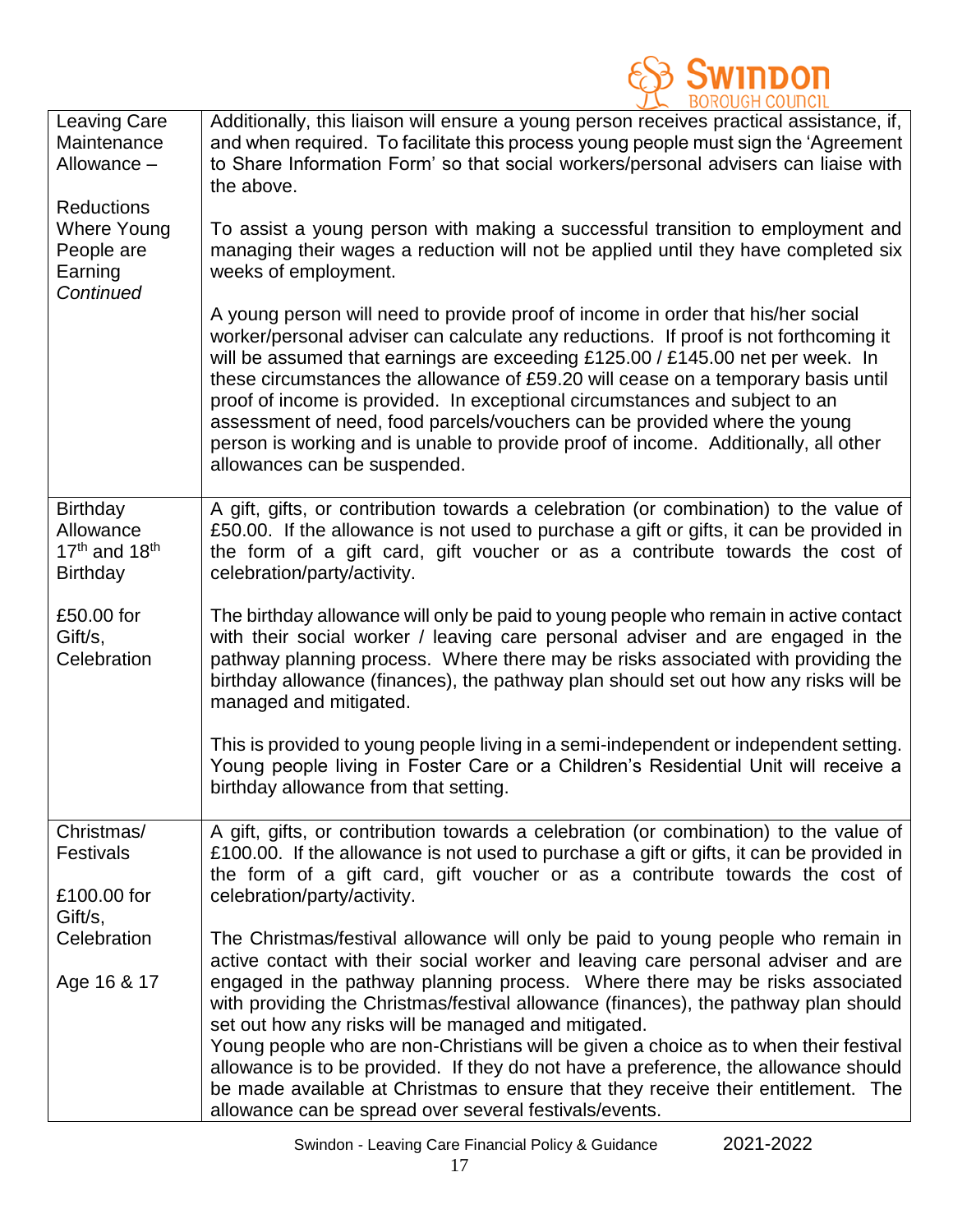| | |
|---|---|
| Leaving Care Maintenance Allowance – <br><br> Reductions Where Young People are Earning *Continued* | Additionally, this liaison will ensure a young person receives practical assistance, if, and when required. To facilitate this process young people must sign the 'Agreement to Share Information Form' so that social workers/personal advisers can liaise with the above. <br><br> To assist a young person with making a successful transition to employment and managing their wages a reduction will not be applied until they have completed six weeks of employment. <br><br> A young person will need to provide proof of income in order that his/her social worker/personal adviser can calculate any reductions. If proof is not forthcoming it will be assumed that earnings are exceeding £125.00 / £145.00 net per week. In these circumstances the allowance of £59.20 will cease on a temporary basis until proof of income is provided. In exceptional circumstances and subject to an assessment of need, food parcels/vouchers can be provided where the young person is working and is unable to provide proof of income. Additionally, all other allowances can be suspended. |
| Birthday Allowance 17th and 18th Birthday <br><br> £50.00 for Gift/s, Celebration | A gift, gifts, or contribution towards a celebration (or combination) to the value of £50.00. If the allowance is not used to purchase a gift or gifts, it can be provided in the form of a gift card, gift voucher or as a contribute towards the cost of celebration/party/activity. <br><br> The birthday allowance will only be paid to young people who remain in active contact with their social worker / leaving care personal adviser and are engaged in the pathway planning process. Where there may be risks associated with providing the birthday allowance (finances), the pathway plan should set out how any risks will be managed and mitigated. <br><br> This is provided to young people living in a semi-independent or independent setting. Young people living in Foster Care or a Children's Residential Unit will receive a birthday allowance from that setting. |
| Christmas/ Festivals <br><br> £100.00 for Gift/s, Celebration <br><br> Age 16 & 17 | A gift, gifts, or contribution towards a celebration (or combination) to the value of £100.00. If the allowance is not used to purchase a gift or gifts, it can be provided in the form of a gift card, gift voucher or as a contribute towards the cost of celebration/party/activity. <br><br> The Christmas/festival allowance will only be paid to young people who remain in active contact with their social worker and leaving care personal adviser and are engaged in the pathway planning process. Where there may be risks associated with providing the Christmas/festival allowance (finances), the pathway plan should set out how any risks will be managed and mitigated. <br> Young people who are non-Christians will be given a choice as to when their festival allowance is to be provided. If they do not have a preference, the allowance should be made available at Christmas to ensure that they receive their entitlement. The allowance can be spread over several festivals/events. |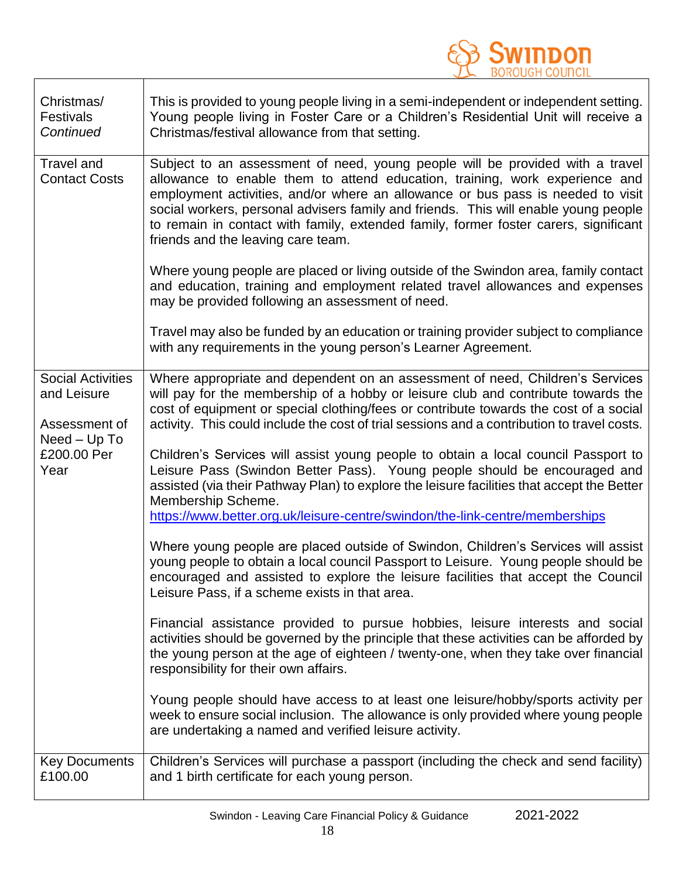| | |
|---|---|
| Christmas/ Festivals *Continued* | This is provided to young people living in a semi-independent or independent setting. Young people living in Foster Care or a Children's Residential Unit will receive a Christmas/festival allowance from that setting. |
| Travel and Contact Costs | Subject to an assessment of need, young people will be provided with a travel allowance to enable them to attend education, training, work experience and employment activities, and/or where an allowance or bus pass is needed to visit social workers, personal advisers family and friends. This will enable young people to remain in contact with family, extended family, former foster carers, significant friends and the leaving care team.<br><br>Where young people are placed or living outside of the Swindon area, family contact and education, training and employment related travel allowances and expenses may be provided following an assessment of need.<br><br>Travel may also be funded by an education or training provider subject to compliance with any requirements in the young person's Learner Agreement. |
| Social Activities and Leisure<br><br>Assessment of Need – Up To £200.00 Per Year | Where appropriate and dependent on an assessment of need, Children's Services will pay for the membership of a hobby or leisure club and contribute towards the cost of equipment or special clothing/fees or contribute towards the cost of a social activity. This could include the cost of trial sessions and a contribution to travel costs.<br><br>Children's Services will assist young people to obtain a local council Passport to Leisure Pass (Swindon Better Pass). Young people should be encouraged and assisted (via their Pathway Plan) to explore the leisure facilities that accept the Better Membership Scheme.<br>https://www.better.org.uk/leisure-centre/swindon/the-link-centre/memberships<br><br>Where young people are placed outside of Swindon, Children's Services will assist young people to obtain a local council Passport to Leisure. Young people should be encouraged and assisted to explore the leisure facilities that accept the Council Leisure Pass, if a scheme exists in that area.<br><br>Financial assistance provided to pursue hobbies, leisure interests and social activities should be governed by the principle that these activities can be afforded by the young person at the age of eighteen / twenty-one, when they take over financial responsibility for their own affairs.<br><br>Young people should have access to at least one leisure/hobby/sports activity per week to ensure social inclusion. The allowance is only provided where young people are undertaking a named and verified leisure activity. |
| Key Documents £100.00 | Children's Services will purchase a passport (including the check and send facility) and 1 birth certificate for each young person. |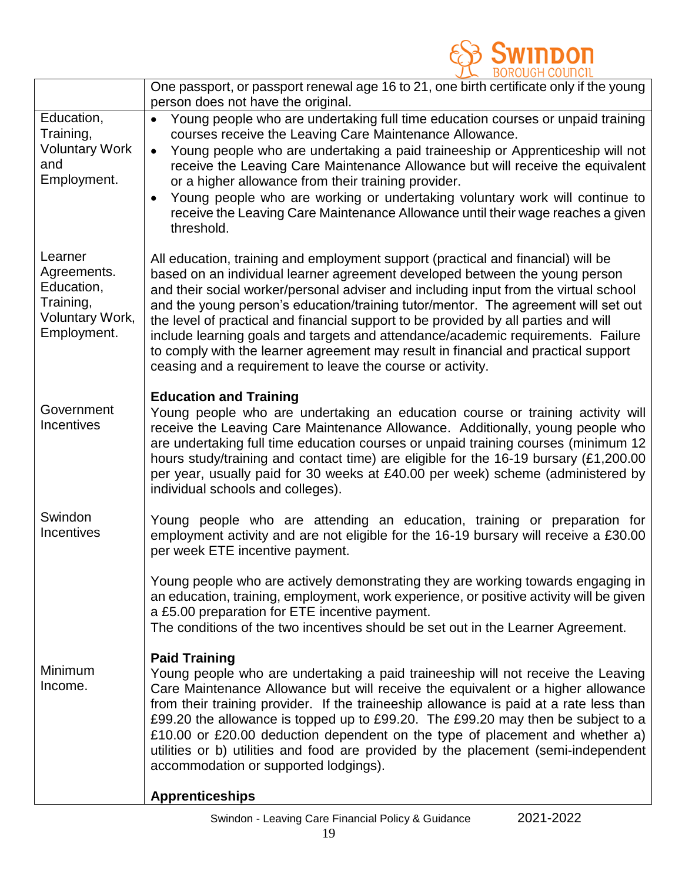| | |
|---|---|
| | One passport, or passport renewal age 16 to 21, one birth certificate only if the young person does not have the original. |
| Education, Training, Voluntary Work and Employment. | • Young people who are undertaking full time education courses or unpaid training courses receive the Leaving Care Maintenance Allowance.<br>• Young people who are undertaking a paid traineeship or Apprenticeship will not receive the Leaving Care Maintenance Allowance but will receive the equivalent or a higher allowance from their training provider.<br>• Young people who are working or undertaking voluntary work will continue to receive the Leaving Care Maintenance Allowance until their wage reaches a given threshold. |
| Learner Agreements. Education, Training, Voluntary Work, Employment. | All education, training and employment support (practical and financial) will be based on an individual learner agreement developed between the young person and their social worker/personal adviser and including input from the virtual school and the young person's education/training tutor/mentor. The agreement will set out the level of practical and financial support to be provided by all parties and will include learning goals and targets and attendance/academic requirements. Failure to comply with the learner agreement may result in financial and practical support ceasing and a requirement to leave the course or activity. |
| Government Incentives | **Education and Training**<br>Young people who are undertaking an education course or training activity will receive the Leaving Care Maintenance Allowance. Additionally, young people who are undertaking full time education courses or unpaid training courses (minimum 12 hours study/training and contact time) are eligible for the 16-19 bursary (£1,200.00 per year, usually paid for 30 weeks at £40.00 per week) scheme (administered by individual schools and colleges). |
| Swindon Incentives | Young people who are attending an education, training or preparation for employment activity and are not eligible for the 16-19 bursary will receive a £30.00 per week ETE incentive payment.<br><br>Young people who are actively demonstrating they are working towards engaging in an education, training, employment, work experience, or positive activity will be given a £5.00 preparation for ETE incentive payment.<br>The conditions of the two incentives should be set out in the Learner Agreement. |
| Minimum Income. | **Paid Training**<br>Young people who are undertaking a paid traineeship will not receive the Leaving Care Maintenance Allowance but will receive the equivalent or a higher allowance from their training provider. If the traineeship allowance is paid at a rate less than £99.20 the allowance is topped up to £99.20. The £99.20 may then be subject to a £10.00 or £20.00 deduction dependent on the type of placement and whether a) utilities or b) utilities and food are provided by the placement (semi-independent accommodation or supported lodgings).<br><br>**Apprenticeships** |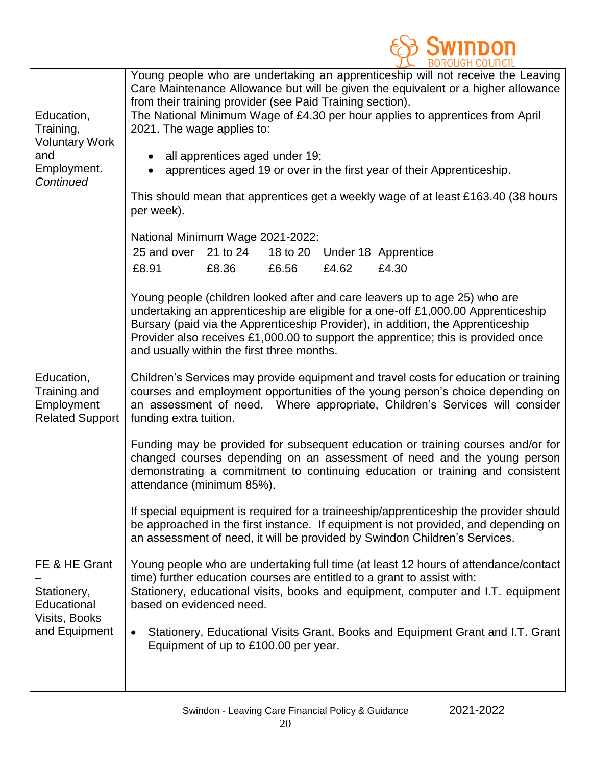| | |
|---|---|
| Education, Training, Voluntary Work and Employment. *Continued* | Young people who are undertaking an apprenticeship will not receive the Leaving Care Maintenance Allowance but will be given the equivalent or a higher allowance from their training provider (see Paid Training section).<br>The National Minimum Wage of £4.30 per hour applies to apprentices from April 2021. The wage applies to:<br>• all apprentices aged under 19;<br>• apprentices aged 19 or over in the first year of their Apprenticeship.<br><br>This should mean that apprentices get a weekly wage of at least £163.40 (38 hours per week).<br><br>National Minimum Wage 2021-2022:<br>25 and over: £8.91 / 21 to 24: £8.36 / 18 to 20: £6.56 / Under 18: £4.62 / Apprentice: £4.30<br><br>Young people (children looked after and care leavers up to age 25) who are undertaking an apprenticeship are eligible for a one-off £1,000.00 Apprenticeship Bursary (paid via the Apprenticeship Provider), in addition, the Apprenticeship Provider also receives £1,000.00 to support the apprentice; this is provided once and usually within the first three months. |
| Education, Training and Employment Related Support | Children's Services may provide equipment and travel costs for education or training courses and employment opportunities of the young person's choice depending on an assessment of need. Where appropriate, Children's Services will consider funding extra tuition.<br><br>Funding may be provided for subsequent education or training courses and/or for changed courses depending on an assessment of need and the young person demonstrating a commitment to continuing education or training and consistent attendance (minimum 85%).<br><br>If special equipment is required for a traineeship/apprenticeship the provider should be approached in the first instance. If equipment is not provided, and depending on an assessment of need, it will be provided by Swindon Children's Services. |
| FE & HE Grant – Stationery, Educational Visits, Books and Equipment | Young people who are undertaking full time (at least 12 hours of attendance/contact time) further education courses are entitled to a grant to assist with:<br>Stationery, educational visits, books and equipment, computer and I.T. equipment based on evidenced need.<br><br>• Stationery, Educational Visits Grant, Books and Equipment Grant and I.T. Grant Equipment of up to £100.00 per year. |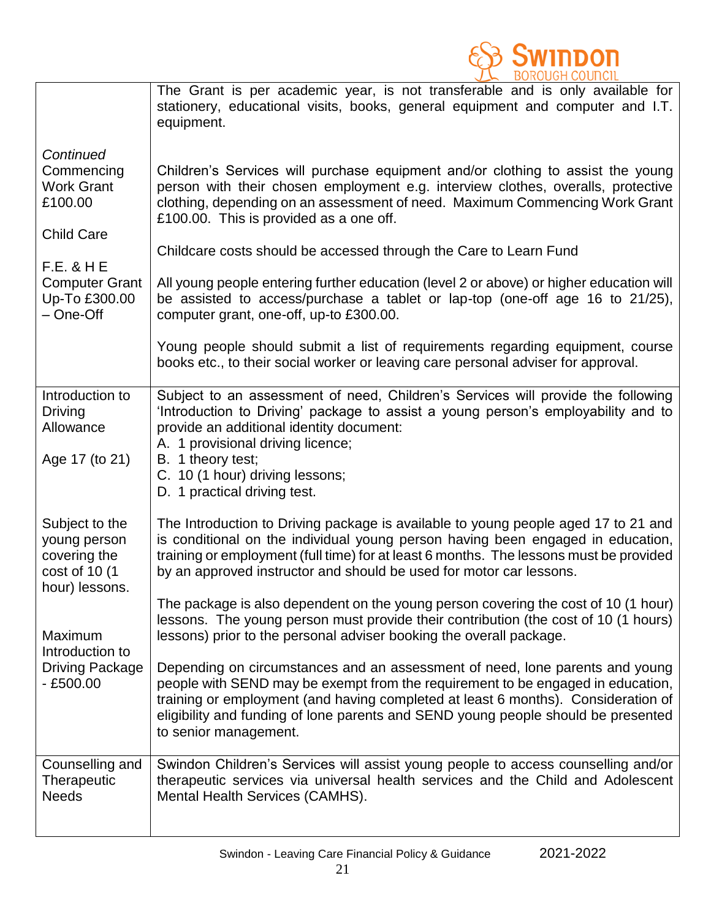| | |
|---|---|
| | The Grant is per academic year, is not transferable and is only available for stationery, educational visits, books, general equipment and computer and I.T. equipment. |
| *Continued*<br>Commencing Work Grant £100.00 | Children's Services will purchase equipment and/or clothing to assist the young person with their chosen employment e.g. interview clothes, overalls, protective clothing, depending on an assessment of need. Maximum Commencing Work Grant £100.00. This is provided as a one off. |
| Child Care | Childcare costs should be accessed through the Care to Learn Fund |
| F.E. & H E Computer Grant Up-To £300.00 – One-Off | All young people entering further education (level 2 or above) or higher education will be assisted to access/purchase a tablet or lap-top (one-off age 16 to 21/25), computer grant, one-off, up-to £300.00.<br><br>Young people should submit a list of requirements regarding equipment, course books etc., to their social worker or leaving care personal adviser for approval. |
| Introduction to Driving Allowance<br><br>Age 17 (to 21) | Subject to an assessment of need, Children's Services will provide the following 'Introduction to Driving' package to assist a young person's employability and to provide an additional identity document:<br>A. 1 provisional driving licence;<br>B. 1 theory test;<br>C. 10 (1 hour) driving lessons;<br>D. 1 practical driving test. |
| Subject to the young person covering the cost of 10 (1 hour) lessons.<br><br>Maximum Introduction to Driving Package - £500.00 | The Introduction to Driving package is available to young people aged 17 to 21 and is conditional on the individual young person having been engaged in education, training or employment (full time) for at least 6 months. The lessons must be provided by an approved instructor and should be used for motor car lessons.<br><br>The package is also dependent on the young person covering the cost of 10 (1 hour) lessons. The young person must provide their contribution (the cost of 10 (1 hours) lessons) prior to the personal adviser booking the overall package.<br><br>Depending on circumstances and an assessment of need, lone parents and young people with SEND may be exempt from the requirement to be engaged in education, training or employment (and having completed at least 6 months). Consideration of eligibility and funding of lone parents and SEND young people should be presented to senior management. |
| Counselling and Therapeutic Needs | Swindon Children's Services will assist young people to access counselling and/or therapeutic services via universal health services and the Child and Adolescent Mental Health Services (CAMHS). |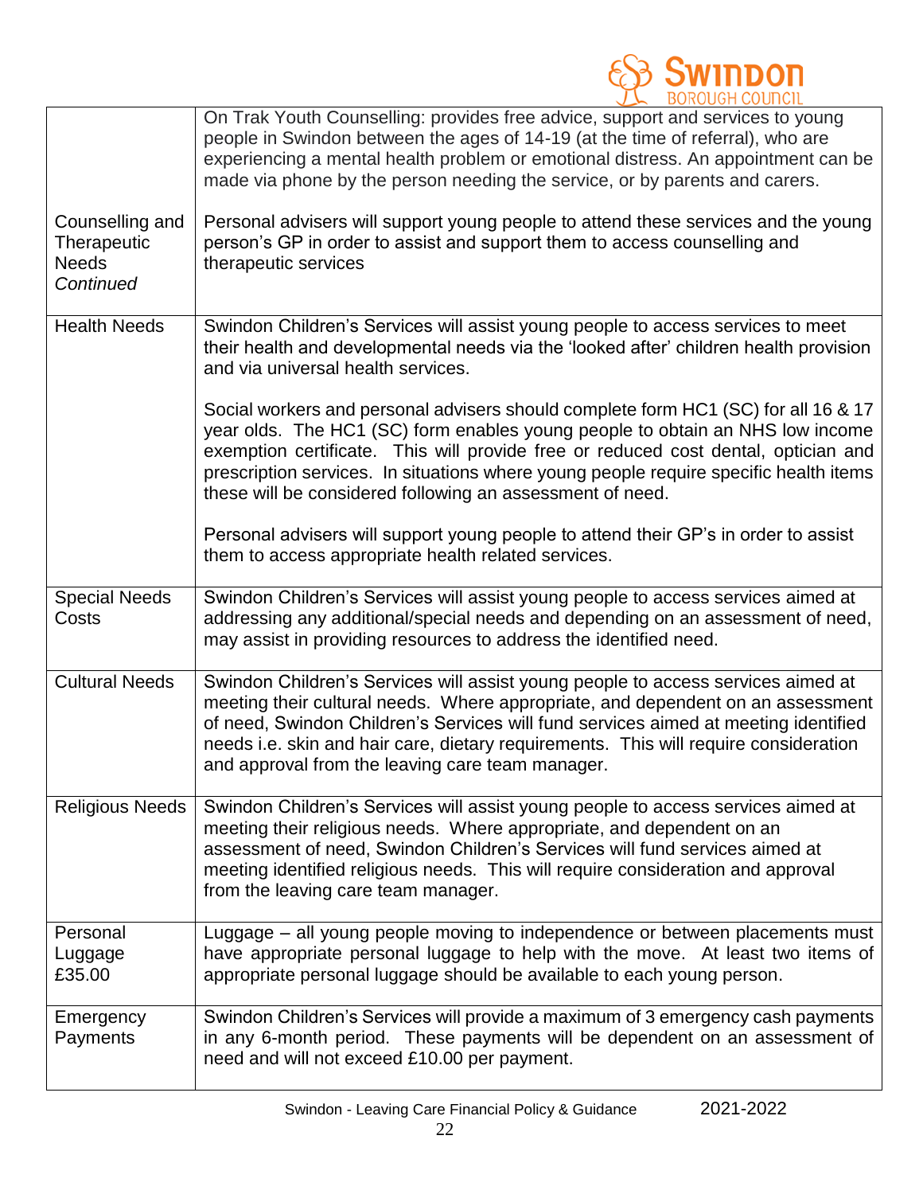| | |
|---|---|
| Counselling and Therapeutic Needs *Continued* | On Trak Youth Counselling: provides free advice, support and services to young people in Swindon between the ages of 14-19 (at the time of referral), who are experiencing a mental health problem or emotional distress. An appointment can be made via phone by the person needing the service, or by parents and carers.<br><br>Personal advisers will support young people to attend these services and the young person's GP in order to assist and support them to access counselling and therapeutic services |
| Health Needs | Swindon Children's Services will assist young people to access services to meet their health and developmental needs via the 'looked after' children health provision and via universal health services.<br><br>Social workers and personal advisers should complete form HC1 (SC) for all 16 & 17 year olds. The HC1 (SC) form enables young people to obtain an NHS low income exemption certificate. This will provide free or reduced cost dental, optician and prescription services. In situations where young people require specific health items these will be considered following an assessment of need.<br><br>Personal advisers will support young people to attend their GP's in order to assist them to access appropriate health related services. |
| Special Needs Costs | Swindon Children's Services will assist young people to access services aimed at addressing any additional/special needs and depending on an assessment of need, may assist in providing resources to address the identified need. |
| Cultural Needs | Swindon Children's Services will assist young people to access services aimed at meeting their cultural needs. Where appropriate, and dependent on an assessment of need, Swindon Children's Services will fund services aimed at meeting identified needs i.e. skin and hair care, dietary requirements. This will require consideration and approval from the leaving care team manager. |
| Religious Needs | Swindon Children's Services will assist young people to access services aimed at meeting their religious needs. Where appropriate, and dependent on an assessment of need, Swindon Children's Services will fund services aimed at meeting identified religious needs. This will require consideration and approval from the leaving care team manager. |
| Personal Luggage £35.00 | Luggage – all young people moving to independence or between placements must have appropriate personal luggage to help with the move. At least two items of appropriate personal luggage should be available to each young person. |
| Emergency Payments | Swindon Children's Services will provide a maximum of 3 emergency cash payments in any 6-month period. These payments will be dependent on an assessment of need and will not exceed £10.00 per payment. |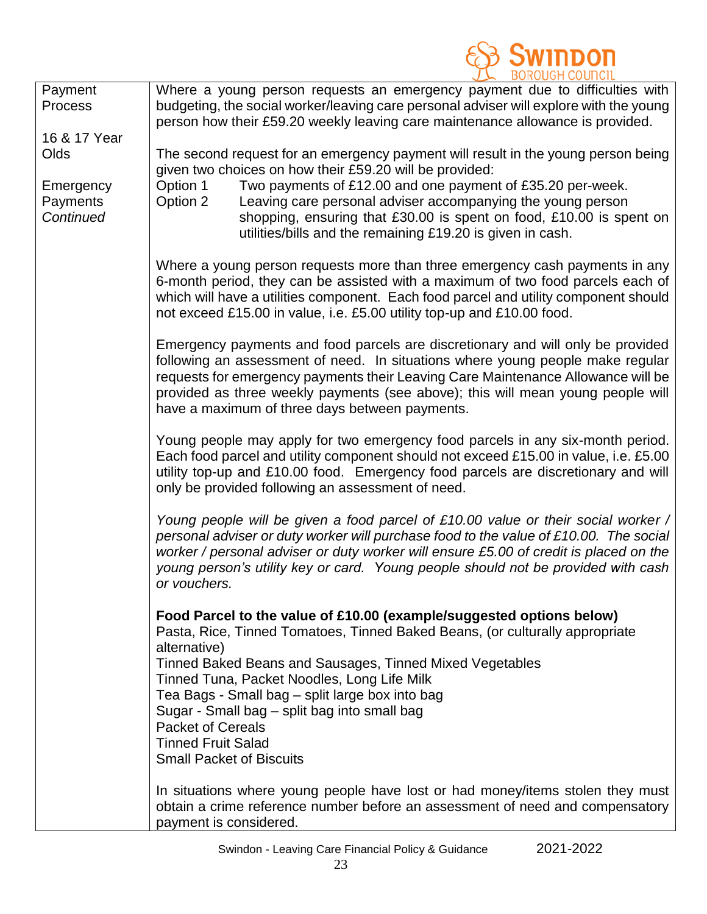| | |
|---|---|
| Payment Process<br><br>16 & 17 Year Olds<br><br>Emergency Payments *Continued* | Where a young person requests an emergency payment due to difficulties with budgeting, the social worker/leaving care personal adviser will explore with the young person how their £59.20 weekly leaving care maintenance allowance is provided.<br><br>The second request for an emergency payment will result in the young person being given two choices on how their £59.20 will be provided:<br>Option 1 Two payments of £12.00 and one payment of £35.20 per-week.<br>Option 2 Leaving care personal adviser accompanying the young person shopping, ensuring that £30.00 is spent on food, £10.00 is spent on utilities/bills and the remaining £19.20 is given in cash.<br><br>Where a young person requests more than three emergency cash payments in any 6-month period, they can be assisted with a maximum of two food parcels each of which will have a utilities component. Each food parcel and utility component should not exceed £15.00 in value, i.e. £5.00 utility top-up and £10.00 food.<br><br>Emergency payments and food parcels are discretionary and will only be provided following an assessment of need. In situations where young people make regular requests for emergency payments their Leaving Care Maintenance Allowance will be provided as three weekly payments (see above); this will mean young people will have a maximum of three days between payments.<br><br>Young people may apply for two emergency food parcels in any six-month period. Each food parcel and utility component should not exceed £15.00 in value, i.e. £5.00 utility top-up and £10.00 food. Emergency food parcels are discretionary and will only be provided following an assessment of need.<br><br>*Young people will be given a food parcel of £10.00 value or their social worker / personal adviser or duty worker will purchase food to the value of £10.00. The social worker / personal adviser or duty worker will ensure £5.00 of credit is placed on the young person's utility key or card. Young people should not be provided with cash or vouchers.*<br><br>**Food Parcel to the value of £10.00 (example/suggested options below)**<br>Pasta, Rice, Tinned Tomatoes, Tinned Baked Beans, (or culturally appropriate alternative)<br>Tinned Baked Beans and Sausages, Tinned Mixed Vegetables<br>Tinned Tuna, Packet Noodles, Long Life Milk<br>Tea Bags - Small bag – split large box into bag<br>Sugar - Small bag – split bag into small bag<br>Packet of Cereals<br>Tinned Fruit Salad<br>Small Packet of Biscuits<br><br>In situations where young people have lost or had money/items stolen they must obtain a crime reference number before an assessment of need and compensatory payment is considered. |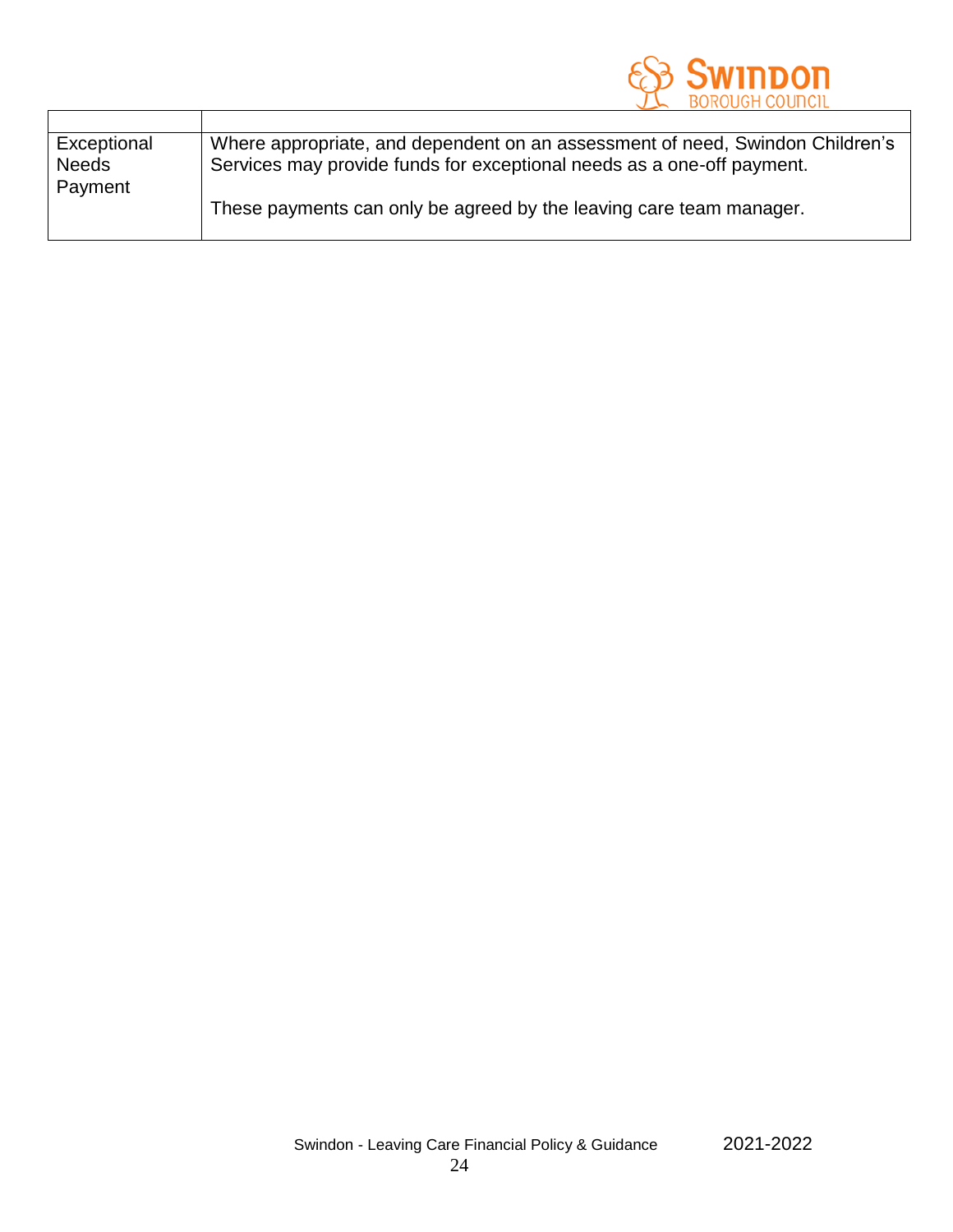| | |
|---|---|
| Exceptional Needs Payment | Where appropriate, and dependent on an assessment of need, Swindon Children's Services may provide funds for exceptional needs as a one-off payment.<br><br>These payments can only be agreed by the leaving care team manager. |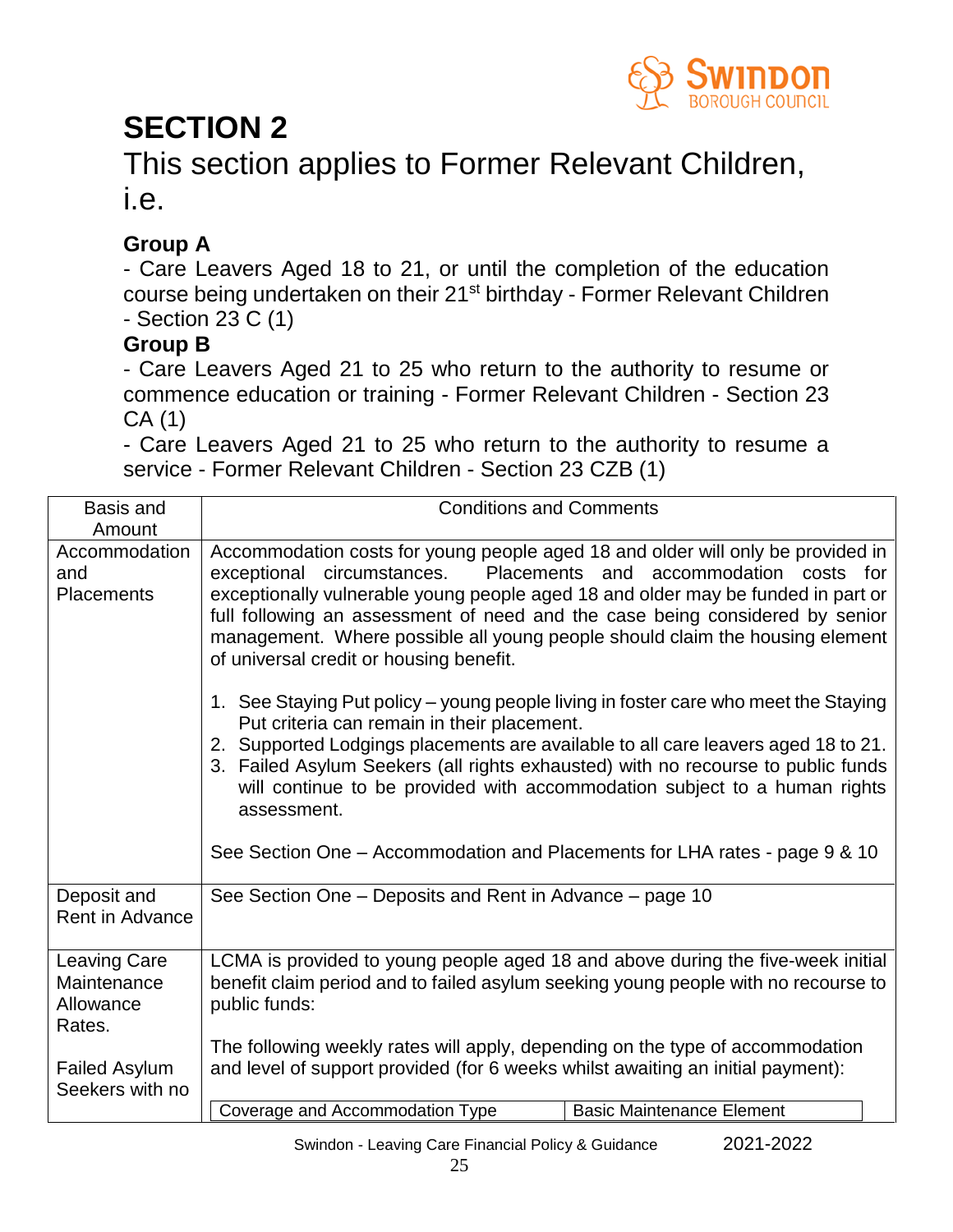# SECTION 2

## This section applies to Former Relevant Children, i.e.

### Group A

- Care Leavers Aged 18 to 21, or until the completion of the education course being undertaken on their 21st birthday - Former Relevant Children - Section 23 C (1)

### Group B

- Care Leavers Aged 21 to 25 who return to the authority to resume or commence education or training - Former Relevant Children - Section 23 CA (1)
- Care Leavers Aged 21 to 25 who return to the authority to resume a service - Former Relevant Children - Section 23 CZB (1)

| Basis and Amount | Conditions and Comments |
|---|---|
| Accommodation and Placements | Accommodation costs for young people aged 18 and older will only be provided in exceptional circumstances. Placements and accommodation costs for exceptionally vulnerable young people aged 18 and older may be funded in part or full following an assessment of need and the case being considered by senior management. Where possible all young people should claim the housing element of universal credit or housing benefit.<br><br>1. See Staying Put policy – young people living in foster care who meet the Staying Put criteria can remain in their placement.<br>2. Supported Lodgings placements are available to all care leavers aged 18 to 21.<br>3. Failed Asylum Seekers (all rights exhausted) with no recourse to public funds will continue to be provided with accommodation subject to a human rights assessment.<br><br>See Section One – Accommodation and Placements for LHA rates - page 9 & 10 |
| Deposit and Rent in Advance | See Section One – Deposits and Rent in Advance – page 10 |
| Leaving Care Maintenance Allowance Rates.<br><br>Failed Asylum Seekers with no | LCMA is provided to young people aged 18 and above during the five-week initial benefit claim period and to failed asylum seeking young people with no recourse to public funds:<br><br>The following weekly rates will apply, depending on the type of accommodation and level of support provided (for 6 weeks whilst awaiting an initial payment):<br><br>Coverage and Accommodation Type \| Basic Maintenance Element |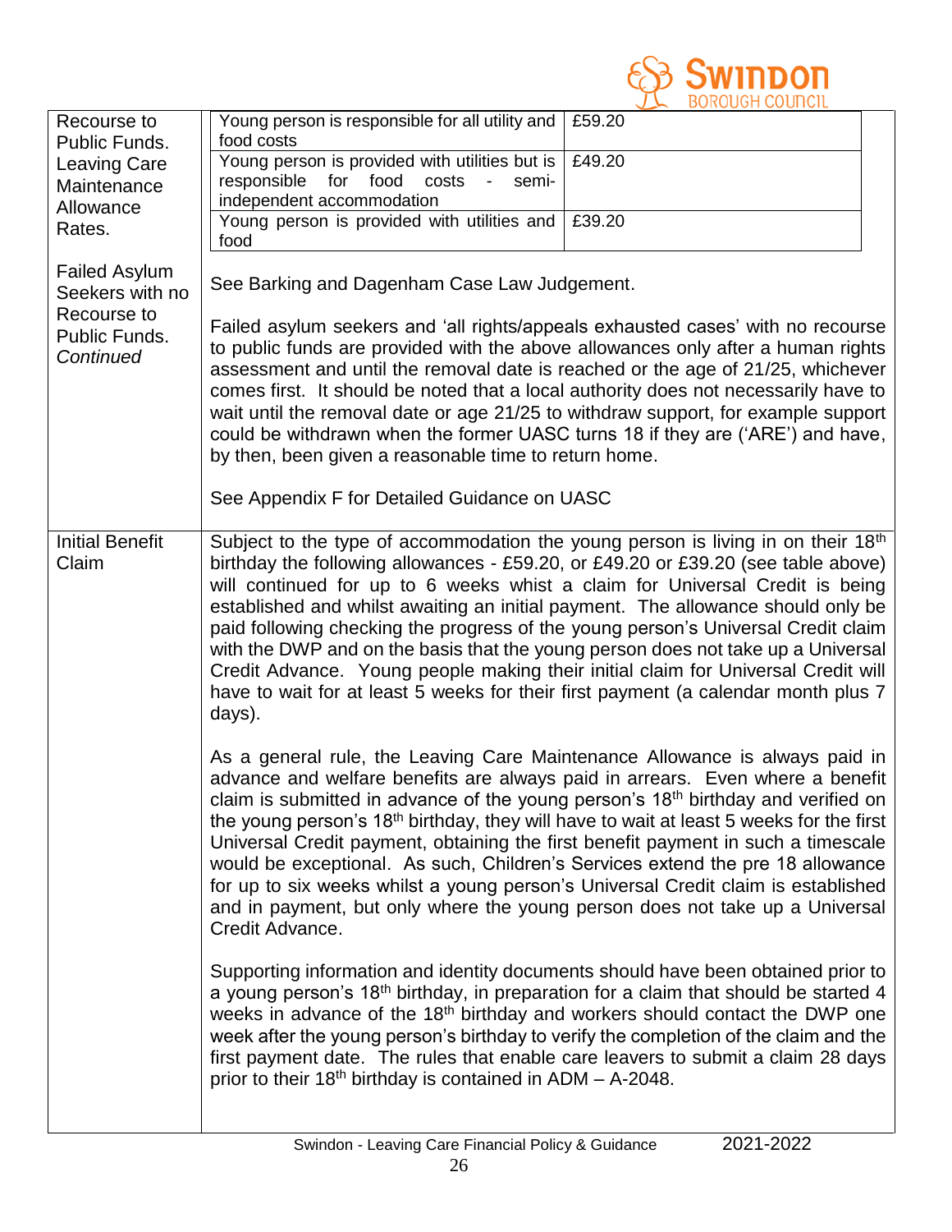| | |
|---|---|
| Recourse to Public Funds. Leaving Care Maintenance Allowance Rates. | Young person is responsible for all utility and food costs — £59.20<br>Young person is provided with utilities but is responsible for food costs - semi-independent accommodation — £49.20<br>Young person is provided with utilities and food — £39.20 |
| Failed Asylum Seekers with no Recourse to Public Funds. *Continued* | See Barking and Dagenham Case Law Judgement.<br><br>Failed asylum seekers and 'all rights/appeals exhausted cases' with no recourse to public funds are provided with the above allowances only after a human rights assessment and until the removal date is reached or the age of 21/25, whichever comes first. It should be noted that a local authority does not necessarily have to wait until the removal date or age 21/25 to withdraw support, for example support could be withdrawn when the former UASC turns 18 if they are ('ARE') and have, by then, been given a reasonable time to return home.<br><br>See Appendix F for Detailed Guidance on UASC |
| Initial Benefit Claim | Subject to the type of accommodation the young person is living in on their 18th birthday the following allowances - £59.20, or £49.20 or £39.20 (see table above) will continued for up to 6 weeks whist a claim for Universal Credit is being established and whilst awaiting an initial payment. The allowance should only be paid following checking the progress of the young person's Universal Credit claim with the DWP and on the basis that the young person does not take up a Universal Credit Advance. Young people making their initial claim for Universal Credit will have to wait for at least 5 weeks for their first payment (a calendar month plus 7 days).<br><br>As a general rule, the Leaving Care Maintenance Allowance is always paid in advance and welfare benefits are always paid in arrears. Even where a benefit claim is submitted in advance of the young person's 18th birthday and verified on the young person's 18th birthday, they will have to wait at least 5 weeks for the first Universal Credit payment, obtaining the first benefit payment in such a timescale would be exceptional. As such, Children's Services extend the pre 18 allowance for up to six weeks whilst a young person's Universal Credit claim is established and in payment, but only where the young person does not take up a Universal Credit Advance.<br><br>Supporting information and identity documents should have been obtained prior to a young person's 18th birthday, in preparation for a claim that should be started 4 weeks in advance of the 18th birthday and workers should contact the DWP one week after the young person's birthday to verify the completion of the claim and the first payment date. The rules that enable care leavers to submit a claim 28 days prior to their 18th birthday is contained in ADM – A-2048. |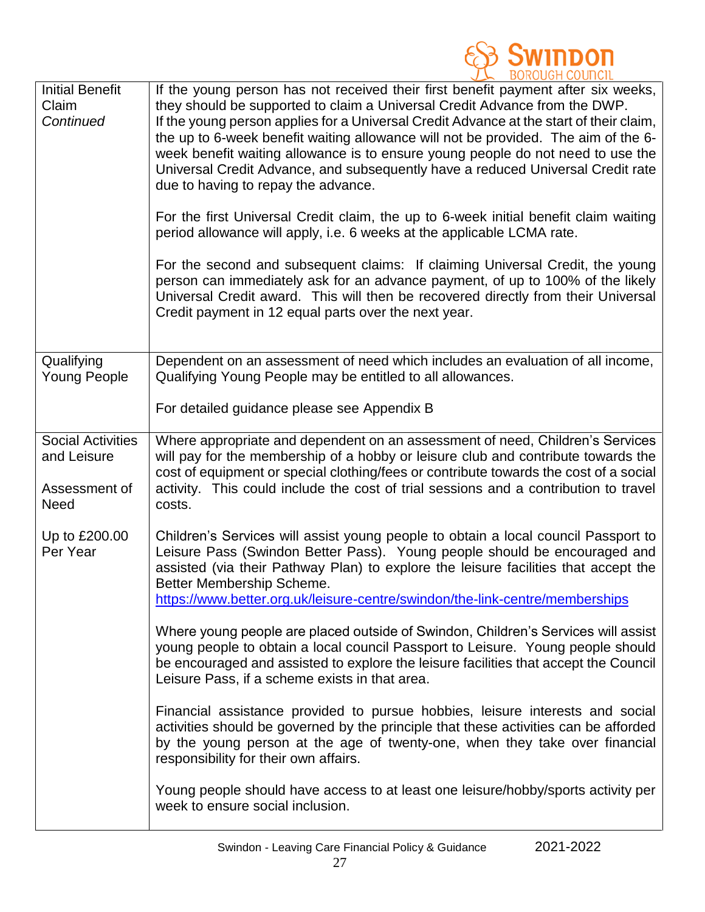| | |
|---|---|
| Initial Benefit Claim *Continued* | If the young person has not received their first benefit payment after six weeks, they should be supported to claim a Universal Credit Advance from the DWP.<br>If the young person applies for a Universal Credit Advance at the start of their claim, the up to 6-week benefit waiting allowance will not be provided. The aim of the 6-week benefit waiting allowance is to ensure young people do not need to use the Universal Credit Advance, and subsequently have a reduced Universal Credit rate due to having to repay the advance.<br><br>For the first Universal Credit claim, the up to 6-week initial benefit claim waiting period allowance will apply, i.e. 6 weeks at the applicable LCMA rate.<br><br>For the second and subsequent claims: If claiming Universal Credit, the young person can immediately ask for an advance payment, of up to 100% of the likely Universal Credit award. This will then be recovered directly from their Universal Credit payment in 12 equal parts over the next year. |
| Qualifying Young People | Dependent on an assessment of need which includes an evaluation of all income, Qualifying Young People may be entitled to all allowances.<br><br>For detailed guidance please see Appendix B |
| Social Activities and Leisure<br><br>Assessment of Need<br><br>Up to £200.00 Per Year | Where appropriate and dependent on an assessment of need, Children's Services will pay for the membership of a hobby or leisure club and contribute towards the cost of equipment or special clothing/fees or contribute towards the cost of a social activity. This could include the cost of trial sessions and a contribution to travel costs.<br><br>Children's Services will assist young people to obtain a local council Passport to Leisure Pass (Swindon Better Pass). Young people should be encouraged and assisted (via their Pathway Plan) to explore the leisure facilities that accept the Better Membership Scheme.<br>https://www.better.org.uk/leisure-centre/swindon/the-link-centre/memberships<br><br>Where young people are placed outside of Swindon, Children's Services will assist young people to obtain a local council Passport to Leisure. Young people should be encouraged and assisted to explore the leisure facilities that accept the Council Leisure Pass, if a scheme exists in that area.<br><br>Financial assistance provided to pursue hobbies, leisure interests and social activities should be governed by the principle that these activities can be afforded by the young person at the age of twenty-one, when they take over financial responsibility for their own affairs.<br><br>Young people should have access to at least one leisure/hobby/sports activity per week to ensure social inclusion. |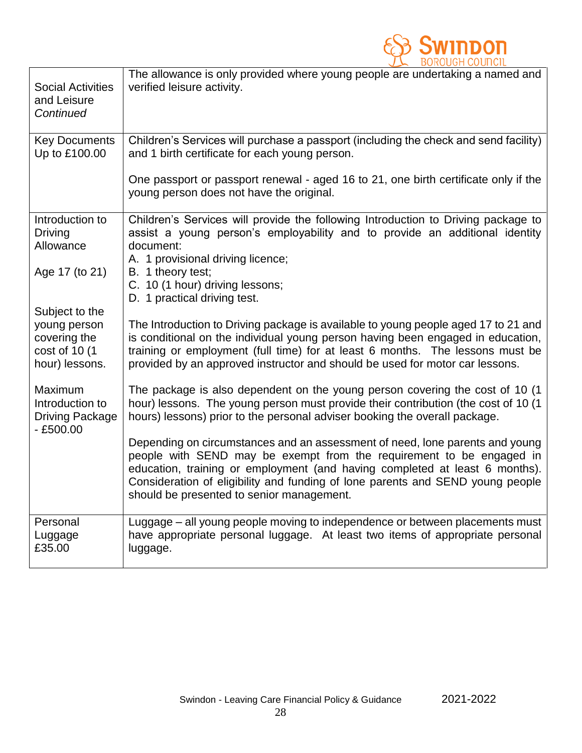| | |
|---|---|
| Social Activities and Leisure *Continued* | The allowance is only provided where young people are undertaking a named and verified leisure activity. |
| Key Documents Up to £100.00 | Children's Services will purchase a passport (including the check and send facility) and 1 birth certificate for each young person.<br><br>One passport or passport renewal - aged 16 to 21, one birth certificate only if the young person does not have the original. |
| Introduction to Driving Allowance<br><br>Age 17 (to 21)<br><br>Subject to the young person covering the cost of 10 (1 hour) lessons.<br><br>Maximum Introduction to Driving Package - £500.00 | Children's Services will provide the following Introduction to Driving package to assist a young person's employability and to provide an additional identity document:<br>A. 1 provisional driving licence;<br>B. 1 theory test;<br>C. 10 (1 hour) driving lessons;<br>D. 1 practical driving test.<br><br>The Introduction to Driving package is available to young people aged 17 to 21 and is conditional on the individual young person having been engaged in education, training or employment (full time) for at least 6 months. The lessons must be provided by an approved instructor and should be used for motor car lessons.<br><br>The package is also dependent on the young person covering the cost of 10 (1 hour) lessons. The young person must provide their contribution (the cost of 10 (1 hours) lessons) prior to the personal adviser booking the overall package.<br><br>Depending on circumstances and an assessment of need, lone parents and young people with SEND may be exempt from the requirement to be engaged in education, training or employment (and having completed at least 6 months). Consideration of eligibility and funding of lone parents and SEND young people should be presented to senior management. |
| Personal Luggage £35.00 | Luggage – all young people moving to independence or between placements must have appropriate personal luggage. At least two items of appropriate personal luggage. |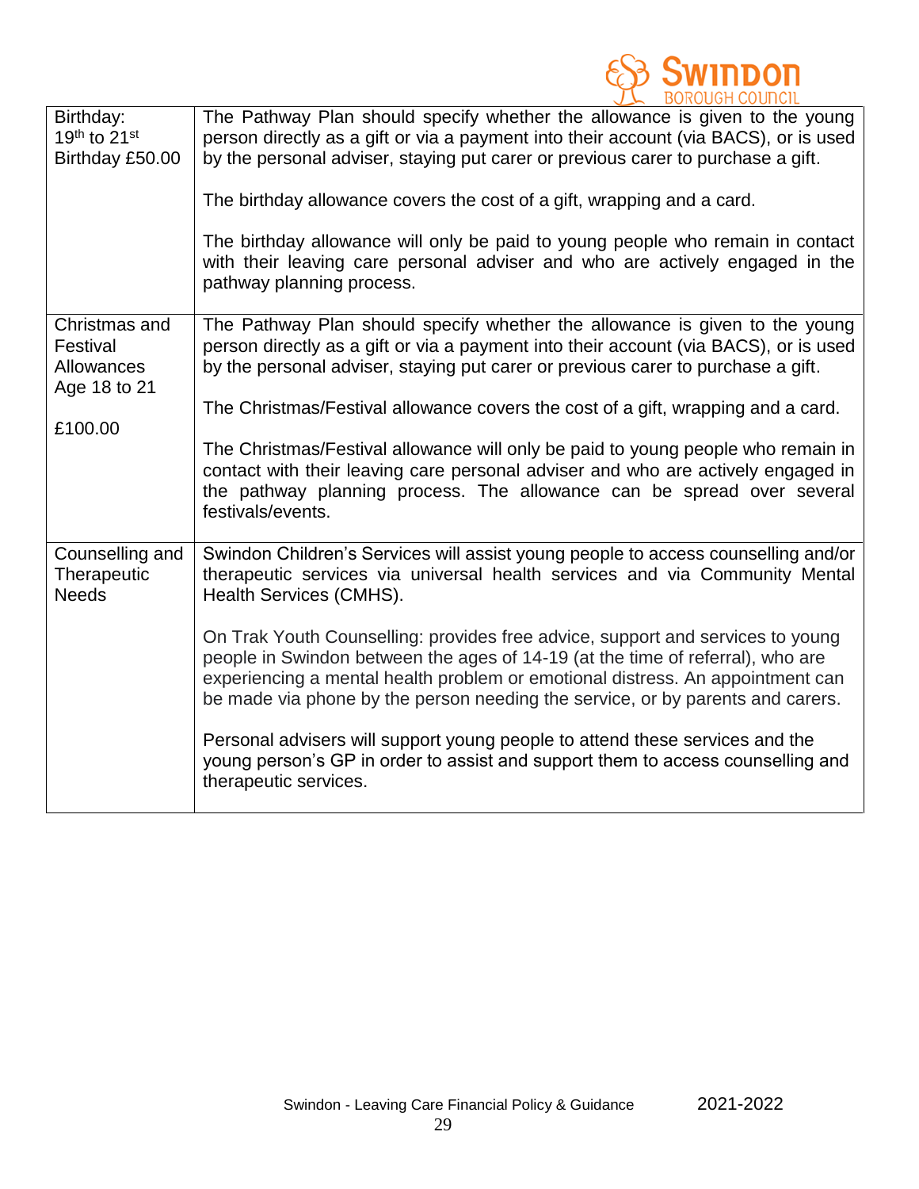| Birthday: 19th to 21st Birthday £50.00 | The Pathway Plan should specify whether the allowance is given to the young person directly as a gift or via a payment into their account (via BACS), or is used by the personal adviser, staying put carer or previous carer to purchase a gift.<br><br>The birthday allowance covers the cost of a gift, wrapping and a card.<br><br>The birthday allowance will only be paid to young people who remain in contact with their leaving care personal adviser and who are actively engaged in the pathway planning process. |
|---|---|
| Christmas and Festival Allowances Age 18 to 21<br><br>£100.00 | The Pathway Plan should specify whether the allowance is given to the young person directly as a gift or via a payment into their account (via BACS), or is used by the personal adviser, staying put carer or previous carer to purchase a gift.<br><br>The Christmas/Festival allowance covers the cost of a gift, wrapping and a card.<br><br>The Christmas/Festival allowance will only be paid to young people who remain in contact with their leaving care personal adviser and who are actively engaged in the pathway planning process. The allowance can be spread over several festivals/events. |
| Counselling and Therapeutic Needs | Swindon Children's Services will assist young people to access counselling and/or therapeutic services via universal health services and via Community Mental Health Services (CMHS).<br><br>On Trak Youth Counselling: provides free advice, support and services to young people in Swindon between the ages of 14-19 (at the time of referral), who are experiencing a mental health problem or emotional distress. An appointment can be made via phone by the person needing the service, or by parents and carers.<br><br>Personal advisers will support young people to attend these services and the young person's GP in order to assist and support them to access counselling and therapeutic services. |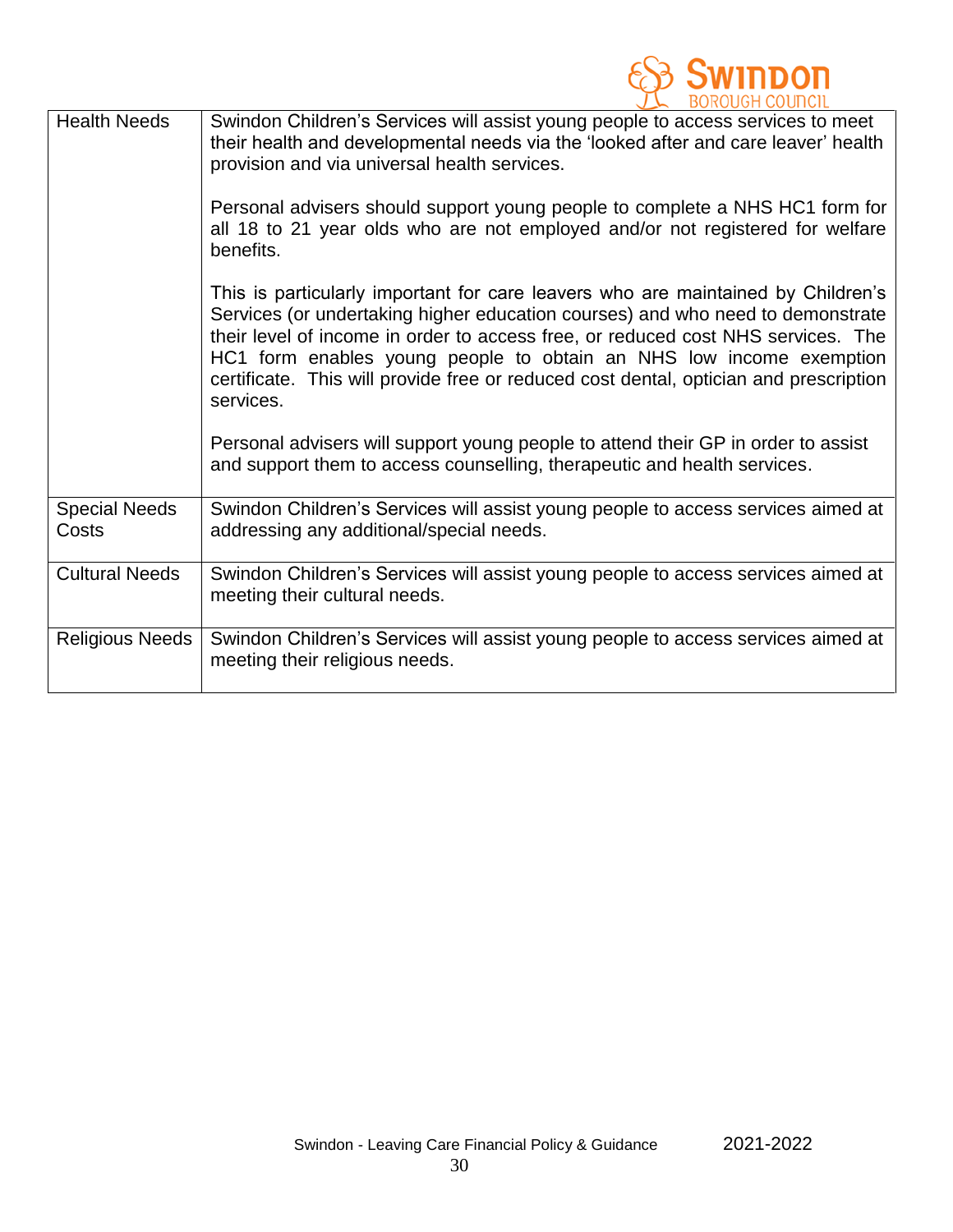| | |
|---|---|
| Health Needs | Swindon Children's Services will assist young people to access services to meet their health and developmental needs via the 'looked after and care leaver' health provision and via universal health services.<br><br>Personal advisers should support young people to complete a NHS HC1 form for all 18 to 21 year olds who are not employed and/or not registered for welfare benefits.<br><br>This is particularly important for care leavers who are maintained by Children's Services (or undertaking higher education courses) and who need to demonstrate their level of income in order to access free, or reduced cost NHS services. The HC1 form enables young people to obtain an NHS low income exemption certificate. This will provide free or reduced cost dental, optician and prescription services.<br><br>Personal advisers will support young people to attend their GP in order to assist and support them to access counselling, therapeutic and health services. |
| Special Needs Costs | Swindon Children's Services will assist young people to access services aimed at addressing any additional/special needs. |
| Cultural Needs | Swindon Children's Services will assist young people to access services aimed at meeting their cultural needs. |
| Religious Needs | Swindon Children's Services will assist young people to access services aimed at meeting their religious needs. |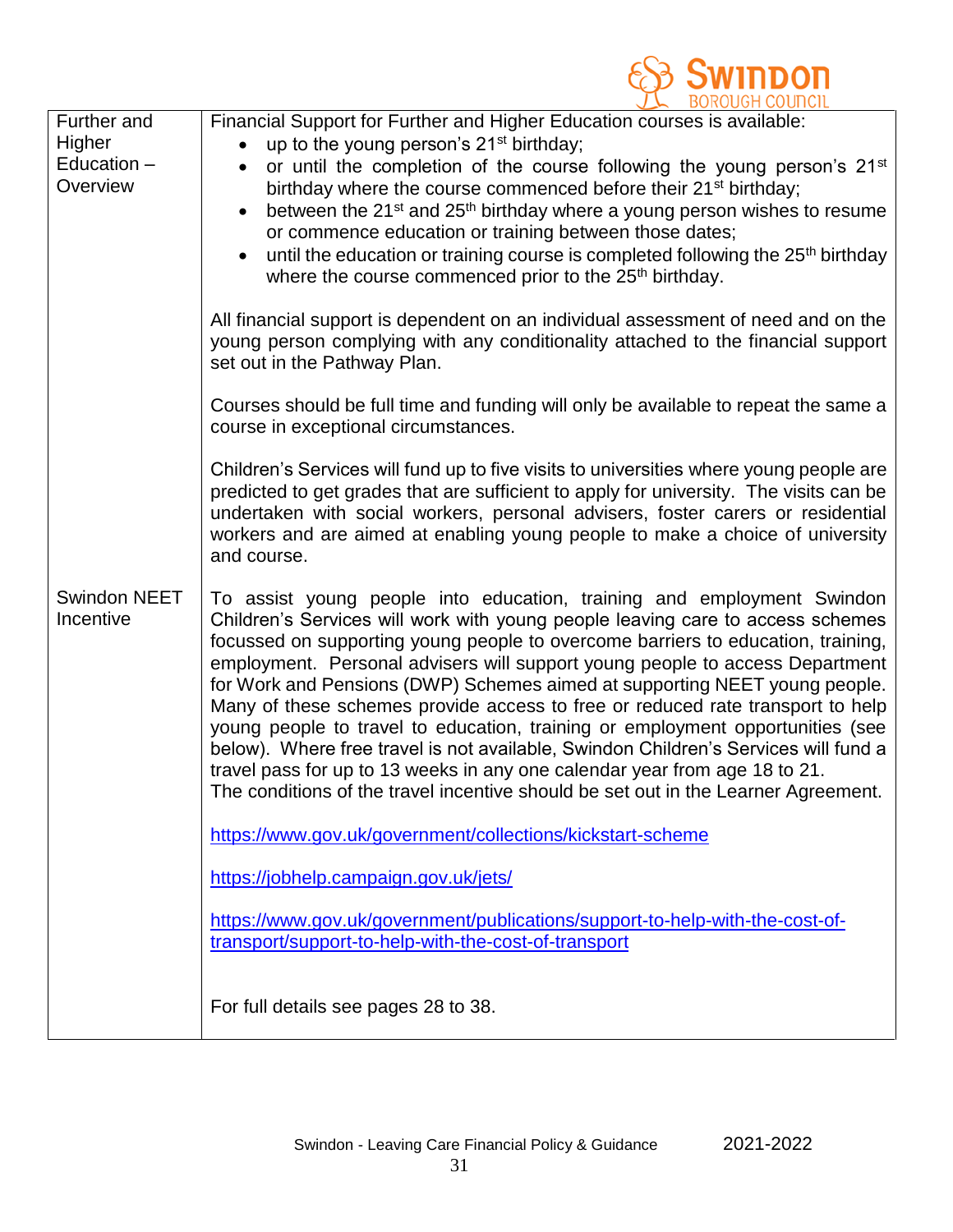| | |
|---|---|
| Further and Higher Education – Overview | Financial Support for Further and Higher Education courses is available:<br>• up to the young person's 21st birthday;<br>• or until the completion of the course following the young person's 21st birthday where the course commenced before their 21st birthday;<br>• between the 21st and 25th birthday where a young person wishes to resume or commence education or training between those dates;<br>• until the education or training course is completed following the 25th birthday where the course commenced prior to the 25th birthday.<br><br>All financial support is dependent on an individual assessment of need and on the young person complying with any conditionality attached to the financial support set out in the Pathway Plan.<br><br>Courses should be full time and funding will only be available to repeat the same a course in exceptional circumstances.<br><br>Children's Services will fund up to five visits to universities where young people are predicted to get grades that are sufficient to apply for university. The visits can be undertaken with social workers, personal advisers, foster carers or residential workers and are aimed at enabling young people to make a choice of university and course. |
| Swindon NEET Incentive | To assist young people into education, training and employment Swindon Children's Services will work with young people leaving care to access schemes focussed on supporting young people to overcome barriers to education, training, employment. Personal advisers will support young people to access Department for Work and Pensions (DWP) Schemes aimed at supporting NEET young people. Many of these schemes provide access to free or reduced rate transport to help young people to travel to education, training or employment opportunities (see below). Where free travel is not available, Swindon Children's Services will fund a travel pass for up to 13 weeks in any one calendar year from age 18 to 21.<br>The conditions of the travel incentive should be set out in the Learner Agreement.<br><br>https://www.gov.uk/government/collections/kickstart-scheme<br><br>https://jobhelp.campaign.gov.uk/jets/<br><br>https://www.gov.uk/government/publications/support-to-help-with-the-cost-of-transport/support-to-help-with-the-cost-of-transport<br><br>For full details see pages 28 to 38. |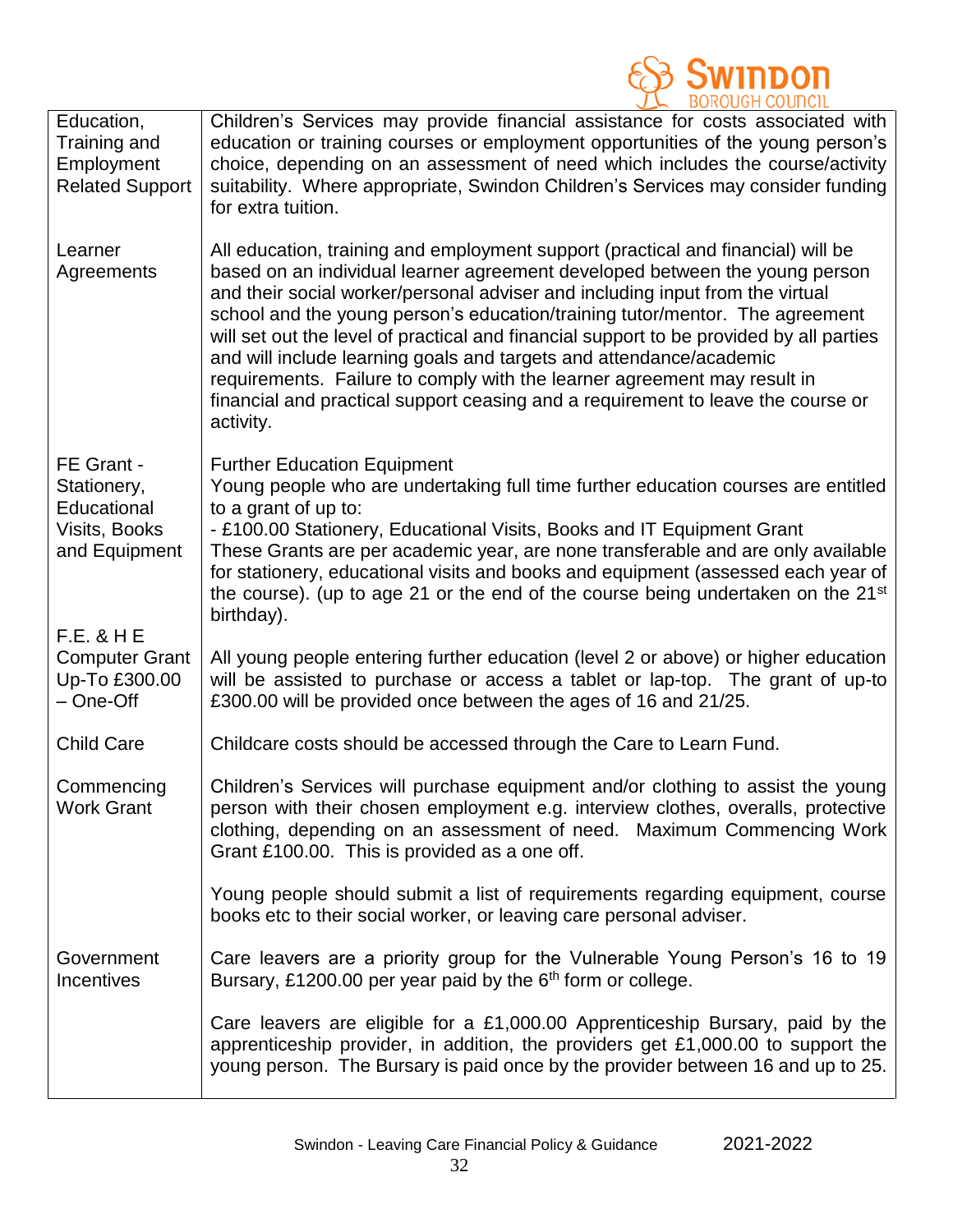| | |
|---|---|
| Education, Training and Employment Related Support | Children's Services may provide financial assistance for costs associated with education or training courses or employment opportunities of the young person's choice, depending on an assessment of need which includes the course/activity suitability. Where appropriate, Swindon Children's Services may consider funding for extra tuition. |
| Learner Agreements | All education, training and employment support (practical and financial) will be based on an individual learner agreement developed between the young person and their social worker/personal adviser and including input from the virtual school and the young person's education/training tutor/mentor. The agreement will set out the level of practical and financial support to be provided by all parties and will include learning goals and targets and attendance/academic requirements. Failure to comply with the learner agreement may result in financial and practical support ceasing and a requirement to leave the course or activity. |
| FE Grant - Stationery, Educational Visits, Books and Equipment | Further Education Equipment<br>Young people who are undertaking full time further education courses are entitled to a grant of up to:<br>- £100.00 Stationery, Educational Visits, Books and IT Equipment Grant<br>These Grants are per academic year, are none transferable and are only available for stationery, educational visits and books and equipment (assessed each year of the course). (up to age 21 or the end of the course being undertaken on the 21st birthday). |
| F.E. & H E Computer Grant Up-To £300.00 – One-Off | All young people entering further education (level 2 or above) or higher education will be assisted to purchase or access a tablet or lap-top. The grant of up-to £300.00 will be provided once between the ages of 16 and 21/25. |
| Child Care | Childcare costs should be accessed through the Care to Learn Fund. |
| Commencing Work Grant | Children's Services will purchase equipment and/or clothing to assist the young person with their chosen employment e.g. interview clothes, overalls, protective clothing, depending on an assessment of need. Maximum Commencing Work Grant £100.00. This is provided as a one off.<br><br>Young people should submit a list of requirements regarding equipment, course books etc to their social worker, or leaving care personal adviser. |
| Government Incentives | Care leavers are a priority group for the Vulnerable Young Person's 16 to 19 Bursary, £1200.00 per year paid by the 6th form or college.<br><br>Care leavers are eligible for a £1,000.00 Apprenticeship Bursary, paid by the apprenticeship provider, in addition, the providers get £1,000.00 to support the young person. The Bursary is paid once by the provider between 16 and up to 25. |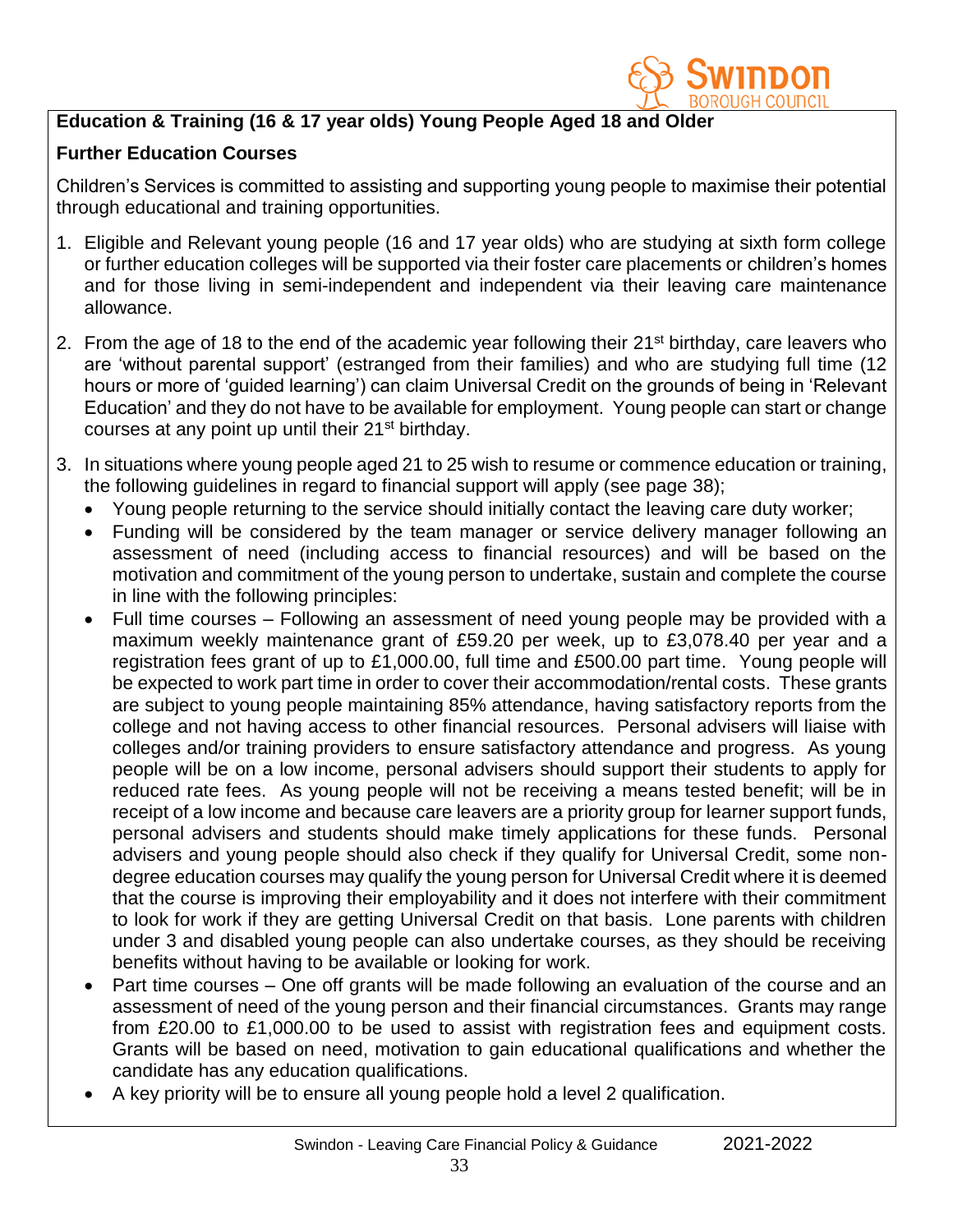**Education & Training (16 & 17 year olds) Young People Aged 18 and Older**

**Further Education Courses**

Children's Services is committed to assisting and supporting young people to maximise their potential through educational and training opportunities.

1. Eligible and Relevant young people (16 and 17 year olds) who are studying at sixth form college or further education colleges will be supported via their foster care placements or children's homes and for those living in semi-independent and independent via their leaving care maintenance allowance.
2. From the age of 18 to the end of the academic year following their 21st birthday, care leavers who are 'without parental support' (estranged from their families) and who are studying full time (12 hours or more of 'guided learning') can claim Universal Credit on the grounds of being in 'Relevant Education' and they do not have to be available for employment. Young people can start or change courses at any point up until their 21st birthday.
3. In situations where young people aged 21 to 25 wish to resume or commence education or training, the following guidelines in regard to financial support will apply (see page 38);
   - Young people returning to the service should initially contact the leaving care duty worker;
   - Funding will be considered by the team manager or service delivery manager following an assessment of need (including access to financial resources) and will be based on the motivation and commitment of the young person to undertake, sustain and complete the course in line with the following principles:
   - Full time courses – Following an assessment of need young people may be provided with a maximum weekly maintenance grant of £59.20 per week, up to £3,078.40 per year and a registration fees grant of up to £1,000.00, full time and £500.00 part time. Young people will be expected to work part time in order to cover their accommodation/rental costs. These grants are subject to young people maintaining 85% attendance, having satisfactory reports from the college and not having access to other financial resources. Personal advisers will liaise with colleges and/or training providers to ensure satisfactory attendance and progress. As young people will be on a low income, personal advisers should support their students to apply for reduced rate fees. As young people will not be receiving a means tested benefit; will be in receipt of a low income and because care leavers are a priority group for learner support funds, personal advisers and students should make timely applications for these funds. Personal advisers and young people should also check if they qualify for Universal Credit, some non-degree education courses may qualify the young person for Universal Credit where it is deemed that the course is improving their employability and it does not interfere with their commitment to look for work if they are getting Universal Credit on that basis. Lone parents with children under 3 and disabled young people can also undertake courses, as they should be receiving benefits without having to be available or looking for work.
   - Part time courses – One off grants will be made following an evaluation of the course and an assessment of need of the young person and their financial circumstances. Grants may range from £20.00 to £1,000.00 to be used to assist with registration fees and equipment costs. Grants will be based on need, motivation to gain educational qualifications and whether the candidate has any education qualifications.
   - A key priority will be to ensure all young people hold a level 2 qualification.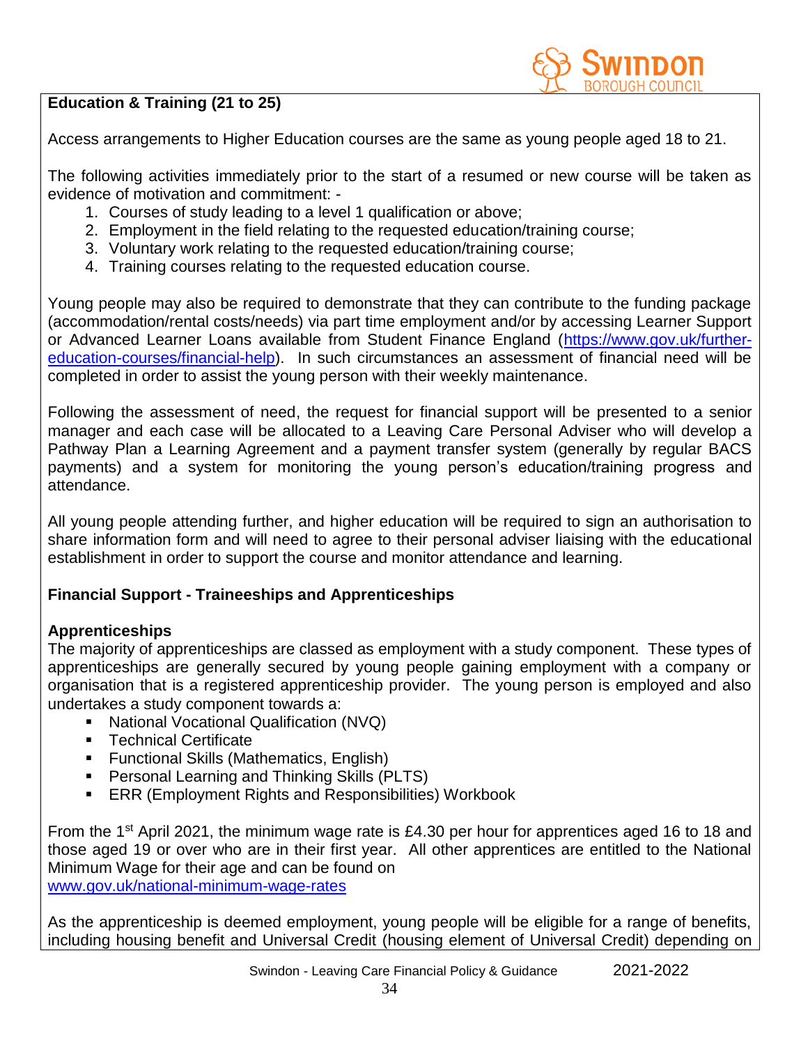**Education & Training (21 to 25)**

Access arrangements to Higher Education courses are the same as young people aged 18 to 21.

The following activities immediately prior to the start of a resumed or new course will be taken as evidence of motivation and commitment: -

1. Courses of study leading to a level 1 qualification or above;
2. Employment in the field relating to the requested education/training course;
3. Voluntary work relating to the requested education/training course;
4. Training courses relating to the requested education course.

Young people may also be required to demonstrate that they can contribute to the funding package (accommodation/rental costs/needs) via part time employment and/or by accessing Learner Support or Advanced Learner Loans available from Student Finance England (https://www.gov.uk/further-education-courses/financial-help). In such circumstances an assessment of financial need will be completed in order to assist the young person with their weekly maintenance.

Following the assessment of need, the request for financial support will be presented to a senior manager and each case will be allocated to a Leaving Care Personal Adviser who will develop a Pathway Plan a Learning Agreement and a payment transfer system (generally by regular BACS payments) and a system for monitoring the young person's education/training progress and attendance.

All young people attending further, and higher education will be required to sign an authorisation to share information form and will need to agree to their personal adviser liaising with the educational establishment in order to support the course and monitor attendance and learning.

**Financial Support - Traineeships and Apprenticeships**

**Apprenticeships**

The majority of apprenticeships are classed as employment with a study component. These types of apprenticeships are generally secured by young people gaining employment with a company or organisation that is a registered apprenticeship provider. The young person is employed and also undertakes a study component towards a:

- National Vocational Qualification (NVQ)
- Technical Certificate
- Functional Skills (Mathematics, English)
- Personal Learning and Thinking Skills (PLTS)
- ERR (Employment Rights and Responsibilities) Workbook

From the 1st April 2021, the minimum wage rate is £4.30 per hour for apprentices aged 16 to 18 and those aged 19 or over who are in their first year. All other apprentices are entitled to the National Minimum Wage for their age and can be found on www.gov.uk/national-minimum-wage-rates

As the apprenticeship is deemed employment, young people will be eligible for a range of benefits, including housing benefit and Universal Credit (housing element of Universal Credit) depending on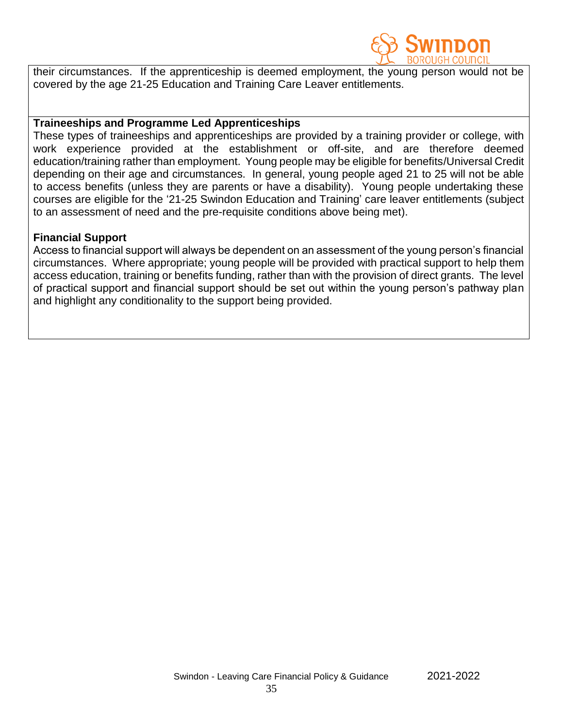their circumstances. If the apprenticeship is deemed employment, the young person would not be covered by the age 21-25 Education and Training Care Leaver entitlements.

**Traineeships and Programme Led Apprenticeships**

These types of traineeships and apprenticeships are provided by a training provider or college, with work experience provided at the establishment or off-site, and are therefore deemed education/training rather than employment. Young people may be eligible for benefits/Universal Credit depending on their age and circumstances. In general, young people aged 21 to 25 will not be able to access benefits (unless they are parents or have a disability). Young people undertaking these courses are eligible for the '21-25 Swindon Education and Training' care leaver entitlements (subject to an assessment of need and the pre-requisite conditions above being met).

**Financial Support**

Access to financial support will always be dependent on an assessment of the young person's financial circumstances. Where appropriate; young people will be provided with practical support to help them access education, training or benefits funding, rather than with the provision of direct grants. The level of practical support and financial support should be set out within the young person's pathway plan and highlight any conditionality to the support being provided.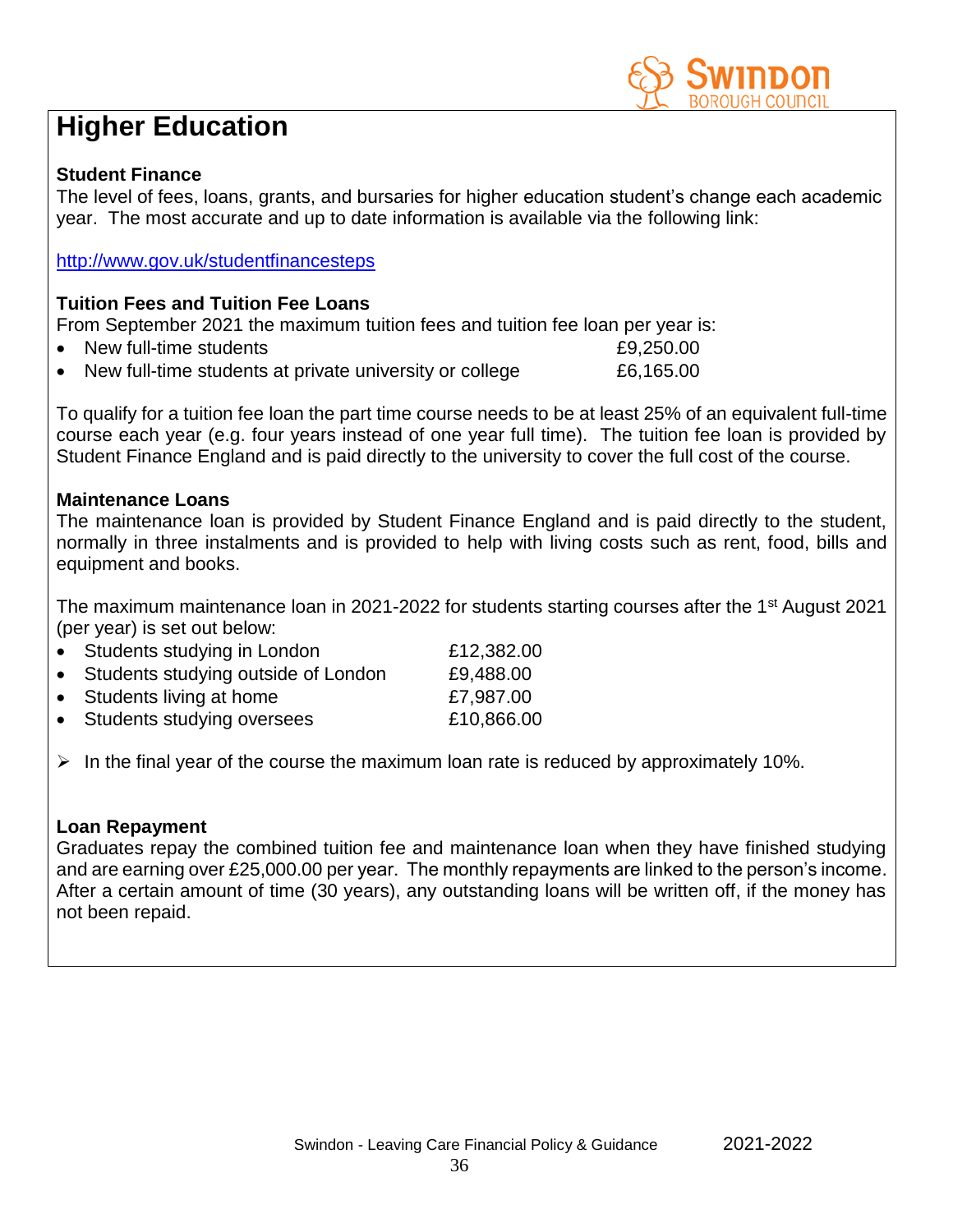# Higher Education

### Student Finance

The level of fees, loans, grants, and bursaries for higher education student's change each academic year. The most accurate and up to date information is available via the following link:

http://www.gov.uk/studentfinancesteps

### Tuition Fees and Tuition Fee Loans

From September 2021 the maximum tuition fees and tuition fee loan per year is:

- New full-time students £9,250.00
- New full-time students at private university or college £6,165.00

To qualify for a tuition fee loan the part time course needs to be at least 25% of an equivalent full-time course each year (e.g. four years instead of one year full time). The tuition fee loan is provided by Student Finance England and is paid directly to the university to cover the full cost of the course.

### Maintenance Loans

The maintenance loan is provided by Student Finance England and is paid directly to the student, normally in three instalments and is provided to help with living costs such as rent, food, bills and equipment and books.

The maximum maintenance loan in 2021-2022 for students starting courses after the 1st August 2021 (per year) is set out below:

- Students studying in London £12,382.00
- Students studying outside of London £9,488.00
- Students living at home £7,987.00
- Students studying oversees £10,866.00

- In the final year of the course the maximum loan rate is reduced by approximately 10%.

### Loan Repayment

Graduates repay the combined tuition fee and maintenance loan when they have finished studying and are earning over £25,000.00 per year. The monthly repayments are linked to the person's income. After a certain amount of time (30 years), any outstanding loans will be written off, if the money has not been repaid.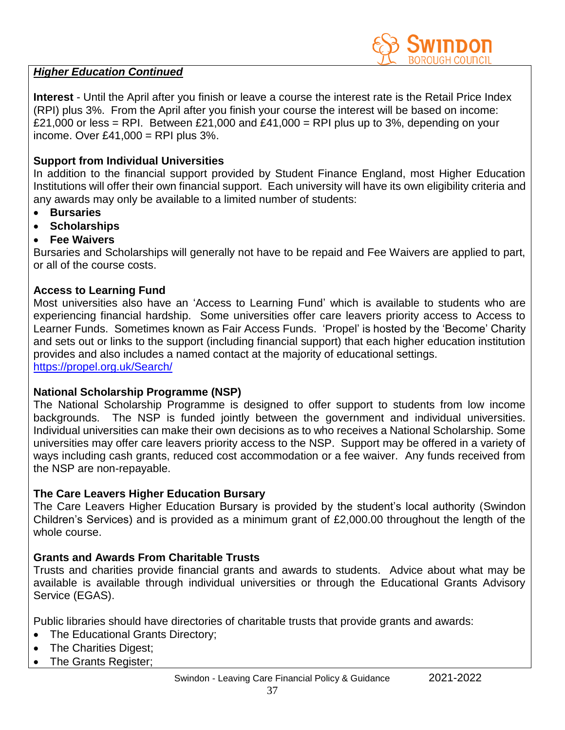***Higher Education Continued***

**Interest** - Until the April after you finish or leave a course the interest rate is the Retail Price Index (RPI) plus 3%. From the April after you finish your course the interest will be based on income: £21,000 or less = RPI. Between £21,000 and £41,000 = RPI plus up to 3%, depending on your income. Over £41,000 = RPI plus 3%.

**Support from Individual Universities**

In addition to the financial support provided by Student Finance England, most Higher Education Institutions will offer their own financial support. Each university will have its own eligibility criteria and any awards may only be available to a limited number of students:

- **Bursaries**
- **Scholarships**
- **Fee Waivers**

Bursaries and Scholarships will generally not have to be repaid and Fee Waivers are applied to part, or all of the course costs.

**Access to Learning Fund**

Most universities also have an 'Access to Learning Fund' which is available to students who are experiencing financial hardship. Some universities offer care leavers priority access to Access to Learner Funds. Sometimes known as Fair Access Funds. 'Propel' is hosted by the 'Become' Charity and sets out or links to the support (including financial support) that each higher education institution provides and also includes a named contact at the majority of educational settings.
https://propel.org.uk/Search/

**National Scholarship Programme (NSP)**

The National Scholarship Programme is designed to offer support to students from low income backgrounds. The NSP is funded jointly between the government and individual universities. Individual universities can make their own decisions as to who receives a National Scholarship. Some universities may offer care leavers priority access to the NSP. Support may be offered in a variety of ways including cash grants, reduced cost accommodation or a fee waiver. Any funds received from the NSP are non-repayable.

**The Care Leavers Higher Education Bursary**

The Care Leavers Higher Education Bursary is provided by the student's local authority (Swindon Children's Services) and is provided as a minimum grant of £2,000.00 throughout the length of the whole course.

**Grants and Awards From Charitable Trusts**

Trusts and charities provide financial grants and awards to students. Advice about what may be available is available through individual universities or through the Educational Grants Advisory Service (EGAS).

Public libraries should have directories of charitable trusts that provide grants and awards:

- The Educational Grants Directory;
- The Charities Digest;
- The Grants Register;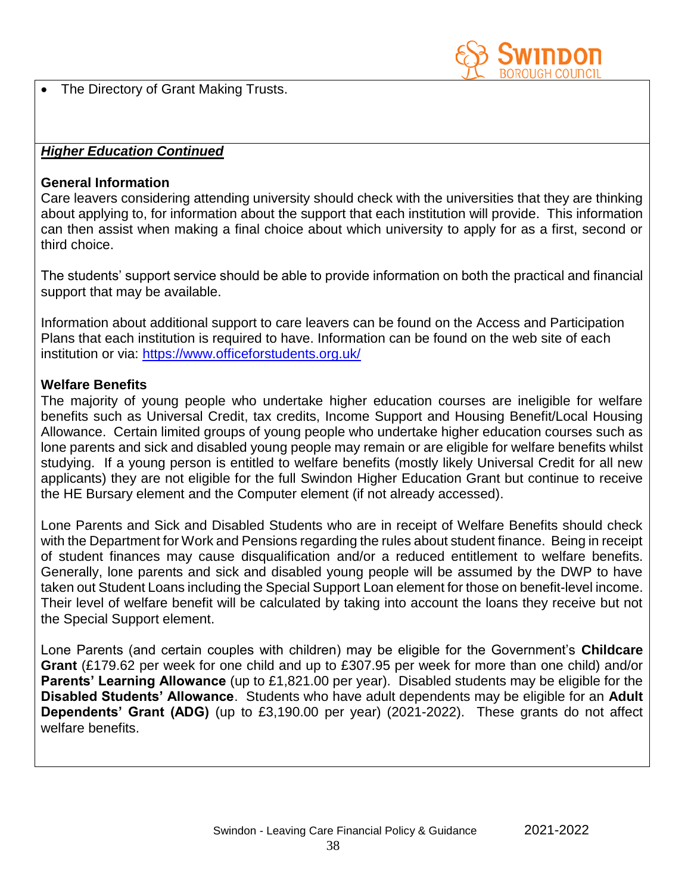- The Directory of Grant Making Trusts.

***Higher Education Continued***

**General Information**

Care leavers considering attending university should check with the universities that they are thinking about applying to, for information about the support that each institution will provide. This information can then assist when making a final choice about which university to apply for as a first, second or third choice.

The students' support service should be able to provide information on both the practical and financial support that may be available.

Information about additional support to care leavers can be found on the Access and Participation Plans that each institution is required to have. Information can be found on the web site of each institution or via: https://www.officeforstudents.org.uk/

**Welfare Benefits**

The majority of young people who undertake higher education courses are ineligible for welfare benefits such as Universal Credit, tax credits, Income Support and Housing Benefit/Local Housing Allowance. Certain limited groups of young people who undertake higher education courses such as lone parents and sick and disabled young people may remain or are eligible for welfare benefits whilst studying. If a young person is entitled to welfare benefits (mostly likely Universal Credit for all new applicants) they are not eligible for the full Swindon Higher Education Grant but continue to receive the HE Bursary element and the Computer element (if not already accessed).

Lone Parents and Sick and Disabled Students who are in receipt of Welfare Benefits should check with the Department for Work and Pensions regarding the rules about student finance. Being in receipt of student finances may cause disqualification and/or a reduced entitlement to welfare benefits. Generally, lone parents and sick and disabled young people will be assumed by the DWP to have taken out Student Loans including the Special Support Loan element for those on benefit-level income. Their level of welfare benefit will be calculated by taking into account the loans they receive but not the Special Support element.

Lone Parents (and certain couples with children) may be eligible for the Government's **Childcare Grant** (£179.62 per week for one child and up to £307.95 per week for more than one child) and/or **Parents' Learning Allowance** (up to £1,821.00 per year). Disabled students may be eligible for the **Disabled Students' Allowance**. Students who have adult dependents may be eligible for an **Adult Dependents' Grant (ADG)** (up to £3,190.00 per year) (2021-2022). These grants do not affect welfare benefits.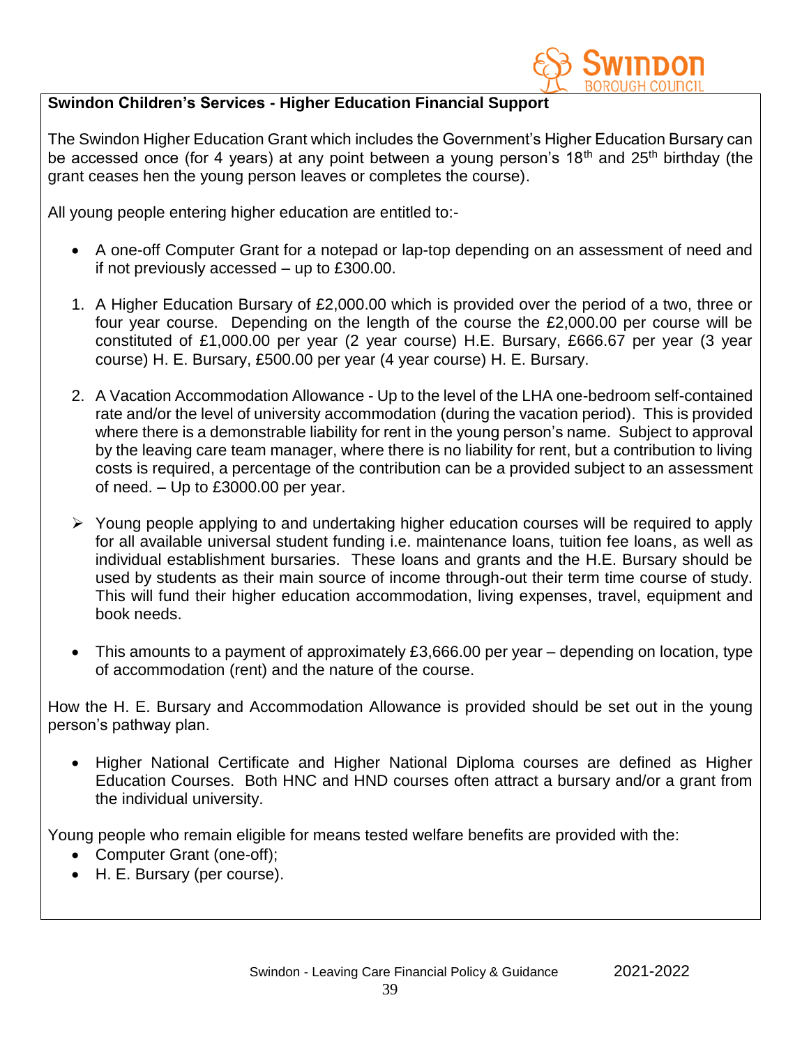## Swindon Children's Services - Higher Education Financial Support

The Swindon Higher Education Grant which includes the Government's Higher Education Bursary can be accessed once (for 4 years) at any point between a young person's 18th and 25th birthday (the grant ceases hen the young person leaves or completes the course).

All young people entering higher education are entitled to:-

- A one-off Computer Grant for a notepad or lap-top depending on an assessment of need and if not previously accessed – up to £300.00.

1. A Higher Education Bursary of £2,000.00 which is provided over the period of a two, three or four year course. Depending on the length of the course the £2,000.00 per course will be constituted of £1,000.00 per year (2 year course) H.E. Bursary, £666.67 per year (3 year course) H. E. Bursary, £500.00 per year (4 year course) H. E. Bursary.

2. A Vacation Accommodation Allowance - Up to the level of the LHA one-bedroom self-contained rate and/or the level of university accommodation (during the vacation period). This is provided where there is a demonstrable liability for rent in the young person's name. Subject to approval by the leaving care team manager, where there is no liability for rent, but a contribution to living costs is required, a percentage of the contribution can be a provided subject to an assessment of need. – Up to £3000.00 per year.

- Young people applying to and undertaking higher education courses will be required to apply for all available universal student funding i.e. maintenance loans, tuition fee loans, as well as individual establishment bursaries. These loans and grants and the H.E. Bursary should be used by students as their main source of income through-out their term time course of study. This will fund their higher education accommodation, living expenses, travel, equipment and book needs.

- This amounts to a payment of approximately £3,666.00 per year – depending on location, type of accommodation (rent) and the nature of the course.

How the H. E. Bursary and Accommodation Allowance is provided should be set out in the young person's pathway plan.

- Higher National Certificate and Higher National Diploma courses are defined as Higher Education Courses. Both HNC and HND courses often attract a bursary and/or a grant from the individual university.

Young people who remain eligible for means tested welfare benefits are provided with the:

- Computer Grant (one-off);
- H. E. Bursary (per course).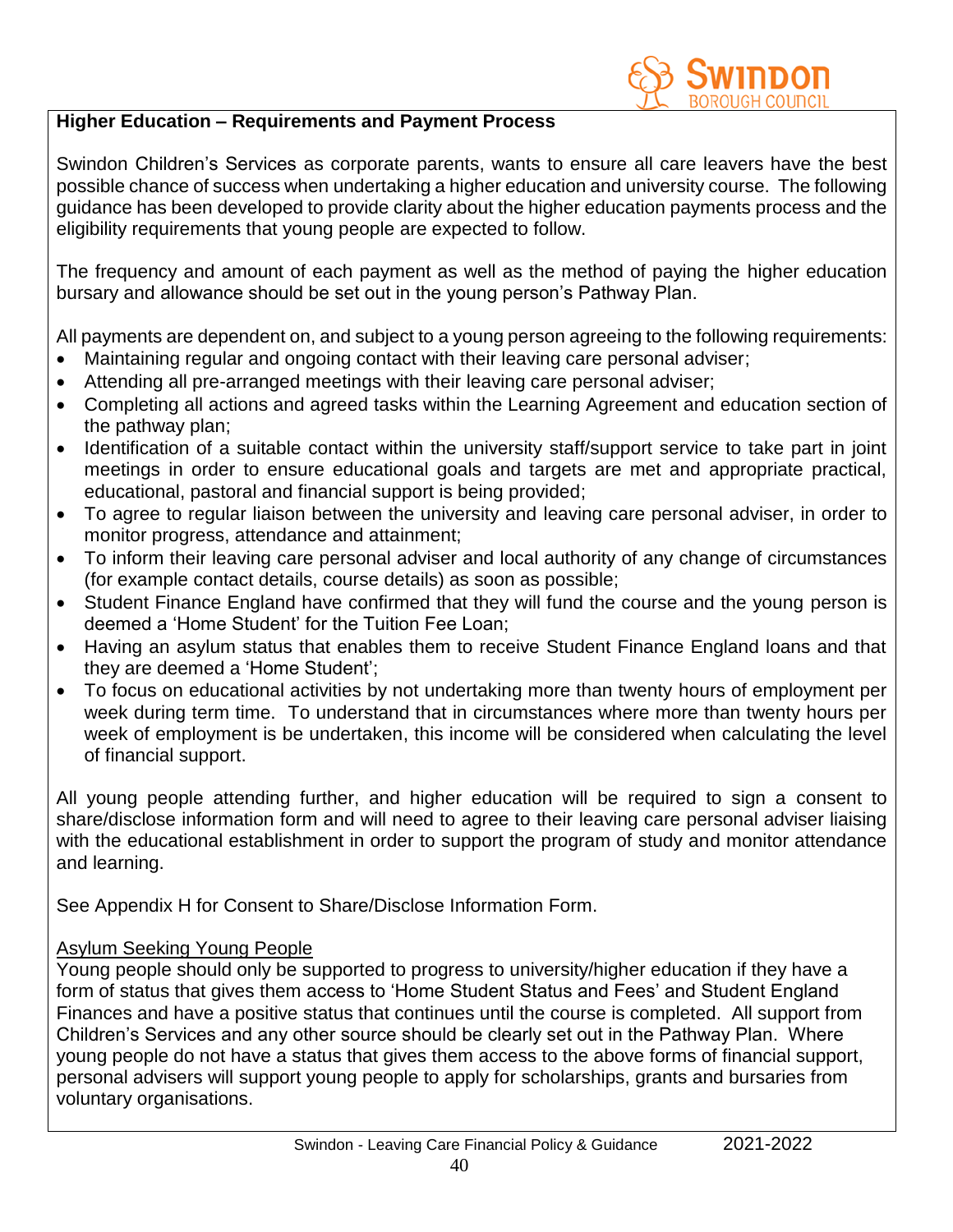## Higher Education – Requirements and Payment Process

Swindon Children's Services as corporate parents, wants to ensure all care leavers have the best possible chance of success when undertaking a higher education and university course. The following guidance has been developed to provide clarity about the higher education payments process and the eligibility requirements that young people are expected to follow.

The frequency and amount of each payment as well as the method of paying the higher education bursary and allowance should be set out in the young person's Pathway Plan.

All payments are dependent on, and subject to a young person agreeing to the following requirements:

- Maintaining regular and ongoing contact with their leaving care personal adviser;
- Attending all pre-arranged meetings with their leaving care personal adviser;
- Completing all actions and agreed tasks within the Learning Agreement and education section of the pathway plan;
- Identification of a suitable contact within the university staff/support service to take part in joint meetings in order to ensure educational goals and targets are met and appropriate practical, educational, pastoral and financial support is being provided;
- To agree to regular liaison between the university and leaving care personal adviser, in order to monitor progress, attendance and attainment;
- To inform their leaving care personal adviser and local authority of any change of circumstances (for example contact details, course details) as soon as possible;
- Student Finance England have confirmed that they will fund the course and the young person is deemed a 'Home Student' for the Tuition Fee Loan;
- Having an asylum status that enables them to receive Student Finance England loans and that they are deemed a 'Home Student';
- To focus on educational activities by not undertaking more than twenty hours of employment per week during term time. To understand that in circumstances where more than twenty hours per week of employment is be undertaken, this income will be considered when calculating the level of financial support.

All young people attending further, and higher education will be required to sign a consent to share/disclose information form and will need to agree to their leaving care personal adviser liaising with the educational establishment in order to support the program of study and monitor attendance and learning.

See Appendix H for Consent to Share/Disclose Information Form.

<u>Asylum Seeking Young People</u>

Young people should only be supported to progress to university/higher education if they have a form of status that gives them access to 'Home Student Status and Fees' and Student England Finances and have a positive status that continues until the course is completed. All support from Children's Services and any other source should be clearly set out in the Pathway Plan. Where young people do not have a status that gives them access to the above forms of financial support, personal advisers will support young people to apply for scholarships, grants and bursaries from voluntary organisations.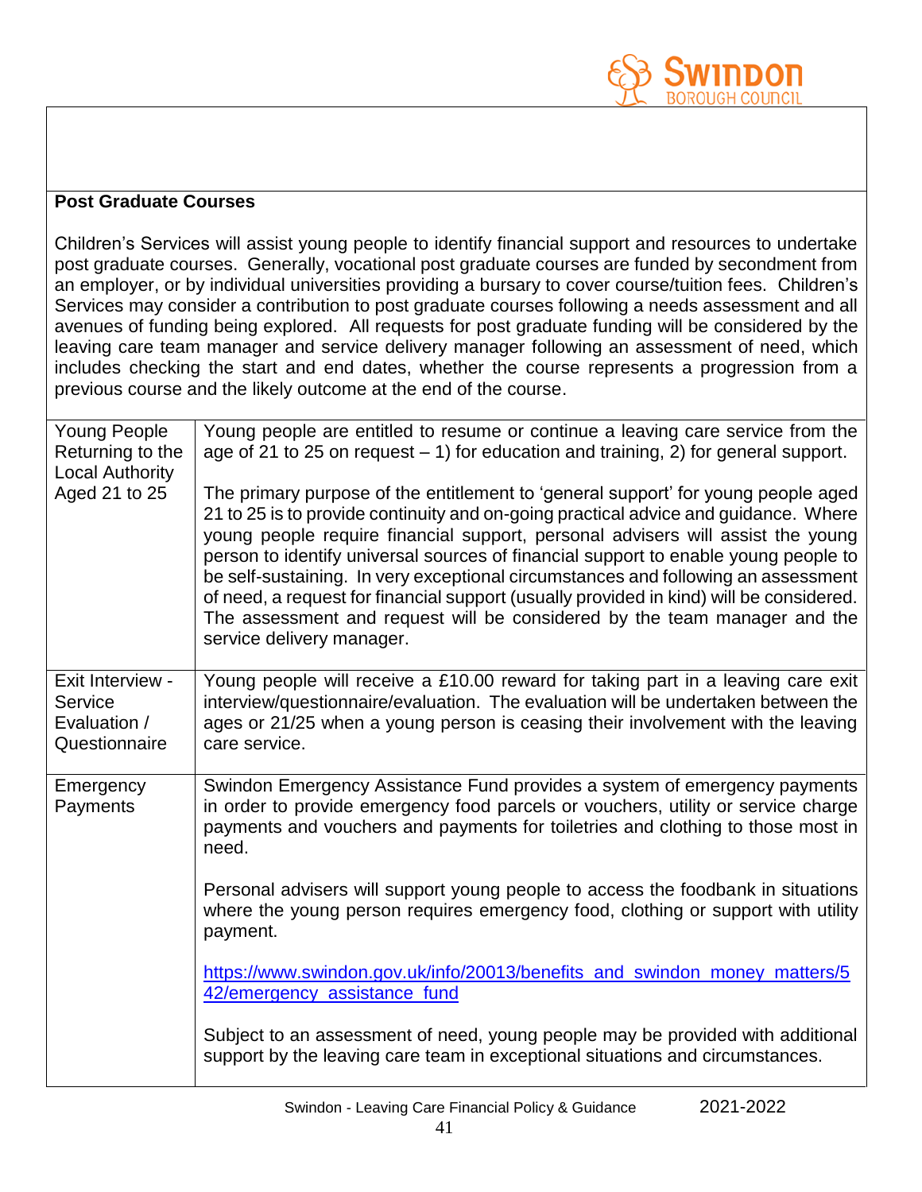**Post Graduate Courses**

Children's Services will assist young people to identify financial support and resources to undertake post graduate courses. Generally, vocational post graduate courses are funded by secondment from an employer, or by individual universities providing a bursary to cover course/tuition fees. Children's Services may consider a contribution to post graduate courses following a needs assessment and all avenues of funding being explored. All requests for post graduate funding will be considered by the leaving care team manager and service delivery manager following an assessment of need, which includes checking the start and end dates, whether the course represents a progression from a previous course and the likely outcome at the end of the course.

| | |
|---|---|
| Young People Returning to the Local Authority Aged 21 to 25 | Young people are entitled to resume or continue a leaving care service from the age of 21 to 25 on request – 1) for education and training, 2) for general support.<br><br>The primary purpose of the entitlement to 'general support' for young people aged 21 to 25 is to provide continuity and on-going practical advice and guidance. Where young people require financial support, personal advisers will assist the young person to identify universal sources of financial support to enable young people to be self-sustaining. In very exceptional circumstances and following an assessment of need, a request for financial support (usually provided in kind) will be considered. The assessment and request will be considered by the team manager and the service delivery manager. |
| Exit Interview - Service Evaluation / Questionnaire | Young people will receive a £10.00 reward for taking part in a leaving care exit interview/questionnaire/evaluation. The evaluation will be undertaken between the ages or 21/25 when a young person is ceasing their involvement with the leaving care service. |
| Emergency Payments | Swindon Emergency Assistance Fund provides a system of emergency payments in order to provide emergency food parcels or vouchers, utility or service charge payments and vouchers and payments for toiletries and clothing to those most in need.<br><br>Personal advisers will support young people to access the foodbank in situations where the young person requires emergency food, clothing or support with utility payment.<br><br>https://www.swindon.gov.uk/info/20013/benefits_and_swindon_money_matters/542/emergency_assistance_fund<br><br>Subject to an assessment of need, young people may be provided with additional support by the leaving care team in exceptional situations and circumstances. |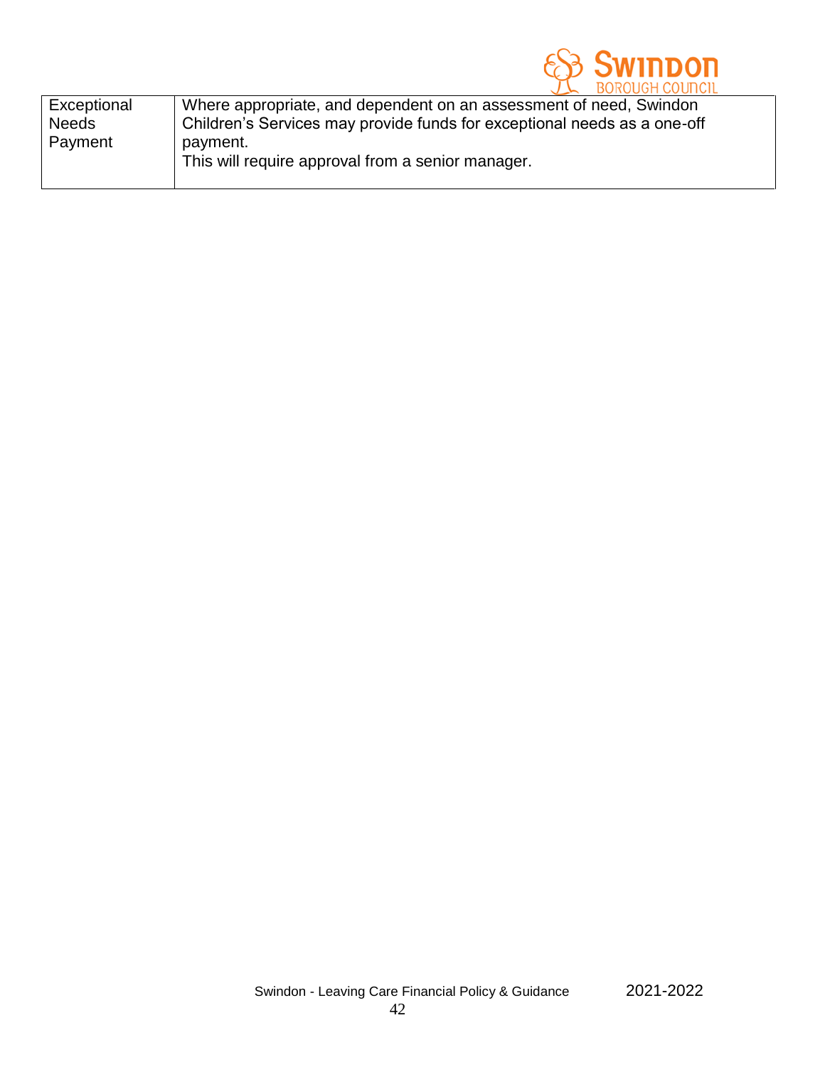| | |
|---|---|
| Exceptional Needs Payment | Where appropriate, and dependent on an assessment of need, Swindon Children's Services may provide funds for exceptional needs as a one-off payment.<br>This will require approval from a senior manager. |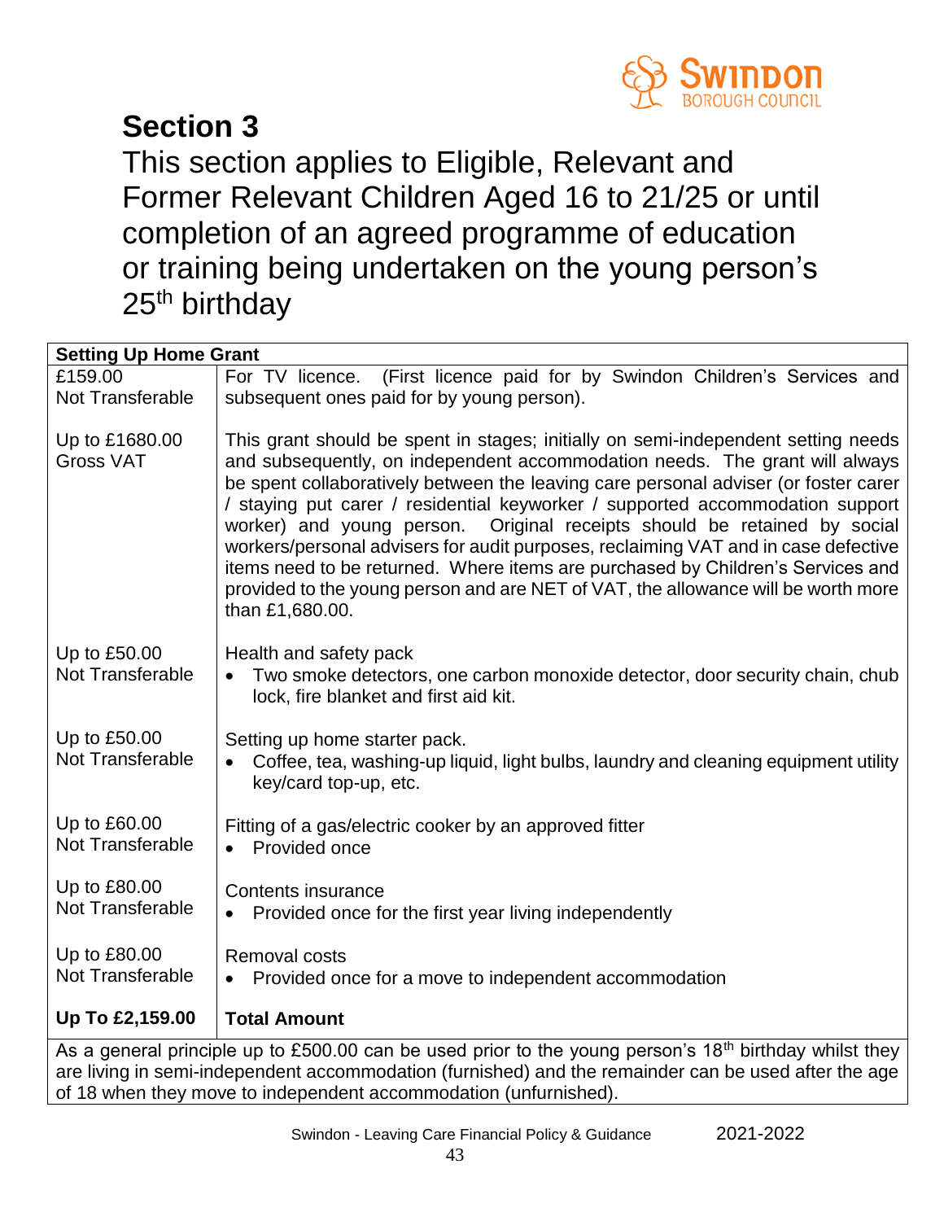# Section 3

This section applies to Eligible, Relevant and Former Relevant Children Aged 16 to 21/25 or until completion of an agreed programme of education or training being undertaken on the young person's 25th birthday

| Setting Up Home Grant | |
|---|---|
| £159.00<br>Not Transferable | For TV licence. (First licence paid for by Swindon Children's Services and subsequent ones paid for by young person). |
| Up to £1680.00<br>Gross VAT | This grant should be spent in stages; initially on semi-independent setting needs and subsequently, on independent accommodation needs. The grant will always be spent collaboratively between the leaving care personal adviser (or foster carer / staying put carer / residential keyworker / supported accommodation support worker) and young person. Original receipts should be retained by social workers/personal advisers for audit purposes, reclaiming VAT and in case defective items need to be returned. Where items are purchased by Children's Services and provided to the young person and are NET of VAT, the allowance will be worth more than £1,680.00. |
| Up to £50.00<br>Not Transferable | Health and safety pack<br>• Two smoke detectors, one carbon monoxide detector, door security chain, chub lock, fire blanket and first aid kit. |
| Up to £50.00<br>Not Transferable | Setting up home starter pack.<br>• Coffee, tea, washing-up liquid, light bulbs, laundry and cleaning equipment utility key/card top-up, etc. |
| Up to £60.00<br>Not Transferable | Fitting of a gas/electric cooker by an approved fitter<br>• Provided once |
| Up to £80.00<br>Not Transferable | Contents insurance<br>• Provided once for the first year living independently |
| Up to £80.00<br>Not Transferable | Removal costs<br>• Provided once for a move to independent accommodation |
| **Up To £2,159.00** | **Total Amount** |
| As a general principle up to £500.00 can be used prior to the young person's 18th birthday whilst they are living in semi-independent accommodation (furnished) and the remainder can be used after the age of 18 when they move to independent accommodation (unfurnished). | |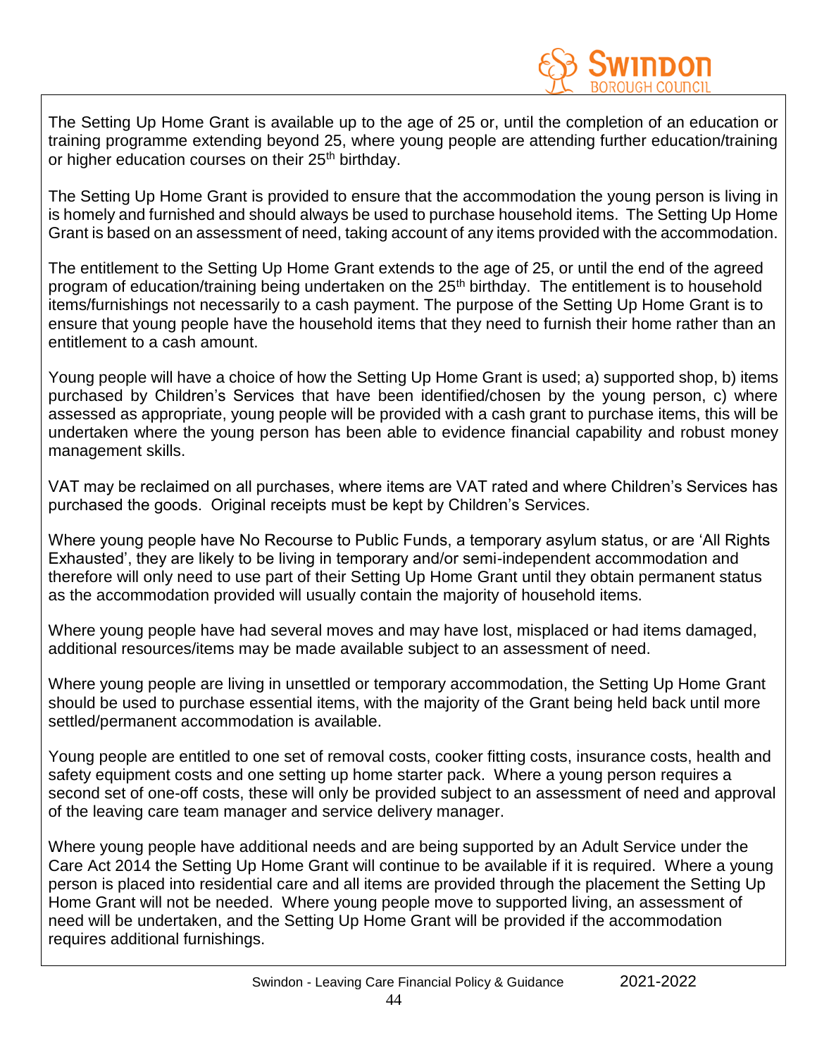The Setting Up Home Grant is available up to the age of 25 or, until the completion of an education or training programme extending beyond 25, where young people are attending further education/training or higher education courses on their 25th birthday.

The Setting Up Home Grant is provided to ensure that the accommodation the young person is living in is homely and furnished and should always be used to purchase household items. The Setting Up Home Grant is based on an assessment of need, taking account of any items provided with the accommodation.

The entitlement to the Setting Up Home Grant extends to the age of 25, or until the end of the agreed program of education/training being undertaken on the 25th birthday. The entitlement is to household items/furnishings not necessarily to a cash payment. The purpose of the Setting Up Home Grant is to ensure that young people have the household items that they need to furnish their home rather than an entitlement to a cash amount.

Young people will have a choice of how the Setting Up Home Grant is used; a) supported shop, b) items purchased by Children's Services that have been identified/chosen by the young person, c) where assessed as appropriate, young people will be provided with a cash grant to purchase items, this will be undertaken where the young person has been able to evidence financial capability and robust money management skills.

VAT may be reclaimed on all purchases, where items are VAT rated and where Children's Services has purchased the goods. Original receipts must be kept by Children's Services.

Where young people have No Recourse to Public Funds, a temporary asylum status, or are 'All Rights Exhausted', they are likely to be living in temporary and/or semi-independent accommodation and therefore will only need to use part of their Setting Up Home Grant until they obtain permanent status as the accommodation provided will usually contain the majority of household items.

Where young people have had several moves and may have lost, misplaced or had items damaged, additional resources/items may be made available subject to an assessment of need.

Where young people are living in unsettled or temporary accommodation, the Setting Up Home Grant should be used to purchase essential items, with the majority of the Grant being held back until more settled/permanent accommodation is available.

Young people are entitled to one set of removal costs, cooker fitting costs, insurance costs, health and safety equipment costs and one setting up home starter pack. Where a young person requires a second set of one-off costs, these will only be provided subject to an assessment of need and approval of the leaving care team manager and service delivery manager.

Where young people have additional needs and are being supported by an Adult Service under the Care Act 2014 the Setting Up Home Grant will continue to be available if it is required. Where a young person is placed into residential care and all items are provided through the placement the Setting Up Home Grant will not be needed. Where young people move to supported living, an assessment of need will be undertaken, and the Setting Up Home Grant will be provided if the accommodation requires additional furnishings.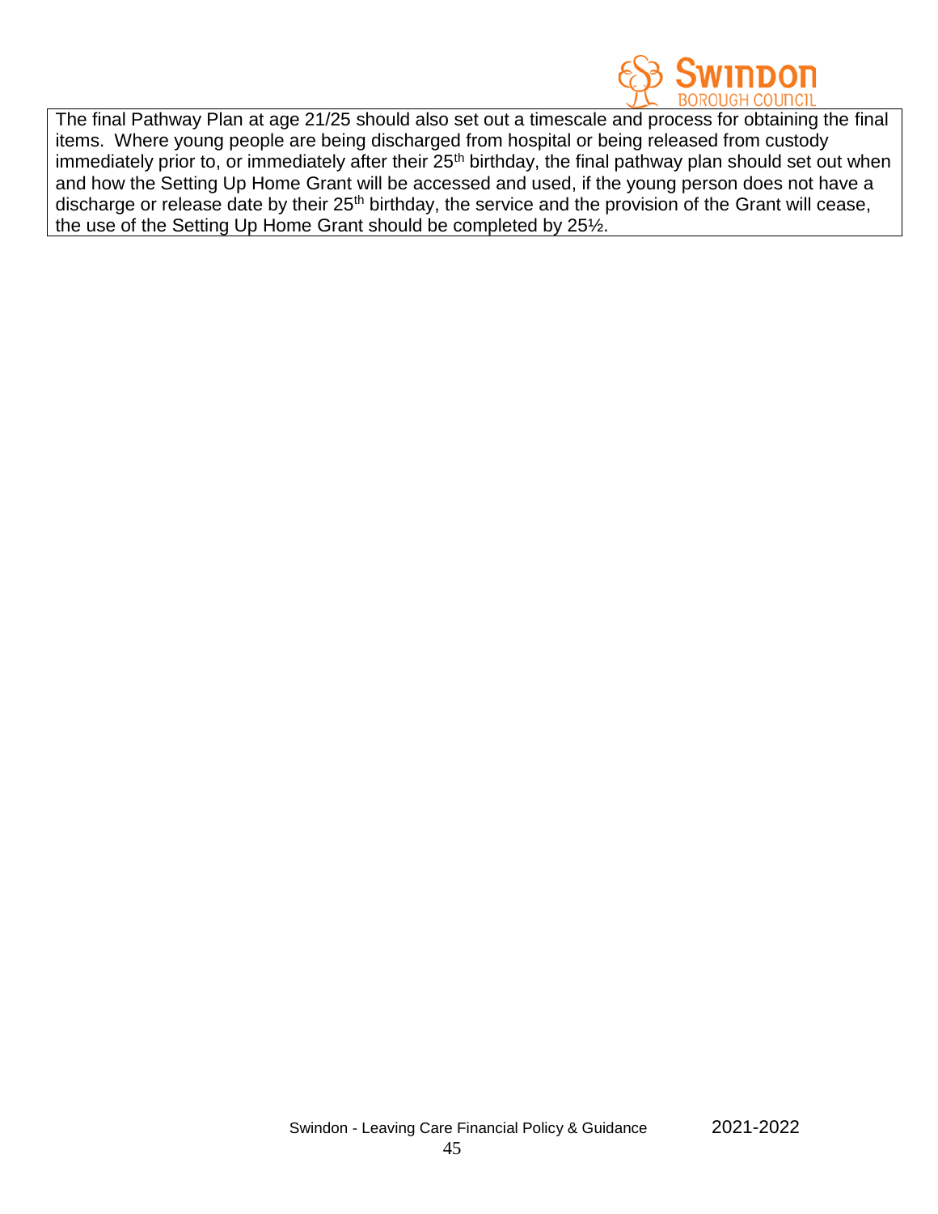The final Pathway Plan at age 21/25 should also set out a timescale and process for obtaining the final items. Where young people are being discharged from hospital or being released from custody immediately prior to, or immediately after their 25th birthday, the final pathway plan should set out when and how the Setting Up Home Grant will be accessed and used, if the young person does not have a discharge or release date by their 25th birthday, the service and the provision of the Grant will cease, the use of the Setting Up Home Grant should be completed by 25½.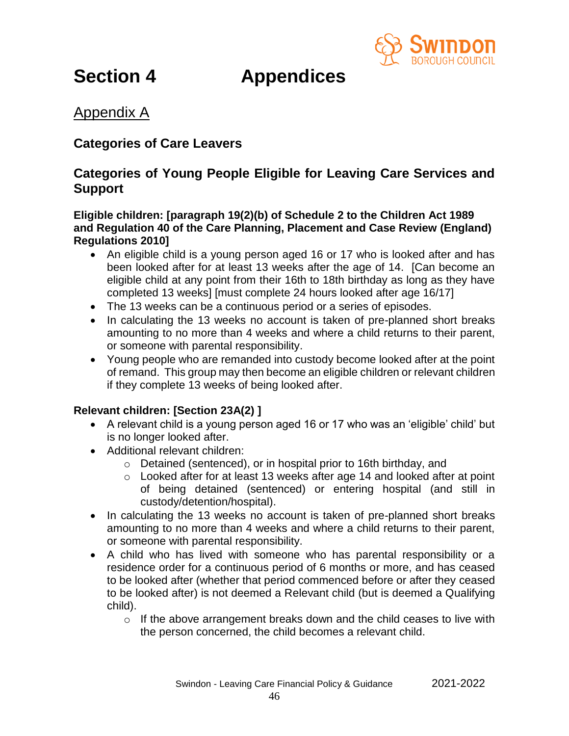# Section 4 Appendices

## Appendix A

### Categories of Care Leavers

### Categories of Young People Eligible for Leaving Care Services and Support

**Eligible children: [paragraph 19(2)(b) of Schedule 2 to the Children Act 1989 and Regulation 40 of the Care Planning, Placement and Case Review (England) Regulations 2010]**

- An eligible child is a young person aged 16 or 17 who is looked after and has been looked after for at least 13 weeks after the age of 14. [Can become an eligible child at any point from their 16th to 18th birthday as long as they have completed 13 weeks] [must complete 24 hours looked after age 16/17]
- The 13 weeks can be a continuous period or a series of episodes.
- In calculating the 13 weeks no account is taken of pre-planned short breaks amounting to no more than 4 weeks and where a child returns to their parent, or someone with parental responsibility.
- Young people who are remanded into custody become looked after at the point of remand. This group may then become an eligible children or relevant children if they complete 13 weeks of being looked after.

**Relevant children: [Section 23A(2) ]**

- A relevant child is a young person aged 16 or 17 who was an 'eligible' child' but is no longer looked after.
- Additional relevant children:
  - Detained (sentenced), or in hospital prior to 16th birthday, and
  - Looked after for at least 13 weeks after age 14 and looked after at point of being detained (sentenced) or entering hospital (and still in custody/detention/hospital).
- In calculating the 13 weeks no account is taken of pre-planned short breaks amounting to no more than 4 weeks and where a child returns to their parent, or someone with parental responsibility.
- A child who has lived with someone who has parental responsibility or a residence order for a continuous period of 6 months or more, and has ceased to be looked after (whether that period commenced before or after they ceased to be looked after) is not deemed a Relevant child (but is deemed a Qualifying child).
  - If the above arrangement breaks down and the child ceases to live with the person concerned, the child becomes a relevant child.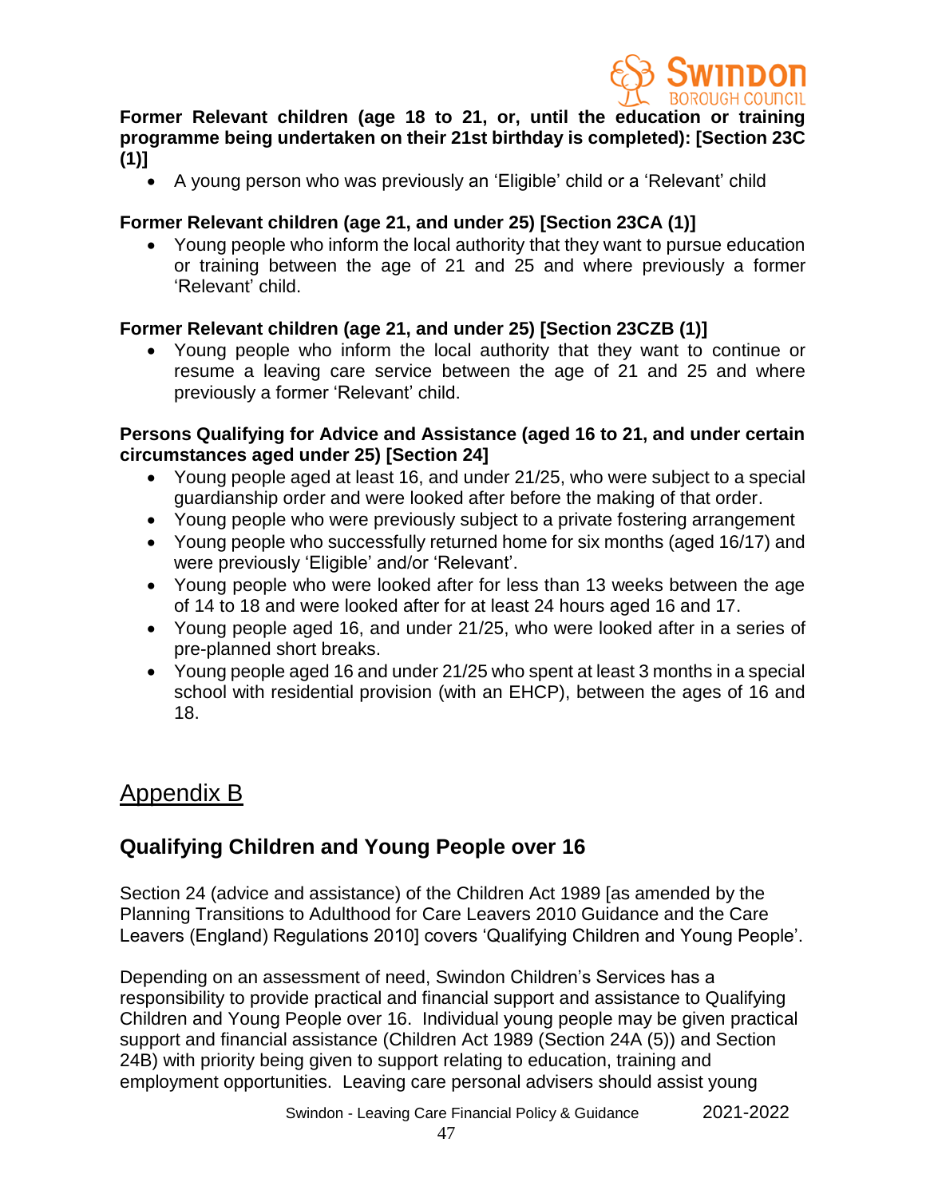**Former Relevant children (age 18 to 21, or, until the education or training programme being undertaken on their 21st birthday is completed): [Section 23C (1)]**

- A young person who was previously an 'Eligible' child or a 'Relevant' child

**Former Relevant children (age 21, and under 25) [Section 23CA (1)]**

- Young people who inform the local authority that they want to pursue education or training between the age of 21 and 25 and where previously a former 'Relevant' child.

**Former Relevant children (age 21, and under 25) [Section 23CZB (1)]**

- Young people who inform the local authority that they want to continue or resume a leaving care service between the age of 21 and 25 and where previously a former 'Relevant' child.

**Persons Qualifying for Advice and Assistance (aged 16 to 21, and under certain circumstances aged under 25) [Section 24]**

- Young people aged at least 16, and under 21/25, who were subject to a special guardianship order and were looked after before the making of that order.
- Young people who were previously subject to a private fostering arrangement
- Young people who successfully returned home for six months (aged 16/17) and were previously 'Eligible' and/or 'Relevant'.
- Young people who were looked after for less than 13 weeks between the age of 14 to 18 and were looked after for at least 24 hours aged 16 and 17.
- Young people aged 16, and under 21/25, who were looked after in a series of pre-planned short breaks.
- Young people aged 16 and under 21/25 who spent at least 3 months in a special school with residential provision (with an EHCP), between the ages of 16 and 18.

# Appendix B

## Qualifying Children and Young People over 16

Section 24 (advice and assistance) of the Children Act 1989 [as amended by the Planning Transitions to Adulthood for Care Leavers 2010 Guidance and the Care Leavers (England) Regulations 2010] covers 'Qualifying Children and Young People'.

Depending on an assessment of need, Swindon Children's Services has a responsibility to provide practical and financial support and assistance to Qualifying Children and Young People over 16. Individual young people may be given practical support and financial assistance (Children Act 1989 (Section 24A (5)) and Section 24B) with priority being given to support relating to education, training and employment opportunities. Leaving care personal advisers should assist young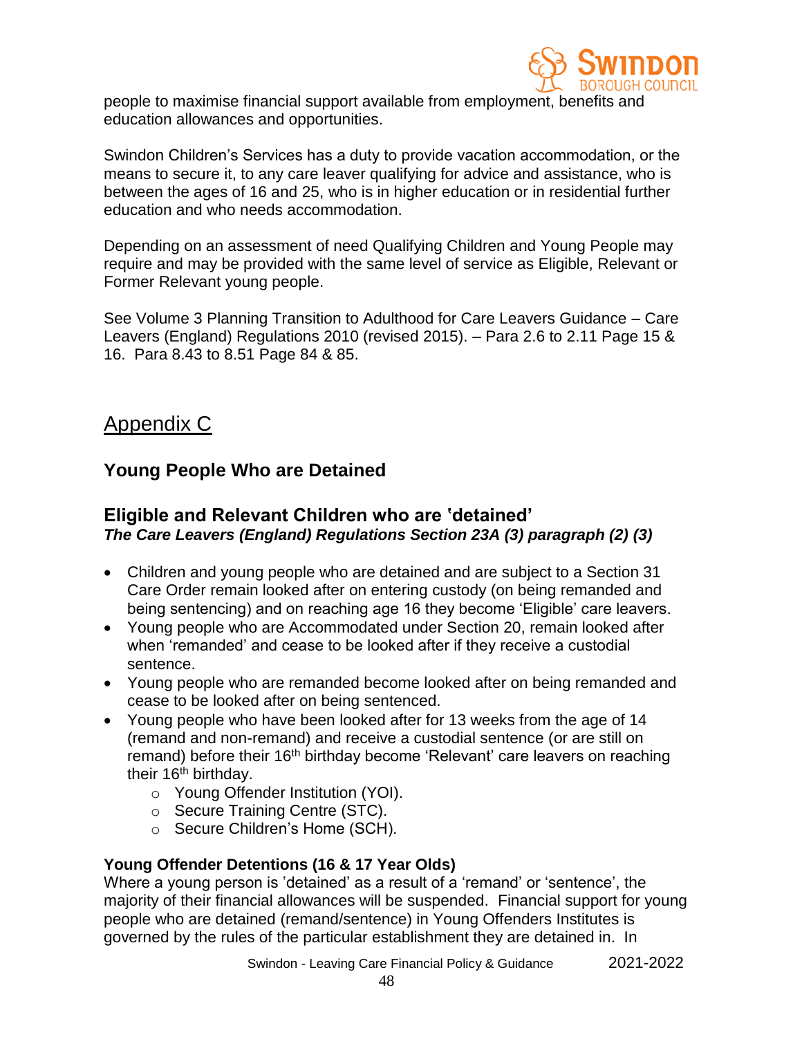people to maximise financial support available from employment, benefits and education allowances and opportunities.

Swindon Children's Services has a duty to provide vacation accommodation, or the means to secure it, to any care leaver qualifying for advice and assistance, who is between the ages of 16 and 25, who is in higher education or in residential further education and who needs accommodation.

Depending on an assessment of need Qualifying Children and Young People may require and may be provided with the same level of service as Eligible, Relevant or Former Relevant young people.

See Volume 3 Planning Transition to Adulthood for Care Leavers Guidance – Care Leavers (England) Regulations 2010 (revised 2015). – Para 2.6 to 2.11 Page 15 & 16. Para 8.43 to 8.51 Page 84 & 85.

# Appendix C

## Young People Who are Detained

### Eligible and Relevant Children who are 'detained'

***The Care Leavers (England) Regulations Section 23A (3) paragraph (2) (3)***

- Children and young people who are detained and are subject to a Section 31 Care Order remain looked after on entering custody (on being remanded and being sentencing) and on reaching age 16 they become 'Eligible' care leavers.
- Young people who are Accommodated under Section 20, remain looked after when 'remanded' and cease to be looked after if they receive a custodial sentence.
- Young people who are remanded become looked after on being remanded and cease to be looked after on being sentenced.
- Young people who have been looked after for 13 weeks from the age of 14 (remand and non-remand) and receive a custodial sentence (or are still on remand) before their 16th birthday become 'Relevant' care leavers on reaching their 16th birthday.
    - Young Offender Institution (YOI).
    - Secure Training Centre (STC).
    - Secure Children's Home (SCH).

**Young Offender Detentions (16 & 17 Year Olds)**

Where a young person is 'detained' as a result of a 'remand' or 'sentence', the majority of their financial allowances will be suspended. Financial support for young people who are detained (remand/sentence) in Young Offenders Institutes is governed by the rules of the particular establishment they are detained in. In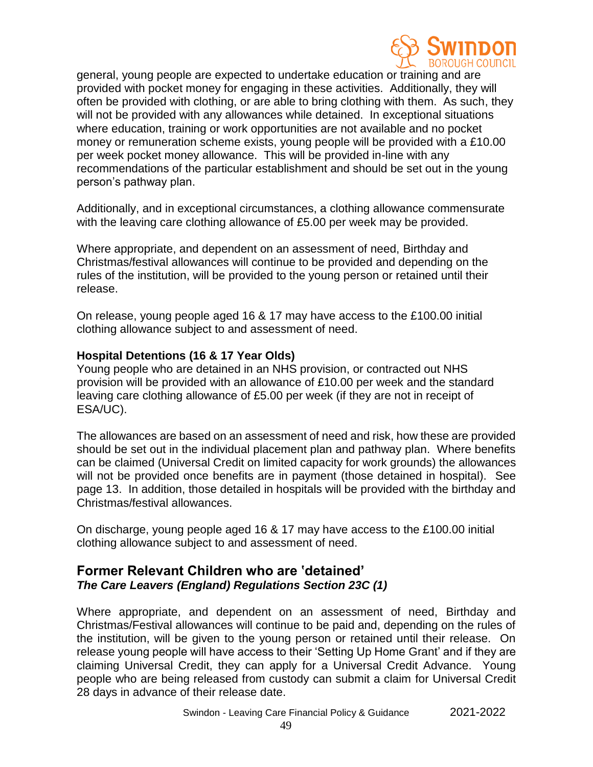general, young people are expected to undertake education or training and are provided with pocket money for engaging in these activities. Additionally, they will often be provided with clothing, or are able to bring clothing with them. As such, they will not be provided with any allowances while detained. In exceptional situations where education, training or work opportunities are not available and no pocket money or remuneration scheme exists, young people will be provided with a £10.00 per week pocket money allowance. This will be provided in-line with any recommendations of the particular establishment and should be set out in the young person's pathway plan.

Additionally, and in exceptional circumstances, a clothing allowance commensurate with the leaving care clothing allowance of £5.00 per week may be provided.

Where appropriate, and dependent on an assessment of need, Birthday and Christmas/festival allowances will continue to be provided and depending on the rules of the institution, will be provided to the young person or retained until their release.

On release, young people aged 16 & 17 may have access to the £100.00 initial clothing allowance subject to and assessment of need.

**Hospital Detentions (16 & 17 Year Olds)**

Young people who are detained in an NHS provision, or contracted out NHS provision will be provided with an allowance of £10.00 per week and the standard leaving care clothing allowance of £5.00 per week (if they are not in receipt of ESA/UC).

The allowances are based on an assessment of need and risk, how these are provided should be set out in the individual placement plan and pathway plan. Where benefits can be claimed (Universal Credit on limited capacity for work grounds) the allowances will not be provided once benefits are in payment (those detained in hospital). See page 13. In addition, those detailed in hospitals will be provided with the birthday and Christmas/festival allowances.

On discharge, young people aged 16 & 17 may have access to the £100.00 initial clothing allowance subject to and assessment of need.

## Former Relevant Children who are 'detained'

***The Care Leavers (England) Regulations Section 23C (1)***

Where appropriate, and dependent on an assessment of need, Birthday and Christmas/Festival allowances will continue to be paid and, depending on the rules of the institution, will be given to the young person or retained until their release. On release young people will have access to their 'Setting Up Home Grant' and if they are claiming Universal Credit, they can apply for a Universal Credit Advance. Young people who are being released from custody can submit a claim for Universal Credit 28 days in advance of their release date.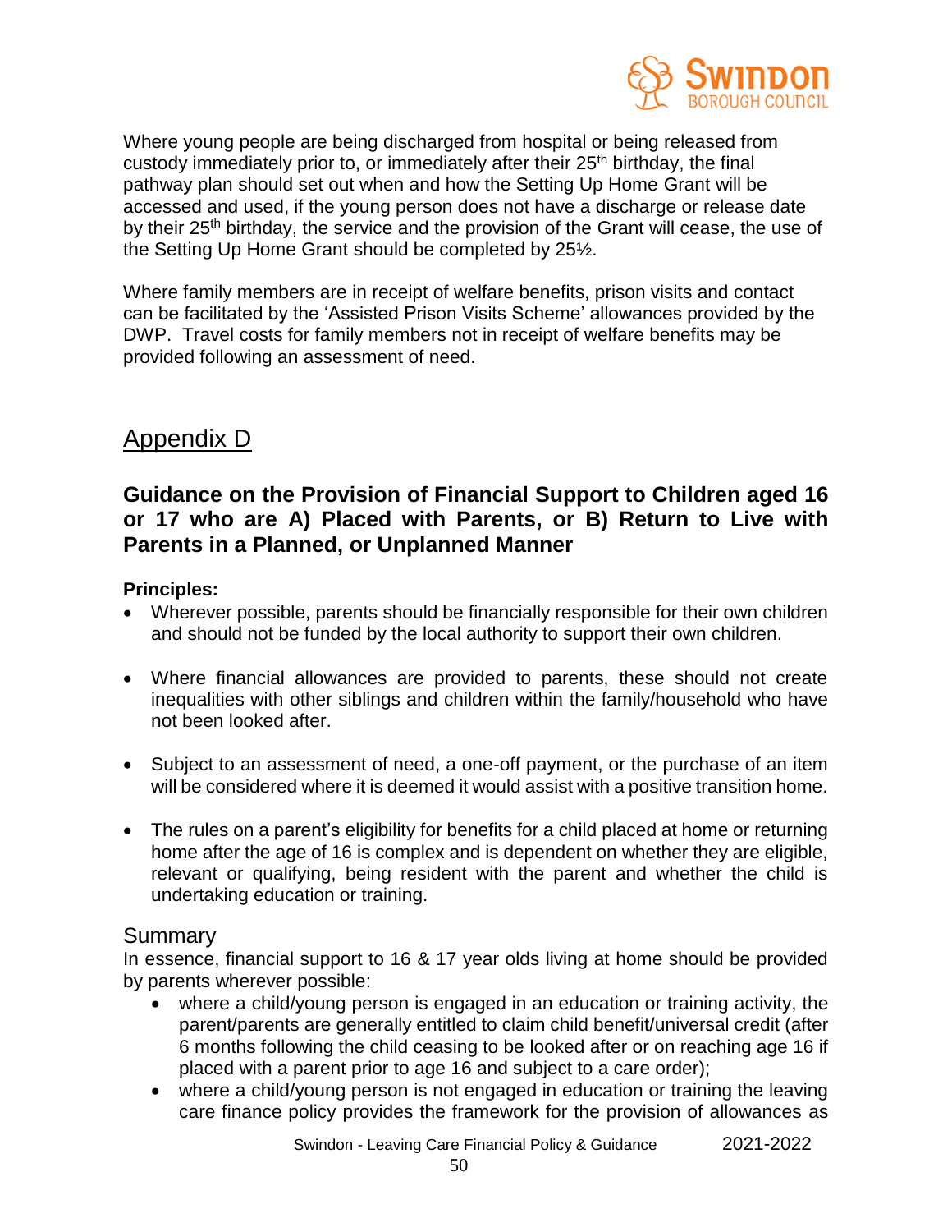Where young people are being discharged from hospital or being released from custody immediately prior to, or immediately after their 25th birthday, the final pathway plan should set out when and how the Setting Up Home Grant will be accessed and used, if the young person does not have a discharge or release date by their 25th birthday, the service and the provision of the Grant will cease, the use of the Setting Up Home Grant should be completed by 25½.

Where family members are in receipt of welfare benefits, prison visits and contact can be facilitated by the 'Assisted Prison Visits Scheme' allowances provided by the DWP. Travel costs for family members not in receipt of welfare benefits may be provided following an assessment of need.

## Appendix D

### Guidance on the Provision of Financial Support to Children aged 16 or 17 who are A) Placed with Parents, or B) Return to Live with Parents in a Planned, or Unplanned Manner

**Principles:**

- Wherever possible, parents should be financially responsible for their own children and should not be funded by the local authority to support their own children.
- Where financial allowances are provided to parents, these should not create inequalities with other siblings and children within the family/household who have not been looked after.
- Subject to an assessment of need, a one-off payment, or the purchase of an item will be considered where it is deemed it would assist with a positive transition home.
- The rules on a parent's eligibility for benefits for a child placed at home or returning home after the age of 16 is complex and is dependent on whether they are eligible, relevant or qualifying, being resident with the parent and whether the child is undertaking education or training.

#### Summary

In essence, financial support to 16 & 17 year olds living at home should be provided by parents wherever possible:

- where a child/young person is engaged in an education or training activity, the parent/parents are generally entitled to claim child benefit/universal credit (after 6 months following the child ceasing to be looked after or on reaching age 16 if placed with a parent prior to age 16 and subject to a care order);
- where a child/young person is not engaged in education or training the leaving care finance policy provides the framework for the provision of allowances as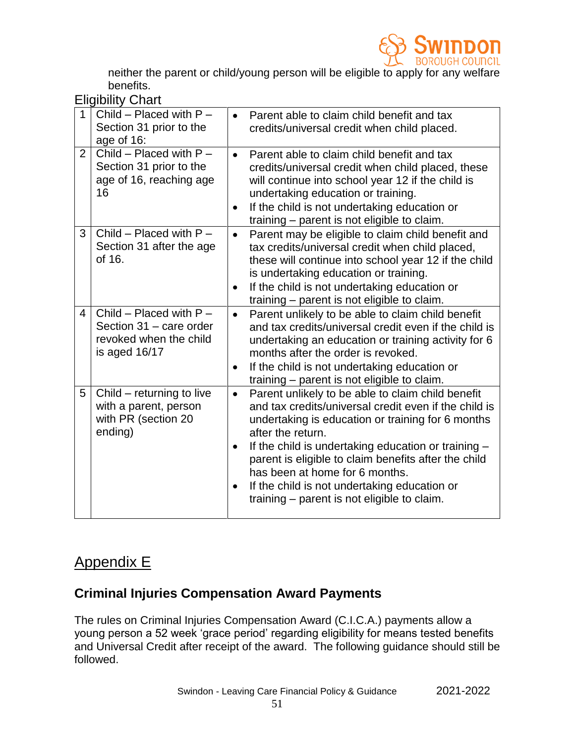neither the parent or child/young person will be eligible to apply for any welfare benefits.

Eligibility Chart

| | | |
|---|---|---|
| 1 | Child – Placed with P – Section 31 prior to the age of 16: | • Parent able to claim child benefit and tax credits/universal credit when child placed. |
| 2 | Child – Placed with P – Section 31 prior to the age of 16, reaching age 16 | • Parent able to claim child benefit and tax credits/universal credit when child placed, these will continue into school year 12 if the child is undertaking education or training.<br>• If the child is not undertaking education or training – parent is not eligible to claim. |
| 3 | Child – Placed with P – Section 31 after the age of 16. | • Parent may be eligible to claim child benefit and tax credits/universal credit when child placed, these will continue into school year 12 if the child is undertaking education or training.<br>• If the child is not undertaking education or training – parent is not eligible to claim. |
| 4 | Child – Placed with P – Section 31 – care order revoked when the child is aged 16/17 | • Parent unlikely to be able to claim child benefit and tax credits/universal credit even if the child is undertaking an education or training activity for 6 months after the order is revoked.<br>• If the child is not undertaking education or training – parent is not eligible to claim. |
| 5 | Child – returning to live with a parent, person with PR (section 20 ending) | • Parent unlikely to be able to claim child benefit and tax credits/universal credit even if the child is undertaking is education or training for 6 months after the return.<br>• If the child is undertaking education or training – parent is eligible to claim benefits after the child has been at home for 6 months.<br>• If the child is not undertaking education or training – parent is not eligible to claim. |

# Appendix E

## Criminal Injuries Compensation Award Payments

The rules on Criminal Injuries Compensation Award (C.I.C.A.) payments allow a young person a 52 week 'grace period' regarding eligibility for means tested benefits and Universal Credit after receipt of the award. The following guidance should still be followed.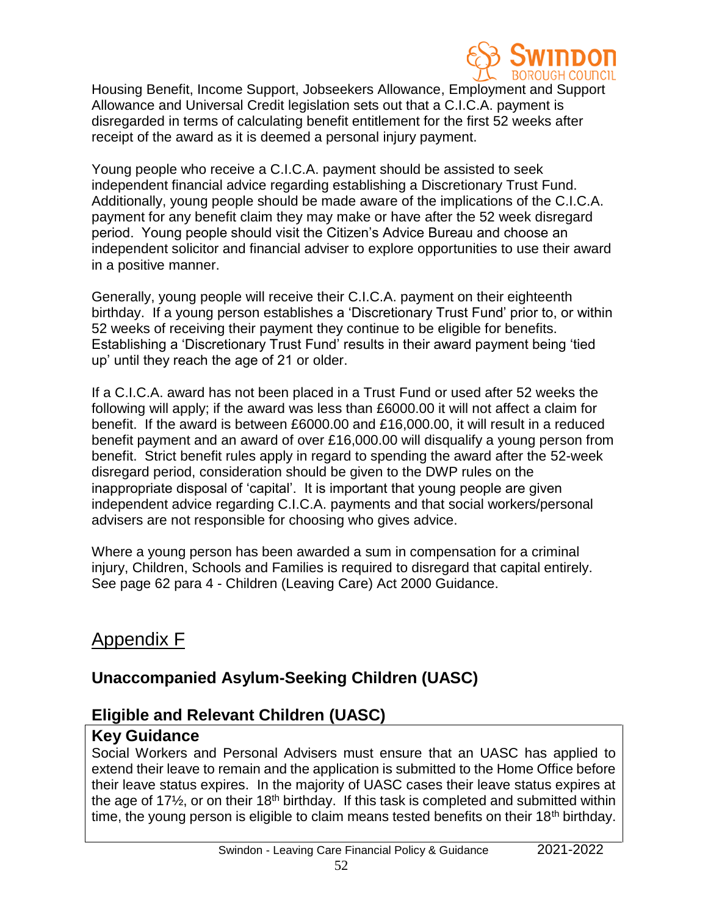Housing Benefit, Income Support, Jobseekers Allowance, Employment and Support Allowance and Universal Credit legislation sets out that a C.I.C.A. payment is disregarded in terms of calculating benefit entitlement for the first 52 weeks after receipt of the award as it is deemed a personal injury payment.

Young people who receive a C.I.C.A. payment should be assisted to seek independent financial advice regarding establishing a Discretionary Trust Fund. Additionally, young people should be made aware of the implications of the C.I.C.A. payment for any benefit claim they may make or have after the 52 week disregard period. Young people should visit the Citizen's Advice Bureau and choose an independent solicitor and financial adviser to explore opportunities to use their award in a positive manner.

Generally, young people will receive their C.I.C.A. payment on their eighteenth birthday. If a young person establishes a 'Discretionary Trust Fund' prior to, or within 52 weeks of receiving their payment they continue to be eligible for benefits. Establishing a 'Discretionary Trust Fund' results in their award payment being 'tied up' until they reach the age of 21 or older.

If a C.I.C.A. award has not been placed in a Trust Fund or used after 52 weeks the following will apply; if the award was less than £6000.00 it will not affect a claim for benefit. If the award is between £6000.00 and £16,000.00, it will result in a reduced benefit payment and an award of over £16,000.00 will disqualify a young person from benefit. Strict benefit rules apply in regard to spending the award after the 52-week disregard period, consideration should be given to the DWP rules on the inappropriate disposal of 'capital'. It is important that young people are given independent advice regarding C.I.C.A. payments and that social workers/personal advisers are not responsible for choosing who gives advice.

Where a young person has been awarded a sum in compensation for a criminal injury, Children, Schools and Families is required to disregard that capital entirely. See page 62 para 4 - Children (Leaving Care) Act 2000 Guidance.

# Appendix F

## Unaccompanied Asylum-Seeking Children (UASC)

## Eligible and Relevant Children (UASC)

### Key Guidance

Social Workers and Personal Advisers must ensure that an UASC has applied to extend their leave to remain and the application is submitted to the Home Office before their leave status expires. In the majority of UASC cases their leave status expires at the age of 17½, or on their 18th birthday. If this task is completed and submitted within time, the young person is eligible to claim means tested benefits on their 18th birthday.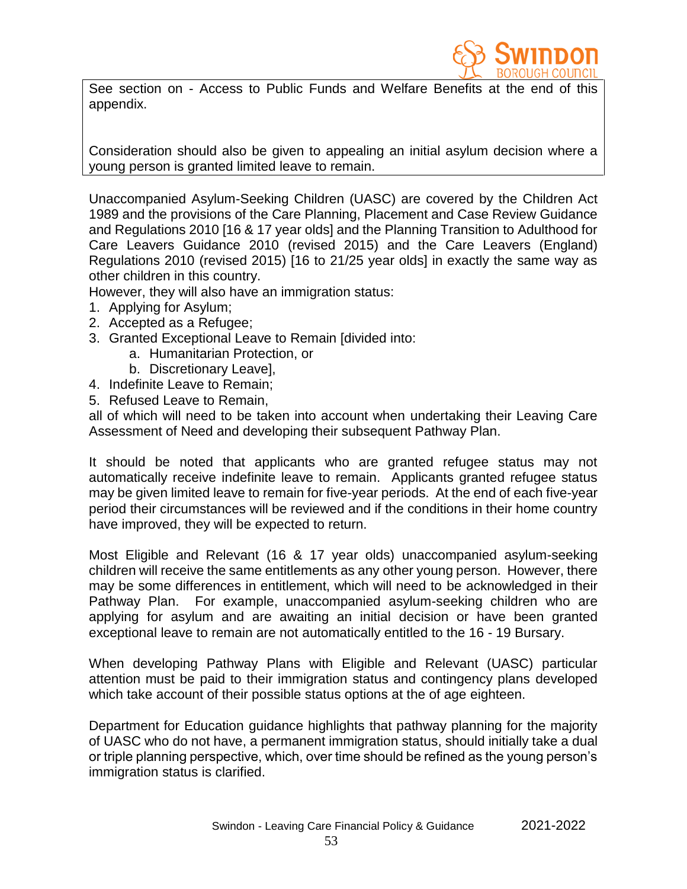See section on - Access to Public Funds and Welfare Benefits at the end of this appendix.

Consideration should also be given to appealing an initial asylum decision where a young person is granted limited leave to remain.

Unaccompanied Asylum-Seeking Children (UASC) are covered by the Children Act 1989 and the provisions of the Care Planning, Placement and Case Review Guidance and Regulations 2010 [16 & 17 year olds] and the Planning Transition to Adulthood for Care Leavers Guidance 2010 (revised 2015) and the Care Leavers (England) Regulations 2010 (revised 2015) [16 to 21/25 year olds] in exactly the same way as other children in this country.

However, they will also have an immigration status:

1. Applying for Asylum;
2. Accepted as a Refugee;
3. Granted Exceptional Leave to Remain [divided into:
   a. Humanitarian Protection, or
   b. Discretionary Leave],
4. Indefinite Leave to Remain;
5. Refused Leave to Remain,

all of which will need to be taken into account when undertaking their Leaving Care Assessment of Need and developing their subsequent Pathway Plan.

It should be noted that applicants who are granted refugee status may not automatically receive indefinite leave to remain. Applicants granted refugee status may be given limited leave to remain for five-year periods. At the end of each five-year period their circumstances will be reviewed and if the conditions in their home country have improved, they will be expected to return.

Most Eligible and Relevant (16 & 17 year olds) unaccompanied asylum-seeking children will receive the same entitlements as any other young person. However, there may be some differences in entitlement, which will need to be acknowledged in their Pathway Plan. For example, unaccompanied asylum-seeking children who are applying for asylum and are awaiting an initial decision or have been granted exceptional leave to remain are not automatically entitled to the 16 - 19 Bursary.

When developing Pathway Plans with Eligible and Relevant (UASC) particular attention must be paid to their immigration status and contingency plans developed which take account of their possible status options at the of age eighteen.

Department for Education guidance highlights that pathway planning for the majority of UASC who do not have, a permanent immigration status, should initially take a dual or triple planning perspective, which, over time should be refined as the young person's immigration status is clarified.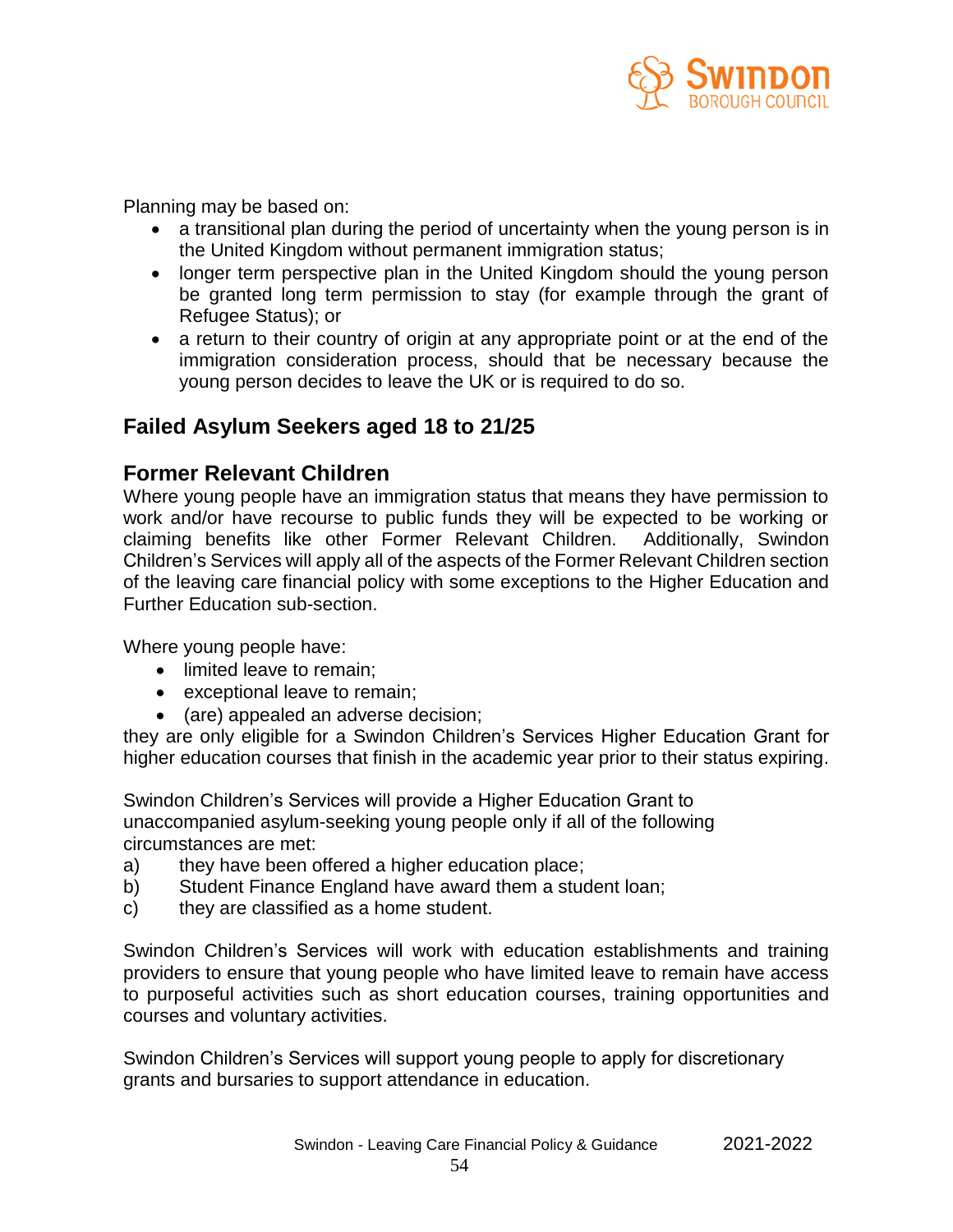Planning may be based on:

- a transitional plan during the period of uncertainty when the young person is in the United Kingdom without permanent immigration status;
- longer term perspective plan in the United Kingdom should the young person be granted long term permission to stay (for example through the grant of Refugee Status); or
- a return to their country of origin at any appropriate point or at the end of the immigration consideration process, should that be necessary because the young person decides to leave the UK or is required to do so.

## Failed Asylum Seekers aged 18 to 21/25

## Former Relevant Children

Where young people have an immigration status that means they have permission to work and/or have recourse to public funds they will be expected to be working or claiming benefits like other Former Relevant Children. Additionally, Swindon Children's Services will apply all of the aspects of the Former Relevant Children section of the leaving care financial policy with some exceptions to the Higher Education and Further Education sub-section.

Where young people have:

- limited leave to remain;
- exceptional leave to remain;
- (are) appealed an adverse decision;

they are only eligible for a Swindon Children's Services Higher Education Grant for higher education courses that finish in the academic year prior to their status expiring.

Swindon Children's Services will provide a Higher Education Grant to unaccompanied asylum-seeking young people only if all of the following circumstances are met:

a) they have been offered a higher education place;
b) Student Finance England have award them a student loan;
c) they are classified as a home student.

Swindon Children's Services will work with education establishments and training providers to ensure that young people who have limited leave to remain have access to purposeful activities such as short education courses, training opportunities and courses and voluntary activities.

Swindon Children's Services will support young people to apply for discretionary grants and bursaries to support attendance in education.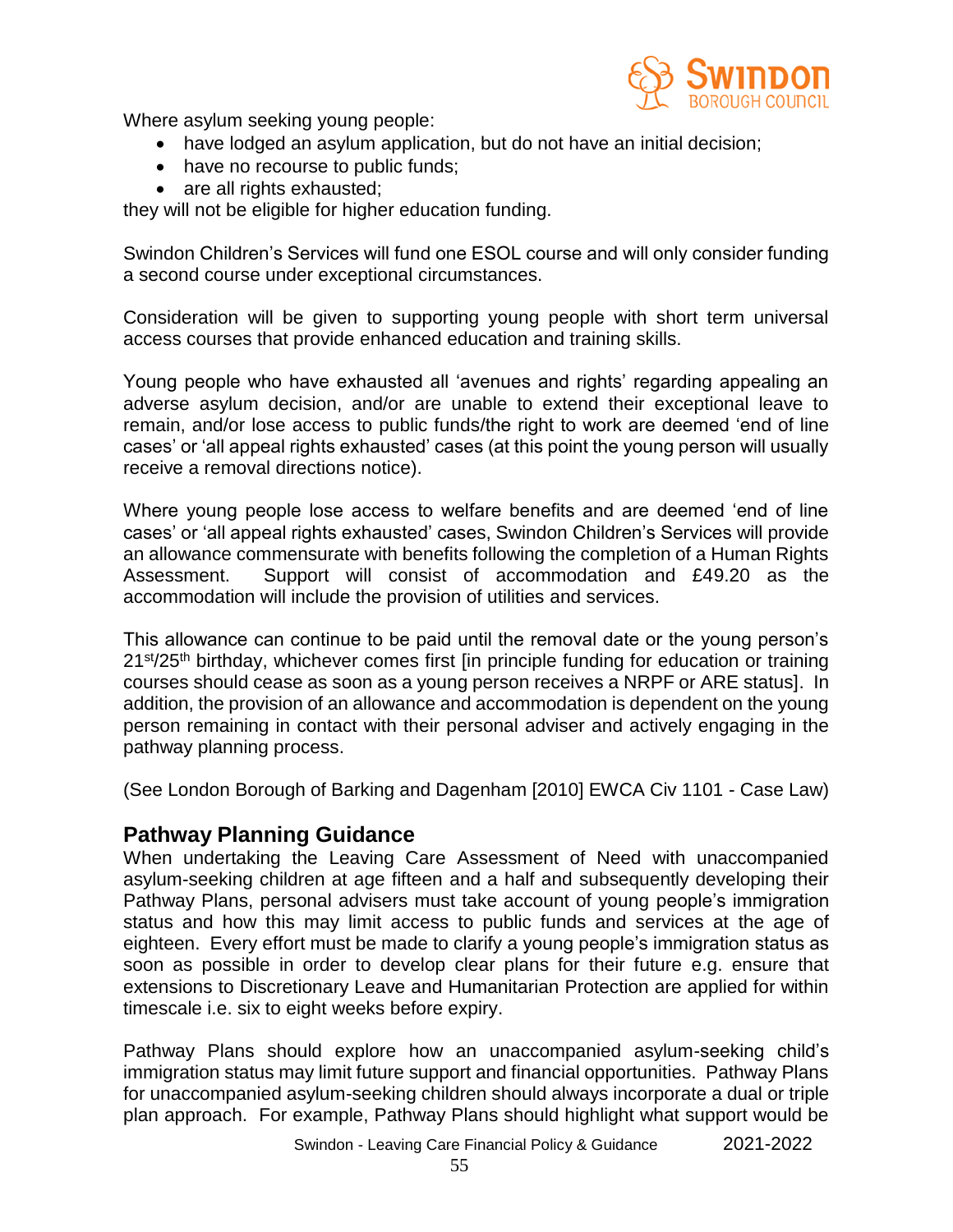Where asylum seeking young people:

- have lodged an asylum application, but do not have an initial decision;
- have no recourse to public funds;
- are all rights exhausted;

they will not be eligible for higher education funding.

Swindon Children's Services will fund one ESOL course and will only consider funding a second course under exceptional circumstances.

Consideration will be given to supporting young people with short term universal access courses that provide enhanced education and training skills.

Young people who have exhausted all 'avenues and rights' regarding appealing an adverse asylum decision, and/or are unable to extend their exceptional leave to remain, and/or lose access to public funds/the right to work are deemed 'end of line cases' or 'all appeal rights exhausted' cases (at this point the young person will usually receive a removal directions notice).

Where young people lose access to welfare benefits and are deemed 'end of line cases' or 'all appeal rights exhausted' cases, Swindon Children's Services will provide an allowance commensurate with benefits following the completion of a Human Rights Assessment. Support will consist of accommodation and £49.20 as the accommodation will include the provision of utilities and services.

This allowance can continue to be paid until the removal date or the young person's 21st/25th birthday, whichever comes first [in principle funding for education or training courses should cease as soon as a young person receives a NRPF or ARE status]. In addition, the provision of an allowance and accommodation is dependent on the young person remaining in contact with their personal adviser and actively engaging in the pathway planning process.

(See London Borough of Barking and Dagenham [2010] EWCA Civ 1101 - Case Law)

## Pathway Planning Guidance

When undertaking the Leaving Care Assessment of Need with unaccompanied asylum-seeking children at age fifteen and a half and subsequently developing their Pathway Plans, personal advisers must take account of young people's immigration status and how this may limit access to public funds and services at the age of eighteen. Every effort must be made to clarify a young people's immigration status as soon as possible in order to develop clear plans for their future e.g. ensure that extensions to Discretionary Leave and Humanitarian Protection are applied for within timescale i.e. six to eight weeks before expiry.

Pathway Plans should explore how an unaccompanied asylum-seeking child's immigration status may limit future support and financial opportunities. Pathway Plans for unaccompanied asylum-seeking children should always incorporate a dual or triple plan approach. For example, Pathway Plans should highlight what support would be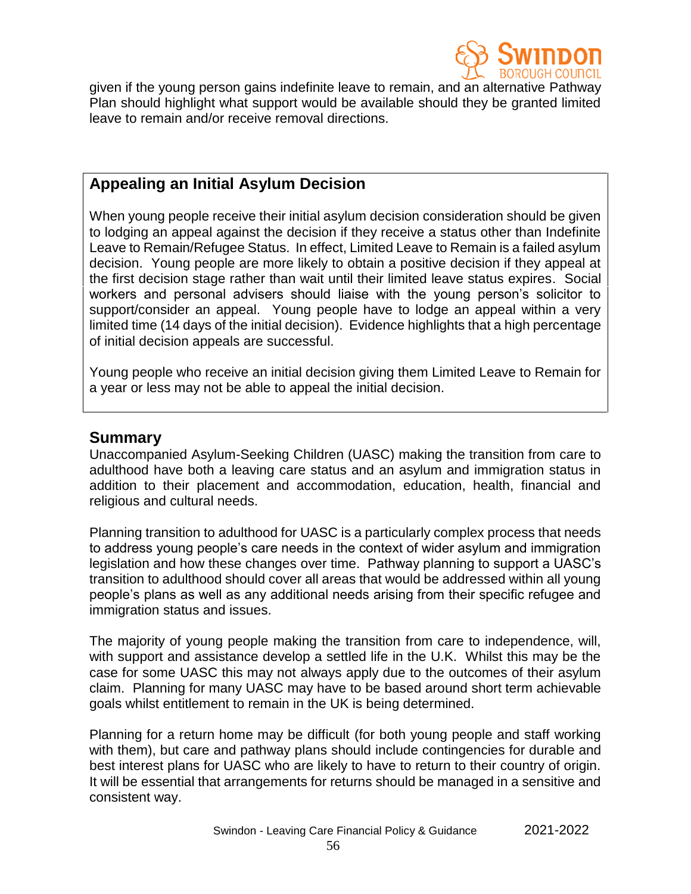given if the young person gains indefinite leave to remain, and an alternative Pathway Plan should highlight what support would be available should they be granted limited leave to remain and/or receive removal directions.

## Appealing an Initial Asylum Decision

When young people receive their initial asylum decision consideration should be given to lodging an appeal against the decision if they receive a status other than Indefinite Leave to Remain/Refugee Status. In effect, Limited Leave to Remain is a failed asylum decision. Young people are more likely to obtain a positive decision if they appeal at the first decision stage rather than wait until their limited leave status expires. Social workers and personal advisers should liaise with the young person's solicitor to support/consider an appeal. Young people have to lodge an appeal within a very limited time (14 days of the initial decision). Evidence highlights that a high percentage of initial decision appeals are successful.

Young people who receive an initial decision giving them Limited Leave to Remain for a year or less may not be able to appeal the initial decision.

## Summary

Unaccompanied Asylum-Seeking Children (UASC) making the transition from care to adulthood have both a leaving care status and an asylum and immigration status in addition to their placement and accommodation, education, health, financial and religious and cultural needs.

Planning transition to adulthood for UASC is a particularly complex process that needs to address young people's care needs in the context of wider asylum and immigration legislation and how these changes over time. Pathway planning to support a UASC's transition to adulthood should cover all areas that would be addressed within all young people's plans as well as any additional needs arising from their specific refugee and immigration status and issues.

The majority of young people making the transition from care to independence, will, with support and assistance develop a settled life in the U.K. Whilst this may be the case for some UASC this may not always apply due to the outcomes of their asylum claim. Planning for many UASC may have to be based around short term achievable goals whilst entitlement to remain in the UK is being determined.

Planning for a return home may be difficult (for both young people and staff working with them), but care and pathway plans should include contingencies for durable and best interest plans for UASC who are likely to have to return to their country of origin. It will be essential that arrangements for returns should be managed in a sensitive and consistent way.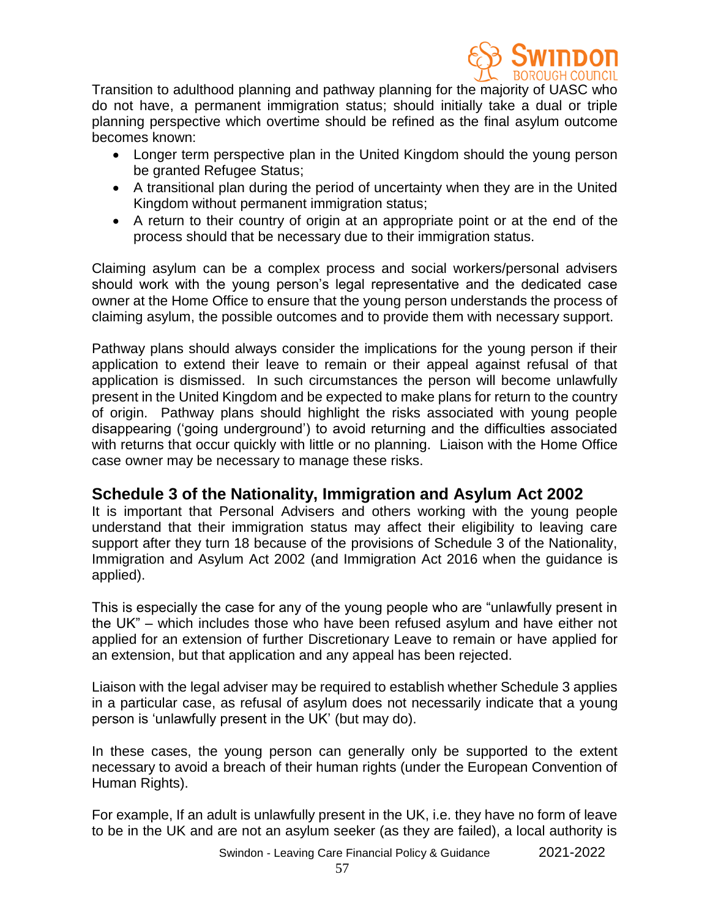Transition to adulthood planning and pathway planning for the majority of UASC who do not have, a permanent immigration status; should initially take a dual or triple planning perspective which overtime should be refined as the final asylum outcome becomes known:

- Longer term perspective plan in the United Kingdom should the young person be granted Refugee Status;
- A transitional plan during the period of uncertainty when they are in the United Kingdom without permanent immigration status;
- A return to their country of origin at an appropriate point or at the end of the process should that be necessary due to their immigration status.

Claiming asylum can be a complex process and social workers/personal advisers should work with the young person's legal representative and the dedicated case owner at the Home Office to ensure that the young person understands the process of claiming asylum, the possible outcomes and to provide them with necessary support.

Pathway plans should always consider the implications for the young person if their application to extend their leave to remain or their appeal against refusal of that application is dismissed. In such circumstances the person will become unlawfully present in the United Kingdom and be expected to make plans for return to the country of origin. Pathway plans should highlight the risks associated with young people disappearing ('going underground') to avoid returning and the difficulties associated with returns that occur quickly with little or no planning. Liaison with the Home Office case owner may be necessary to manage these risks.

## Schedule 3 of the Nationality, Immigration and Asylum Act 2002

It is important that Personal Advisers and others working with the young people understand that their immigration status may affect their eligibility to leaving care support after they turn 18 because of the provisions of Schedule 3 of the Nationality, Immigration and Asylum Act 2002 (and Immigration Act 2016 when the guidance is applied).

This is especially the case for any of the young people who are "unlawfully present in the UK" – which includes those who have been refused asylum and have either not applied for an extension of further Discretionary Leave to remain or have applied for an extension, but that application and any appeal has been rejected.

Liaison with the legal adviser may be required to establish whether Schedule 3 applies in a particular case, as refusal of asylum does not necessarily indicate that a young person is 'unlawfully present in the UK' (but may do).

In these cases, the young person can generally only be supported to the extent necessary to avoid a breach of their human rights (under the European Convention of Human Rights).

For example, If an adult is unlawfully present in the UK, i.e. they have no form of leave to be in the UK and are not an asylum seeker (as they are failed), a local authority is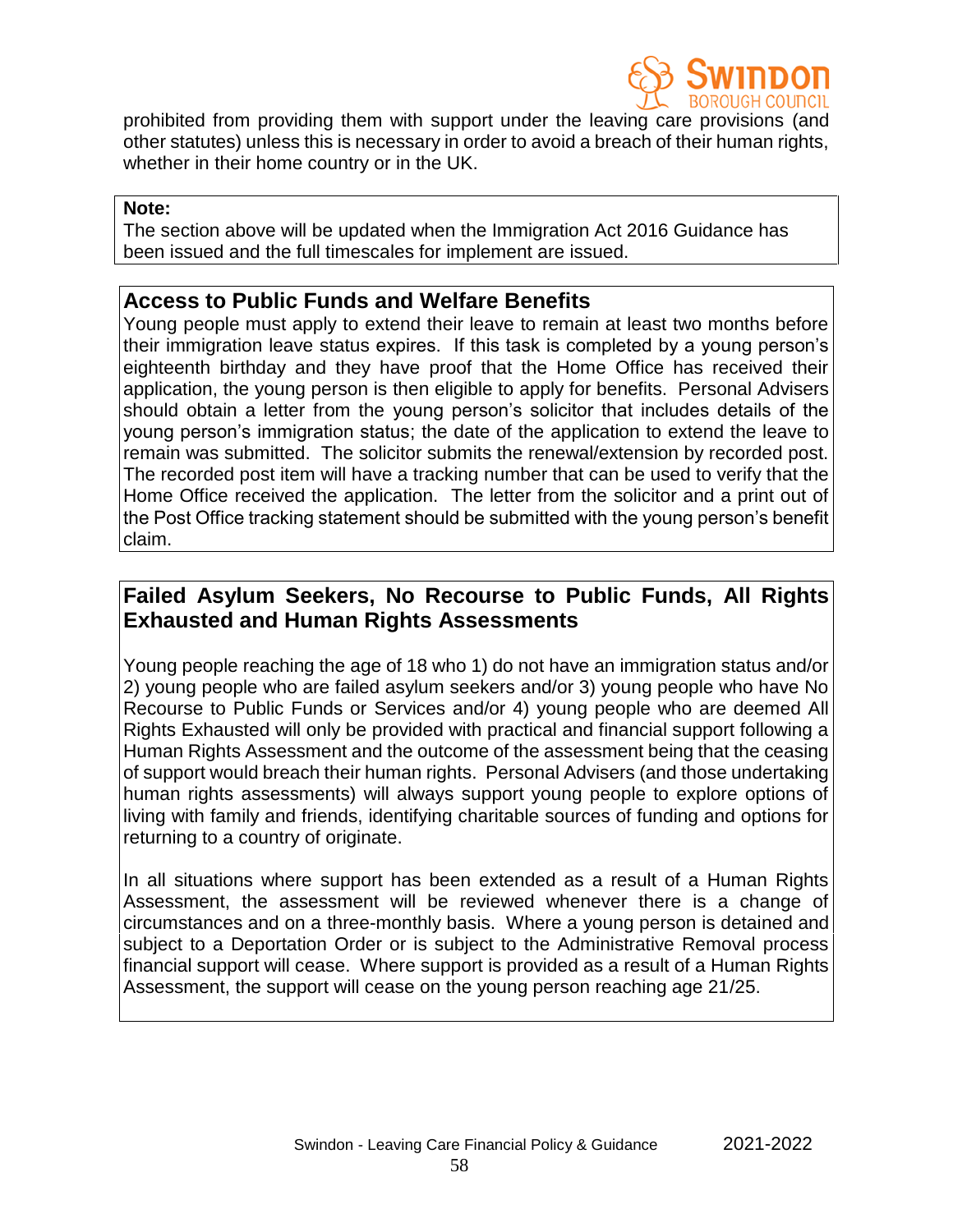prohibited from providing them with support under the leaving care provisions (and other statutes) unless this is necessary in order to avoid a breach of their human rights, whether in their home country or in the UK.

**Note:**
The section above will be updated when the Immigration Act 2016 Guidance has been issued and the full timescales for implement are issued.

## Access to Public Funds and Welfare Benefits

Young people must apply to extend their leave to remain at least two months before their immigration leave status expires. If this task is completed by a young person's eighteenth birthday and they have proof that the Home Office has received their application, the young person is then eligible to apply for benefits. Personal Advisers should obtain a letter from the young person's solicitor that includes details of the young person's immigration status; the date of the application to extend the leave to remain was submitted. The solicitor submits the renewal/extension by recorded post. The recorded post item will have a tracking number that can be used to verify that the Home Office received the application. The letter from the solicitor and a print out of the Post Office tracking statement should be submitted with the young person's benefit claim.

## Failed Asylum Seekers, No Recourse to Public Funds, All Rights Exhausted and Human Rights Assessments

Young people reaching the age of 18 who 1) do not have an immigration status and/or 2) young people who are failed asylum seekers and/or 3) young people who have No Recourse to Public Funds or Services and/or 4) young people who are deemed All Rights Exhausted will only be provided with practical and financial support following a Human Rights Assessment and the outcome of the assessment being that the ceasing of support would breach their human rights. Personal Advisers (and those undertaking human rights assessments) will always support young people to explore options of living with family and friends, identifying charitable sources of funding and options for returning to a country of originate.

In all situations where support has been extended as a result of a Human Rights Assessment, the assessment will be reviewed whenever there is a change of circumstances and on a three-monthly basis. Where a young person is detained and subject to a Deportation Order or is subject to the Administrative Removal process financial support will cease. Where support is provided as a result of a Human Rights Assessment, the support will cease on the young person reaching age 21/25.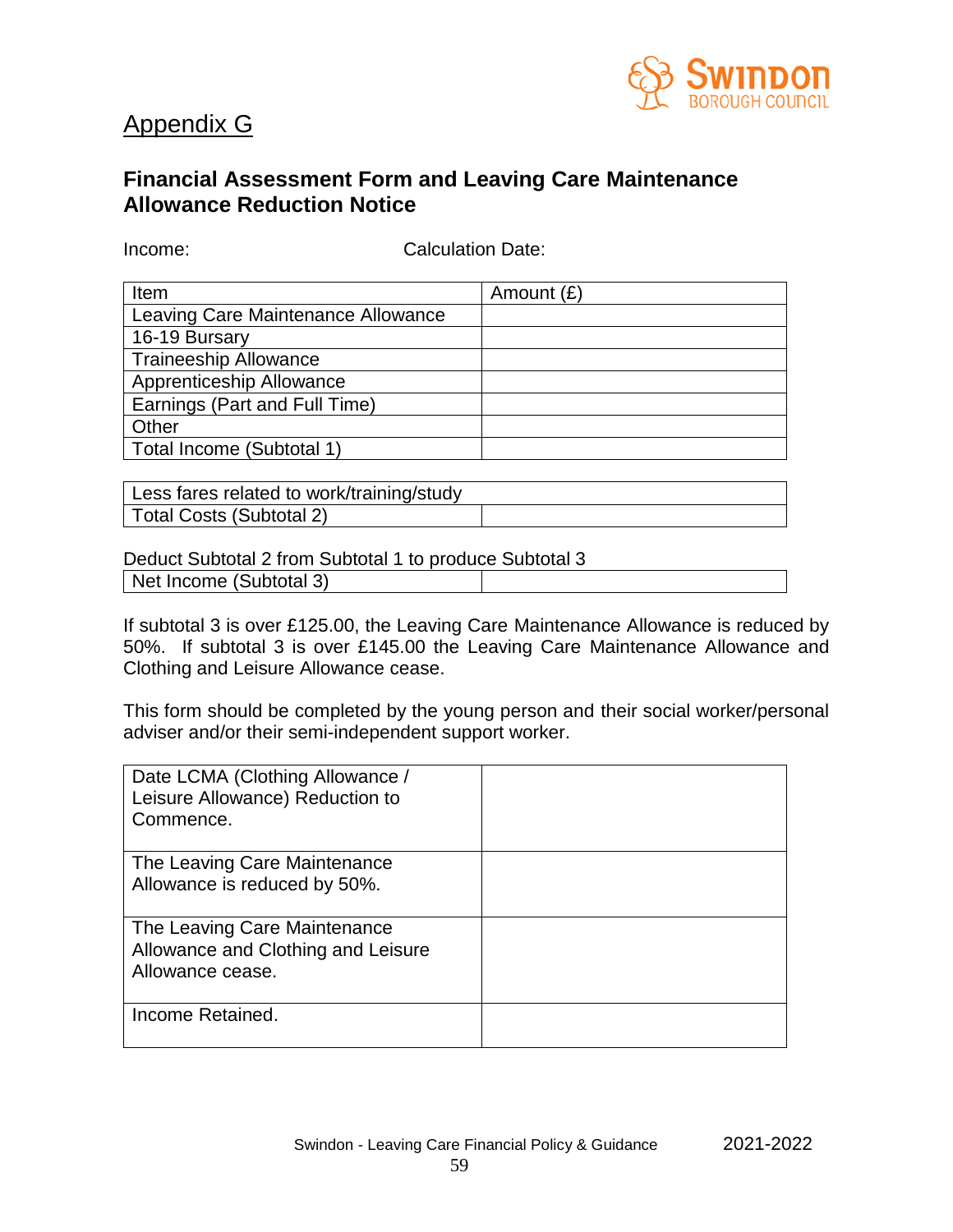## Appendix G

### Financial Assessment Form and Leaving Care Maintenance Allowance Reduction Notice

Income: Calculation Date:

| Item | Amount (£) |
|---|---|
| Leaving Care Maintenance Allowance | |
| 16-19 Bursary | |
| Traineeship Allowance | |
| Apprenticeship Allowance | |
| Earnings (Part and Full Time) | |
| Other | |
| Total Income (Subtotal 1) | |

| Less fares related to work/training/study | |
|---|---|
| Total Costs (Subtotal 2) | |

Deduct Subtotal 2 from Subtotal 1 to produce Subtotal 3

| Net Income (Subtotal 3) | |
|---|---|

If subtotal 3 is over £125.00, the Leaving Care Maintenance Allowance is reduced by 50%. If subtotal 3 is over £145.00 the Leaving Care Maintenance Allowance and Clothing and Leisure Allowance cease.

This form should be completed by the young person and their social worker/personal adviser and/or their semi-independent support worker.

| Date LCMA (Clothing Allowance / Leisure Allowance) Reduction to Commence. | |
|---|---|
| The Leaving Care Maintenance Allowance is reduced by 50%. | |
| The Leaving Care Maintenance Allowance and Clothing and Leisure Allowance cease. | |
| Income Retained. | |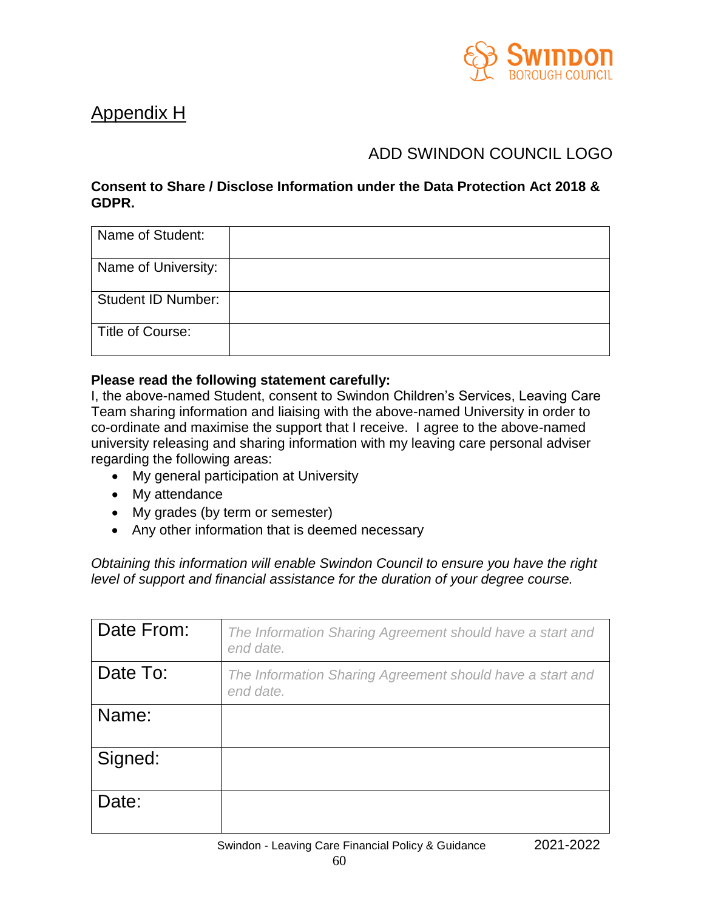# Appendix H

ADD SWINDON COUNCIL LOGO

**Consent to Share / Disclose Information under the Data Protection Act 2018 & GDPR.**

| Name of Student: | |
|---|---|
| Name of University: | |
| Student ID Number: | |
| Title of Course: | |

**Please read the following statement carefully:**

I, the above-named Student, consent to Swindon Children's Services, Leaving Care Team sharing information and liaising with the above-named University in order to co-ordinate and maximise the support that I receive. I agree to the above-named university releasing and sharing information with my leaving care personal adviser regarding the following areas:

- My general participation at University
- My attendance
- My grades (by term or semester)
- Any other information that is deemed necessary

*Obtaining this information will enable Swindon Council to ensure you have the right level of support and financial assistance for the duration of your degree course.*

| Date From: | *The Information Sharing Agreement should have a start and end date.* |
|---|---|
| Date To: | *The Information Sharing Agreement should have a start and end date.* |
| Name: | |
| Signed: | |
| Date: | |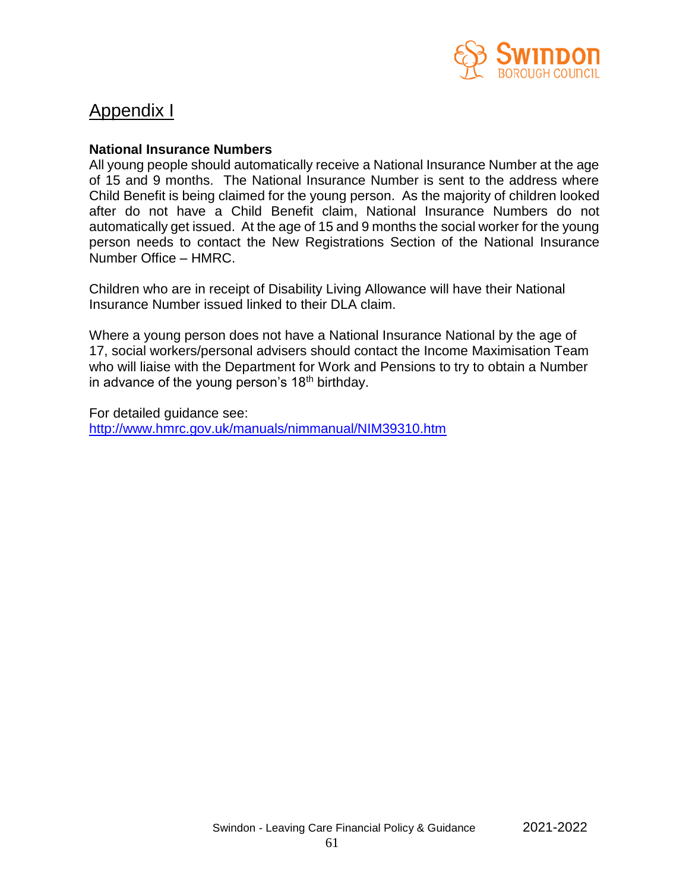# Appendix I

**National Insurance Numbers**

All young people should automatically receive a National Insurance Number at the age of 15 and 9 months. The National Insurance Number is sent to the address where Child Benefit is being claimed for the young person. As the majority of children looked after do not have a Child Benefit claim, National Insurance Numbers do not automatically get issued. At the age of 15 and 9 months the social worker for the young person needs to contact the New Registrations Section of the National Insurance Number Office – HMRC.

Children who are in receipt of Disability Living Allowance will have their National Insurance Number issued linked to their DLA claim.

Where a young person does not have a National Insurance National by the age of 17, social workers/personal advisers should contact the Income Maximisation Team who will liaise with the Department for Work and Pensions to try to obtain a Number in advance of the young person's 18th birthday.

For detailed guidance see:
http://www.hmrc.gov.uk/manuals/nimmanual/NIM39310.htm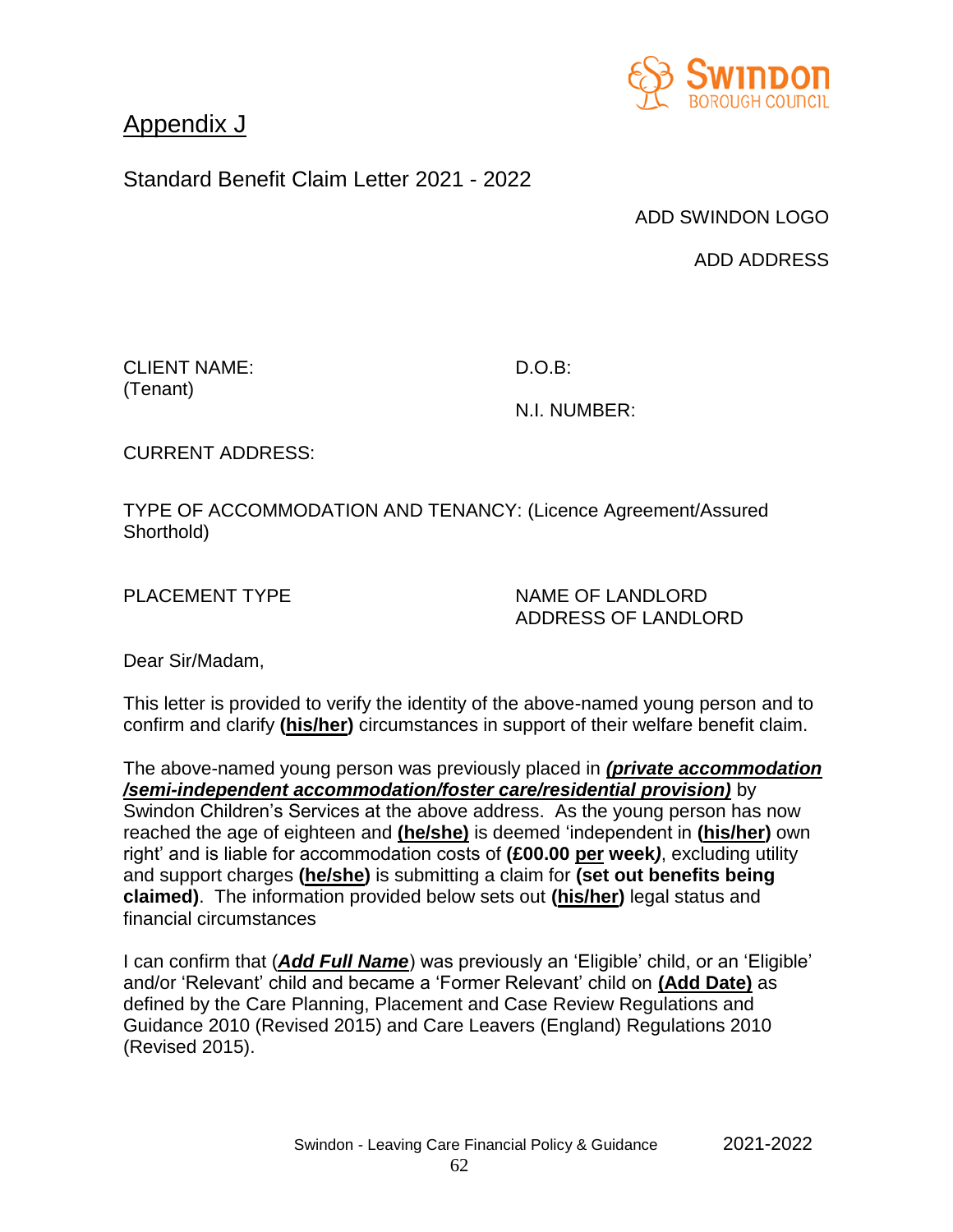# Appendix J

Standard Benefit Claim Letter 2021 - 2022

ADD SWINDON LOGO

ADD ADDRESS

CLIENT NAME:
(Tenant)

D.O.B:

N.I. NUMBER:

CURRENT ADDRESS:

TYPE OF ACCOMMODATION AND TENANCY: (Licence Agreement/Assured Shorthold)

PLACEMENT TYPE

NAME OF LANDLORD
ADDRESS OF LANDLORD

Dear Sir/Madam,

This letter is provided to verify the identity of the above-named young person and to confirm and clarify **(his/her)** circumstances in support of their welfare benefit claim.

The above-named young person was previously placed in ***(private accommodation /semi-independent accommodation/foster care/residential provision)*** by Swindon Children's Services at the above address. As the young person has now reached the age of eighteen and **(he/she)** is deemed 'independent in **(his/her)** own right' and is liable for accommodation costs of **(£00.00 per week*)***, excluding utility and support charges **(he/she)** is submitting a claim for **(set out benefits being claimed)**. The information provided below sets out **(his/her)** legal status and financial circumstances

I can confirm that (***Add Full Name***) was previously an 'Eligible' child, or an 'Eligible' and/or 'Relevant' child and became a 'Former Relevant' child on **(Add Date)** as defined by the Care Planning, Placement and Case Review Regulations and Guidance 2010 (Revised 2015) and Care Leavers (England) Regulations 2010 (Revised 2015).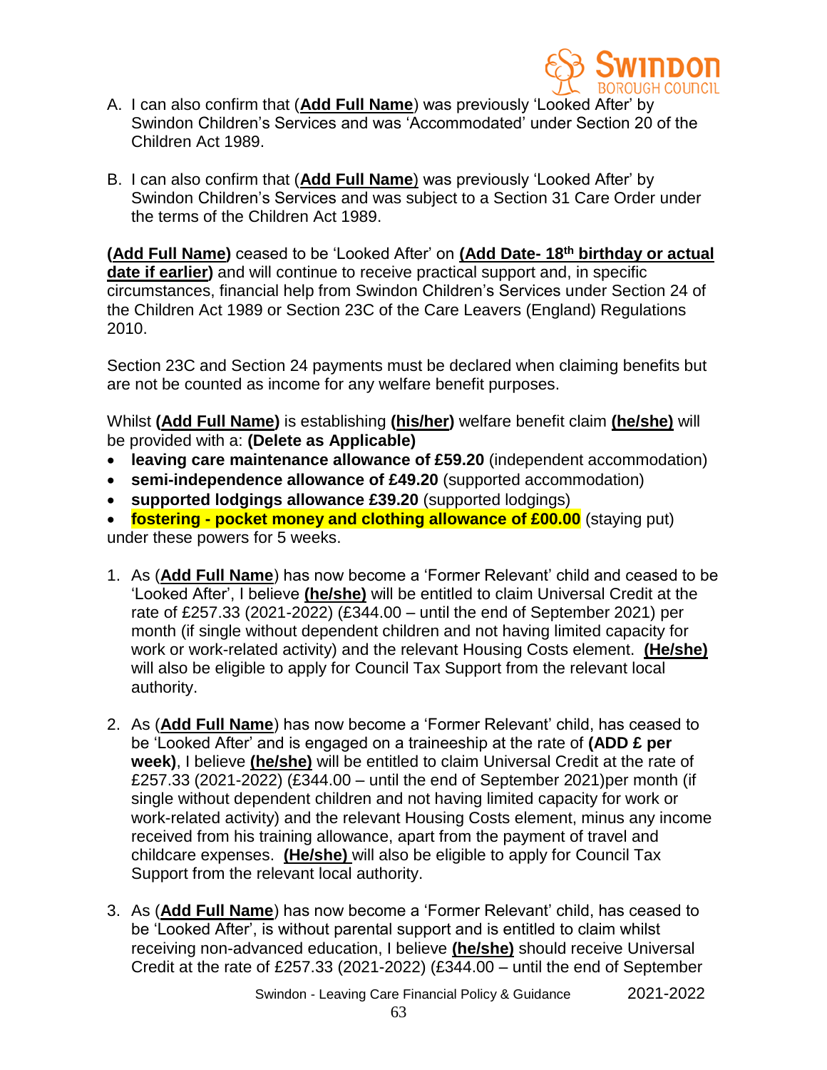A. I can also confirm that (**Add Full Name**) was previously 'Looked After' by Swindon Children's Services and was 'Accommodated' under Section 20 of the Children Act 1989.

B. I can also confirm that (**Add Full Name**) was previously 'Looked After' by Swindon Children's Services and was subject to a Section 31 Care Order under the terms of the Children Act 1989.

**(Add Full Name)** ceased to be 'Looked After' on **(Add Date- 18th birthday or actual date if earlier)** and will continue to receive practical support and, in specific circumstances, financial help from Swindon Children's Services under Section 24 of the Children Act 1989 or Section 23C of the Care Leavers (England) Regulations 2010.

Section 23C and Section 24 payments must be declared when claiming benefits but are not be counted as income for any welfare benefit purposes.

Whilst **(Add Full Name)** is establishing **(his/her)** welfare benefit claim **(he/she)** will be provided with a: **(Delete as Applicable)**

- **leaving care maintenance allowance of £59.20** (independent accommodation)
- **semi-independence allowance of £49.20** (supported accommodation)
- **supported lodgings allowance £39.20** (supported lodgings)
- **fostering - pocket money and clothing allowance of £00.00** (staying put)

under these powers for 5 weeks.

1. As (**Add Full Name**) has now become a 'Former Relevant' child and ceased to be 'Looked After', I believe **(he/she)** will be entitled to claim Universal Credit at the rate of £257.33 (2021-2022) (£344.00 – until the end of September 2021) per month (if single without dependent children and not having limited capacity for work or work-related activity) and the relevant Housing Costs element. **(He/she)** will also be eligible to apply for Council Tax Support from the relevant local authority.

2. As (**Add Full Name**) has now become a 'Former Relevant' child, has ceased to be 'Looked After' and is engaged on a traineeship at the rate of **(ADD £ per week)**, I believe **(he/she)** will be entitled to claim Universal Credit at the rate of £257.33 (2021-2022) (£344.00 – until the end of September 2021)per month (if single without dependent children and not having limited capacity for work or work-related activity) and the relevant Housing Costs element, minus any income received from his training allowance, apart from the payment of travel and childcare expenses. **(He/she)** will also be eligible to apply for Council Tax Support from the relevant local authority.

3. As (**Add Full Name**) has now become a 'Former Relevant' child, has ceased to be 'Looked After', is without parental support and is entitled to claim whilst receiving non-advanced education, I believe **(he/she)** should receive Universal Credit at the rate of £257.33 (2021-2022) (£344.00 – until the end of September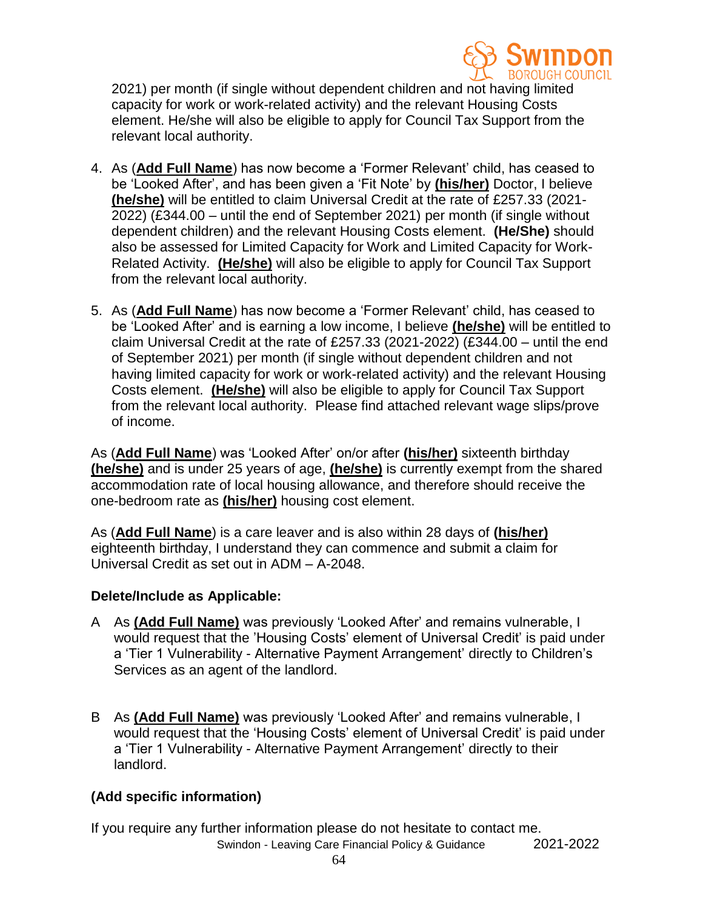2021) per month (if single without dependent children and not having limited capacity for work or work-related activity) and the relevant Housing Costs element. He/she will also be eligible to apply for Council Tax Support from the relevant local authority.

4. As (**Add Full Name**) has now become a 'Former Relevant' child, has ceased to be 'Looked After', and has been given a 'Fit Note' by **(his/her)** Doctor, I believe **(he/she)** will be entitled to claim Universal Credit at the rate of £257.33 (2021-2022) (£344.00 – until the end of September 2021) per month (if single without dependent children) and the relevant Housing Costs element. **(He/She)** should also be assessed for Limited Capacity for Work and Limited Capacity for Work-Related Activity. **(He/she)** will also be eligible to apply for Council Tax Support from the relevant local authority.

5. As (**Add Full Name**) has now become a 'Former Relevant' child, has ceased to be 'Looked After' and is earning a low income, I believe **(he/she)** will be entitled to claim Universal Credit at the rate of £257.33 (2021-2022) (£344.00 – until the end of September 2021) per month (if single without dependent children and not having limited capacity for work or work-related activity) and the relevant Housing Costs element. **(He/she)** will also be eligible to apply for Council Tax Support from the relevant local authority. Please find attached relevant wage slips/prove of income.

As (**Add Full Name**) was 'Looked After' on/or after **(his/her)** sixteenth birthday **(he/she)** and is under 25 years of age, **(he/she)** is currently exempt from the shared accommodation rate of local housing allowance, and therefore should receive the one-bedroom rate as **(his/her)** housing cost element.

As (**Add Full Name**) is a care leaver and is also within 28 days of **(his/her)** eighteenth birthday, I understand they can commence and submit a claim for Universal Credit as set out in ADM – A-2048.

**Delete/Include as Applicable:**

A As **(Add Full Name)** was previously 'Looked After' and remains vulnerable, I would request that the 'Housing Costs' element of Universal Credit' is paid under a 'Tier 1 Vulnerability - Alternative Payment Arrangement' directly to Children's Services as an agent of the landlord.

B As **(Add Full Name)** was previously 'Looked After' and remains vulnerable, I would request that the 'Housing Costs' element of Universal Credit' is paid under a 'Tier 1 Vulnerability - Alternative Payment Arrangement' directly to their landlord.

**(Add specific information)**

If you require any further information please do not hesitate to contact me.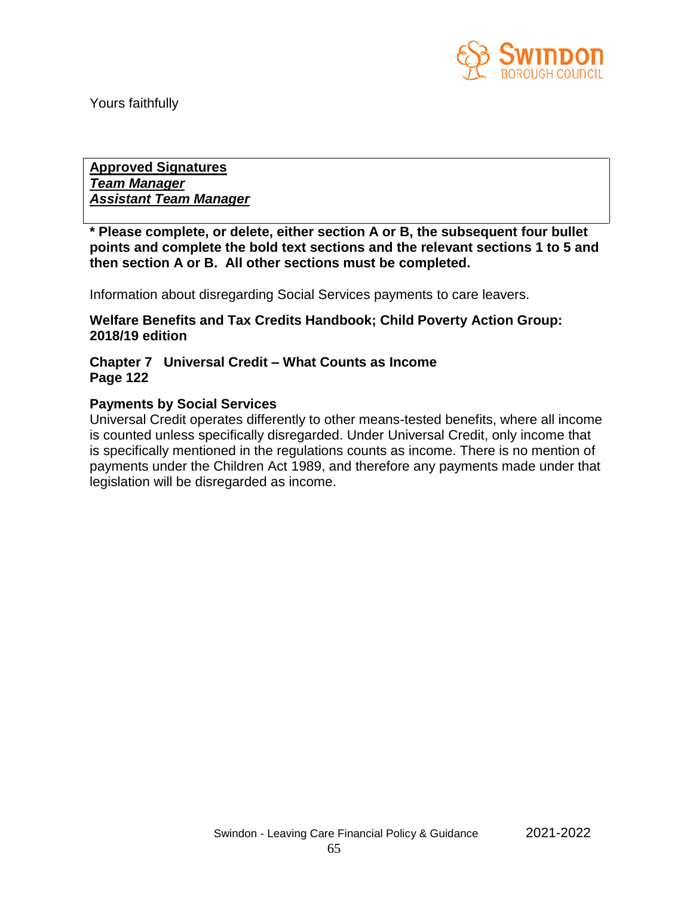Yours faithfully

**<u>Approved Signatures</u>**
***<u>Team Manager</u>***
***<u>Assistant Team Manager</u>***

**\* Please complete, or delete, either section A or B, the subsequent four bullet points and complete the bold text sections and the relevant sections 1 to 5 and then section A or B. All other sections must be completed.**

Information about disregarding Social Services payments to care leavers.

**Welfare Benefits and Tax Credits Handbook; Child Poverty Action Group: 2018/19 edition**

**Chapter 7 Universal Credit – What Counts as Income**
**Page 122**

**Payments by Social Services**
Universal Credit operates differently to other means-tested benefits, where all income is counted unless specifically disregarded. Under Universal Credit, only income that is specifically mentioned in the regulations counts as income. There is no mention of payments under the Children Act 1989, and therefore any payments made under that legislation will be disregarded as income.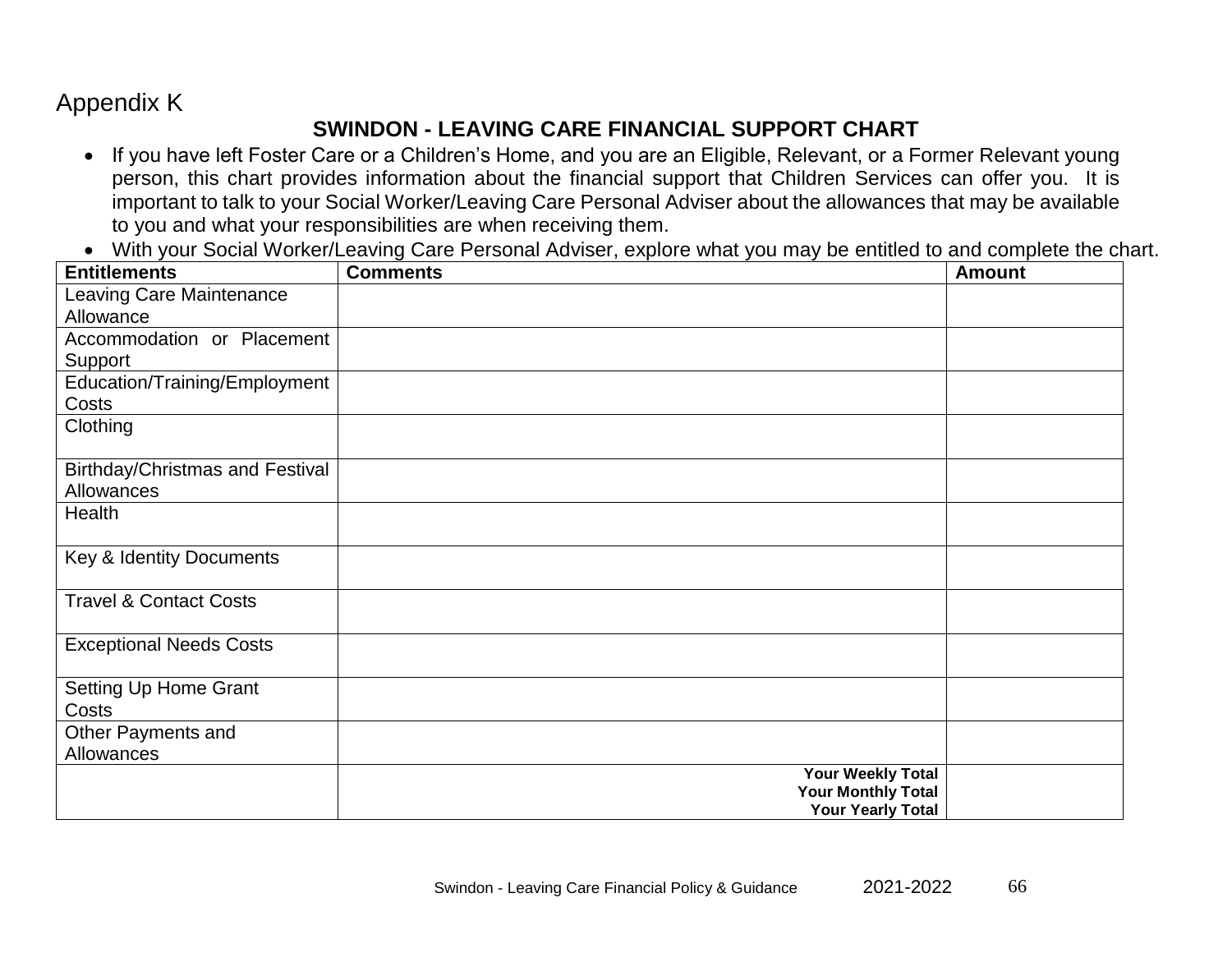Appendix K

## SWINDON - LEAVING CARE FINANCIAL SUPPORT CHART

- If you have left Foster Care or a Children's Home, and you are an Eligible, Relevant, or a Former Relevant young person, this chart provides information about the financial support that Children Services can offer you. It is important to talk to your Social Worker/Leaving Care Personal Adviser about the allowances that may be available to you and what your responsibilities are when receiving them.
- With your Social Worker/Leaving Care Personal Adviser, explore what you may be entitled to and complete the chart.

| **Entitlements** | **Comments** | **Amount** |
|---|---|---|
| Leaving Care Maintenance Allowance | | |
| Accommodation or Placement Support | | |
| Education/Training/Employment Costs | | |
| Clothing | | |
| Birthday/Christmas and Festival Allowances | | |
| Health | | |
| Key & Identity Documents | | |
| Travel & Contact Costs | | |
| Exceptional Needs Costs | | |
| Setting Up Home Grant Costs | | |
| Other Payments and Allowances | | |
| | **Your Weekly Total**<br>**Your Monthly Total**<br>**Your Yearly Total** | |